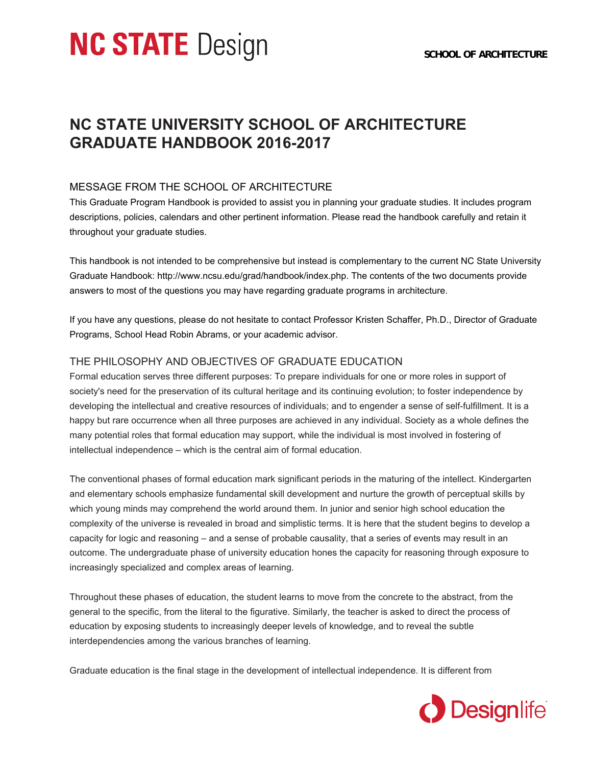# NC STATE UNIVERSITY SCHOOL OF ARCHITECTURE GRADUATE HANDBOOK 2016-2017

## MESSAGE FROM THE SCHOOL OF ARCHITECTURE

This Graduate Program Handbook is provided to assist you in planning your graduate studies. It includes program descriptions, policies, calendars and other pertinent information. Please read the handbook carefully and retain it throughout your graduate studies.

This handbook is not intended to be comprehensive but instead is complementary to the current NC State University Graduate Handbook: http://www.ncsu.edu/grad/handbook/index.php. The contents of the two documents provide answers to most of the questions you may have regarding graduate programs in architecture.

If you have any questions, please do not hesitate to contact Professor Kristen Schaffer, Ph.D., Director of Graduate Programs, School Head Robin Abrams, or your academic advisor.

## THE PHILOSOPHY AND OBJECTIVES OF GRADUATE EDUCATION

Formal education serves three different purposes: To prepare individuals for one or more roles in support of society's need for the preservation of its cultural heritage and its continuing evolution; to foster independence by developing the intellectual and creative resources of individuals; and to engender a sense of self-fulfillment. It is a happy but rare occurrence when all three purposes are achieved in any individual. Society as a whole defines the many potential roles that formal education may support, while the individual is most involved in fostering of intellectual independence – which is the central aim of formal education.

The conventional phases of formal education mark significant periods in the maturing of the intellect. Kindergarten and elementary schools emphasize fundamental skill development and nurture the growth of perceptual skills by which young minds may comprehend the world around them. In junior and senior high school education the complexity of the universe is revealed in broad and simplistic terms. It is here that the student begins to develop a capacity for logic and reasoning – and a sense of probable causality, that a series of events may result in an outcome. The undergraduate phase of university education hones the capacity for reasoning through exposure to increasingly specialized and complex areas of learning.

Throughout these phases of education, the student learns to move from the concrete to the abstract, from the general to the specific, from the literal to the figurative. Similarly, the teacher is asked to direct the process of education by exposing students to increasingly deeper levels of knowledge, and to reveal the subtle interdependencies among the various branches of learning.

Graduate education is the final stage in the development of intellectual independence. It is different from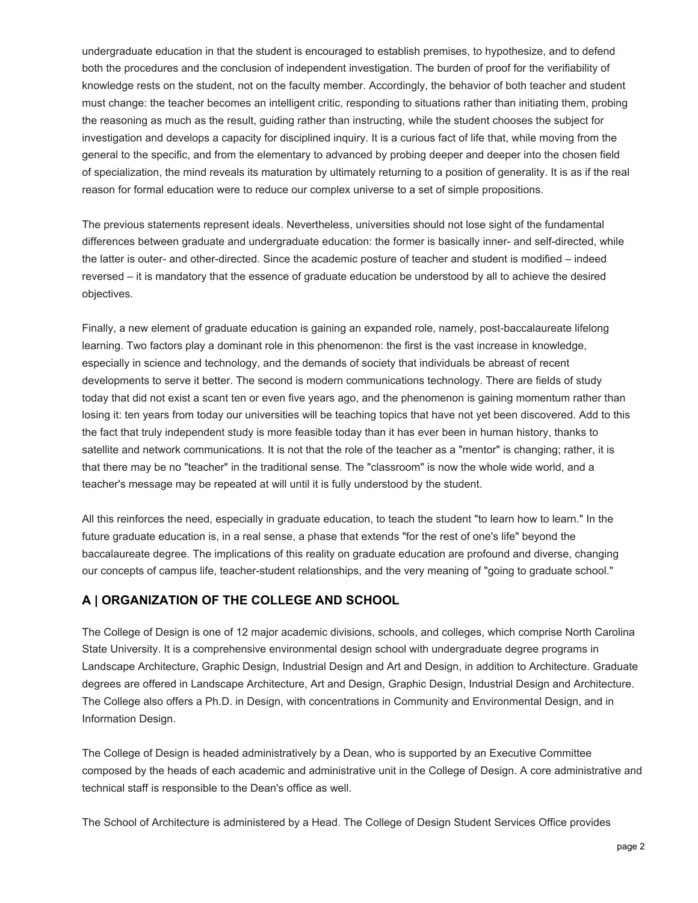undergraduate education in that the student is encouraged to establish premises, to hypothesize, and to defend both the procedures and the conclusion of independent investigation. The burden of proof for the verifiability of knowledge rests on the student, not on the faculty member. Accordingly, the behavior of both teacher and student must change: the teacher becomes an intelligent critic, responding to situations rather than initiating them, probing the reasoning as much as the result, guiding rather than instructing, while the student chooses the subject for investigation and develops a capacity for disciplined inquiry. It is a curious fact of life that, while moving from the general to the specific, and from the elementary to advanced by probing deeper and deeper into the chosen field of specialization, the mind reveals its maturation by ultimately returning to a position of generality. It is as if the real reason for formal education were to reduce our complex universe to a set of simple propositions.

The previous statements represent ideals. Nevertheless, universities should not lose sight of the fundamental differences between graduate and undergraduate education: the former is basically inner- and self-directed, while the latter is outer- and other-directed. Since the academic posture of teacher and student is modified – indeed reversed – it is mandatory that the essence of graduate education be understood by all to achieve the desired objectives.

Finally, a new element of graduate education is gaining an expanded role, namely, post-baccalaureate lifelong learning. Two factors play a dominant role in this phenomenon: the first is the vast increase in knowledge, especially in science and technology, and the demands of society that individuals be abreast of recent developments to serve it better. The second is modern communications technology. There are fields of study today that did not exist a scant ten or even five years ago, and the phenomenon is gaining momentum rather than losing it: ten years from today our universities will be teaching topics that have not yet been discovered. Add to this the fact that truly independent study is more feasible today than it has ever been in human history, thanks to satellite and network communications. It is not that the role of the teacher as a "mentor" is changing; rather, it is that there may be no "teacher" in the traditional sense. The "classroom" is now the whole wide world, and a teacher's message may be repeated at will until it is fully understood by the student.

All this reinforces the need, especially in graduate education, to teach the student "to learn how to learn." In the future graduate education is, in a real sense, a phase that extends "for the rest of one's life" beyond the baccalaureate degree. The implications of this reality on graduate education are profound and diverse, changing our concepts of campus life, teacher-student relationships, and the very meaning of "going to graduate school."

## A | ORGANIZATION OF THE COLLEGE AND SCHOOL

The College of Design is one of 12 major academic divisions, schools, and colleges, which comprise North Carolina State University. It is a comprehensive environmental design school with undergraduate degree programs in Landscape Architecture, Graphic Design, Industrial Design and Art and Design, in addition to Architecture. Graduate degrees are offered in Landscape Architecture, Art and Design, Graphic Design, Industrial Design and Architecture. The College also offers a Ph.D. in Design, with concentrations in Community and Environmental Design, and in Information Design.

The College of Design is headed administratively by a Dean, who is supported by an Executive Committee composed by the heads of each academic and administrative unit in the College of Design. A core administrative and technical staff is responsible to the Dean's office as well.

The School of Architecture is administered by a Head. The College of Design Student Services Office provides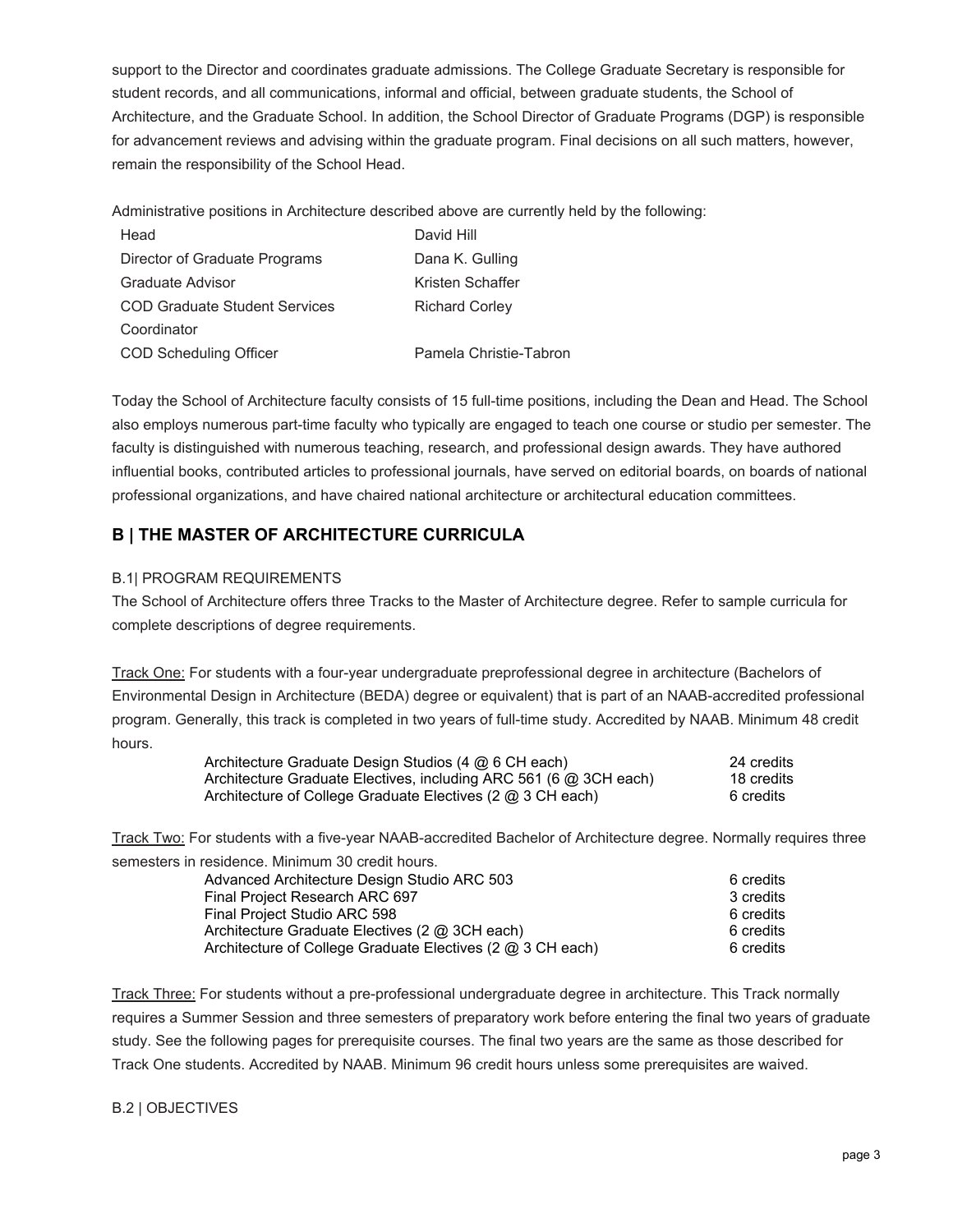support to the Director and coordinates graduate admissions. The College Graduate Secretary is responsible for student records, and all communications, informal and official, between graduate students, the School of Architecture, and the Graduate School. In addition, the School Director of Graduate Programs (DGP) is responsible for advancement reviews and advising within the graduate program. Final decisions on all such matters, however, remain the responsibility of the School Head.

Administrative positions in Architecture described above are currently held by the following:

| | |
|---|---|
| Head | David Hill |
| Director of Graduate Programs | Dana K. Gulling |
| Graduate Advisor | Kristen Schaffer |
| COD Graduate Student Services Coordinator | Richard Corley |
| COD Scheduling Officer | Pamela Christie-Tabron |

Today the School of Architecture faculty consists of 15 full-time positions, including the Dean and Head. The School also employs numerous part-time faculty who typically are engaged to teach one course or studio per semester. The faculty is distinguished with numerous teaching, research, and professional design awards. They have authored influential books, contributed articles to professional journals, have served on editorial boards, on boards of national professional organizations, and have chaired national architecture or architectural education committees.

## B | THE MASTER OF ARCHITECTURE CURRICULA

### B.1| PROGRAM REQUIREMENTS

The School of Architecture offers three Tracks to the Master of Architecture degree. Refer to sample curricula for complete descriptions of degree requirements.

Track One: For students with a four-year undergraduate preprofessional degree in architecture (Bachelors of Environmental Design in Architecture (BEDA) degree or equivalent) that is part of an NAAB-accredited professional program. Generally, this track is completed in two years of full-time study. Accredited by NAAB. Minimum 48 credit hours.

| | |
|---|---|
| Architecture Graduate Design Studios (4 @ 6 CH each) | 24 credits |
| Architecture Graduate Electives, including ARC 561 (6 @ 3CH each) | 18 credits |
| Architecture of College Graduate Electives (2 @ 3 CH each) | 6 credits |

Track Two: For students with a five-year NAAB-accredited Bachelor of Architecture degree. Normally requires three semesters in residence. Minimum 30 credit hours.

| | |
|---|---|
| Advanced Architecture Design Studio ARC 503 | 6 credits |
| Final Project Research ARC 697 | 3 credits |
| Final Project Studio ARC 598 | 6 credits |
| Architecture Graduate Electives (2 @ 3CH each) | 6 credits |
| Architecture of College Graduate Electives (2 @ 3 CH each) | 6 credits |

Track Three: For students without a pre-professional undergraduate degree in architecture. This Track normally requires a Summer Session and three semesters of preparatory work before entering the final two years of graduate study. See the following pages for prerequisite courses. The final two years are the same as those described for Track One students. Accredited by NAAB. Minimum 96 credit hours unless some prerequisites are waived.

### B.2 | OBJECTIVES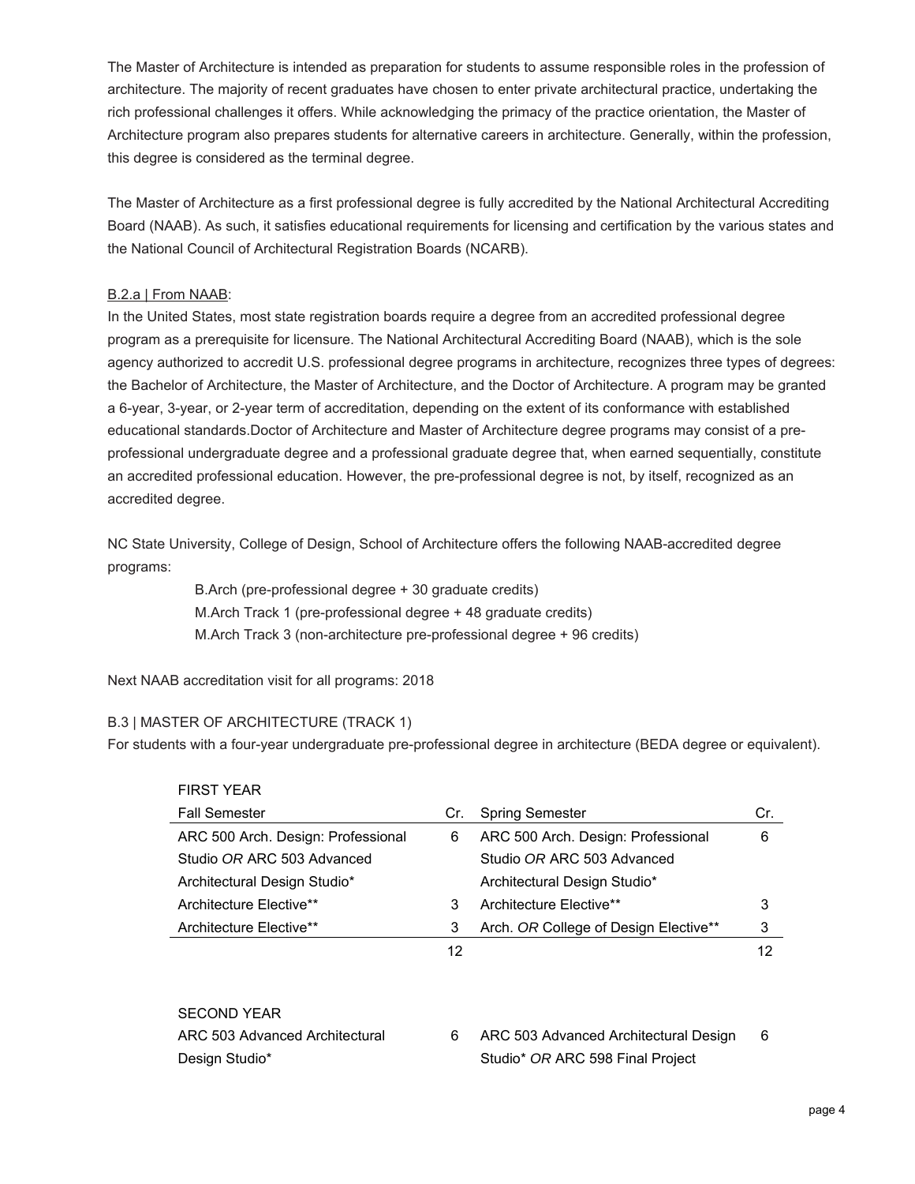The Master of Architecture is intended as preparation for students to assume responsible roles in the profession of architecture. The majority of recent graduates have chosen to enter private architectural practice, undertaking the rich professional challenges it offers. While acknowledging the primacy of the practice orientation, the Master of Architecture program also prepares students for alternative careers in architecture. Generally, within the profession, this degree is considered as the terminal degree.

The Master of Architecture as a first professional degree is fully accredited by the National Architectural Accrediting Board (NAAB). As such, it satisfies educational requirements for licensing and certification by the various states and the National Council of Architectural Registration Boards (NCARB).

B.2.a | From NAAB:

In the United States, most state registration boards require a degree from an accredited professional degree program as a prerequisite for licensure. The National Architectural Accrediting Board (NAAB), which is the sole agency authorized to accredit U.S. professional degree programs in architecture, recognizes three types of degrees: the Bachelor of Architecture, the Master of Architecture, and the Doctor of Architecture. A program may be granted a 6-year, 3-year, or 2-year term of accreditation, depending on the extent of its conformance with established educational standards.Doctor of Architecture and Master of Architecture degree programs may consist of a pre-professional undergraduate degree and a professional graduate degree that, when earned sequentially, constitute an accredited professional education. However, the pre-professional degree is not, by itself, recognized as an accredited degree.

NC State University, College of Design, School of Architecture offers the following NAAB-accredited degree programs:

B.Arch (pre-professional degree + 30 graduate credits)
M.Arch Track 1 (pre-professional degree + 48 graduate credits)
M.Arch Track 3 (non-architecture pre-professional degree + 96 credits)

Next NAAB accreditation visit for all programs: 2018

B.3 | MASTER OF ARCHITECTURE (TRACK 1)

For students with a four-year undergraduate pre-professional degree in architecture (BEDA degree or equivalent).

FIRST YEAR

| Fall Semester | Cr. | Spring Semester | Cr. |
|---|---|---|---|
| ARC 500 Arch. Design: Professional Studio *OR* ARC 503 Advanced Architectural Design Studio* | 6 | ARC 500 Arch. Design: Professional Studio *OR* ARC 503 Advanced Architectural Design Studio* | 6 |
| Architecture Elective** | 3 | Architecture Elective** | 3 |
| Architecture Elective** | 3 | Arch. *OR* College of Design Elective** | 3 |
| | 12 | | 12 |

SECOND YEAR

| | | | |
|---|---|---|---|
| ARC 503 Advanced Architectural Design Studio* | 6 | ARC 503 Advanced Architectural Design Studio* *OR* ARC 598 Final Project | 6 |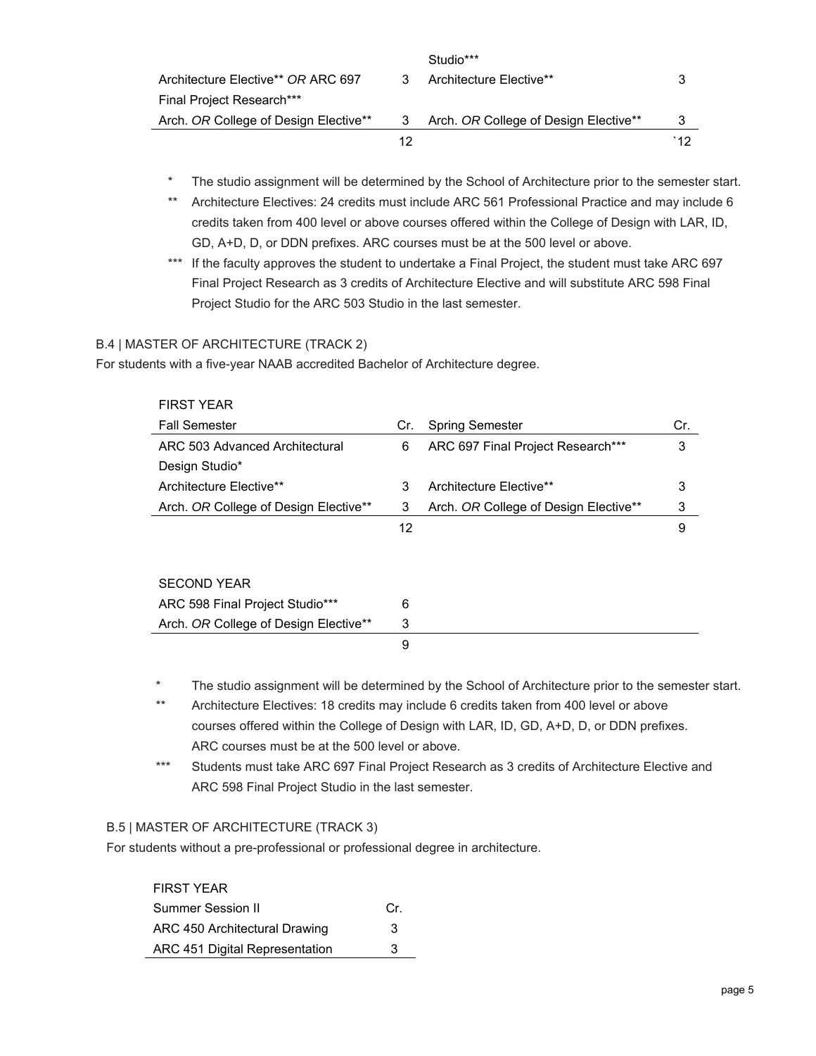| | | Studio*** | |
|---|---|---|---|
| Architecture Elective** *OR* ARC 697 Final Project Research*** | 3 | Architecture Elective** | 3 |
| Arch. *OR* College of Design Elective** | 3 | Arch. *OR* College of Design Elective** | 3 |
| | 12 | | `12 |

\* The studio assignment will be determined by the School of Architecture prior to the semester start.

\*\* Architecture Electives: 24 credits must include ARC 561 Professional Practice and may include 6 credits taken from 400 level or above courses offered within the College of Design with LAR, ID, GD, A+D, D, or DDN prefixes. ARC courses must be at the 500 level or above.

\*\*\* If the faculty approves the student to undertake a Final Project, the student must take ARC 697 Final Project Research as 3 credits of Architecture Elective and will substitute ARC 598 Final Project Studio for the ARC 503 Studio in the last semester.

## B.4 | MASTER OF ARCHITECTURE (TRACK 2)

For students with a five-year NAAB accredited Bachelor of Architecture degree.

FIRST YEAR

| Fall Semester | Cr. | Spring Semester | Cr. |
|---|---|---|---|
| ARC 503 Advanced Architectural Design Studio* | 6 | ARC 697 Final Project Research*** | 3 |
| Architecture Elective** | 3 | Architecture Elective** | 3 |
| Arch. *OR* College of Design Elective** | 3 | Arch. *OR* College of Design Elective** | 3 |
| | 12 | | 9 |

SECOND YEAR

| | |
|---|---|
| ARC 598 Final Project Studio*** | 6 |
| Arch. *OR* College of Design Elective** | 3 |
| | 9 |

\* The studio assignment will be determined by the School of Architecture prior to the semester start.

\*\* Architecture Electives: 18 credits may include 6 credits taken from 400 level or above courses offered within the College of Design with LAR, ID, GD, A+D, D, or DDN prefixes. ARC courses must be at the 500 level or above.

\*\*\* Students must take ARC 697 Final Project Research as 3 credits of Architecture Elective and ARC 598 Final Project Studio in the last semester.

## B.5 | MASTER OF ARCHITECTURE (TRACK 3)

For students without a pre-professional or professional degree in architecture.

FIRST YEAR

| Summer Session II | Cr. |
|---|---|
| ARC 450 Architectural Drawing | 3 |
| ARC 451 Digital Representation | 3 |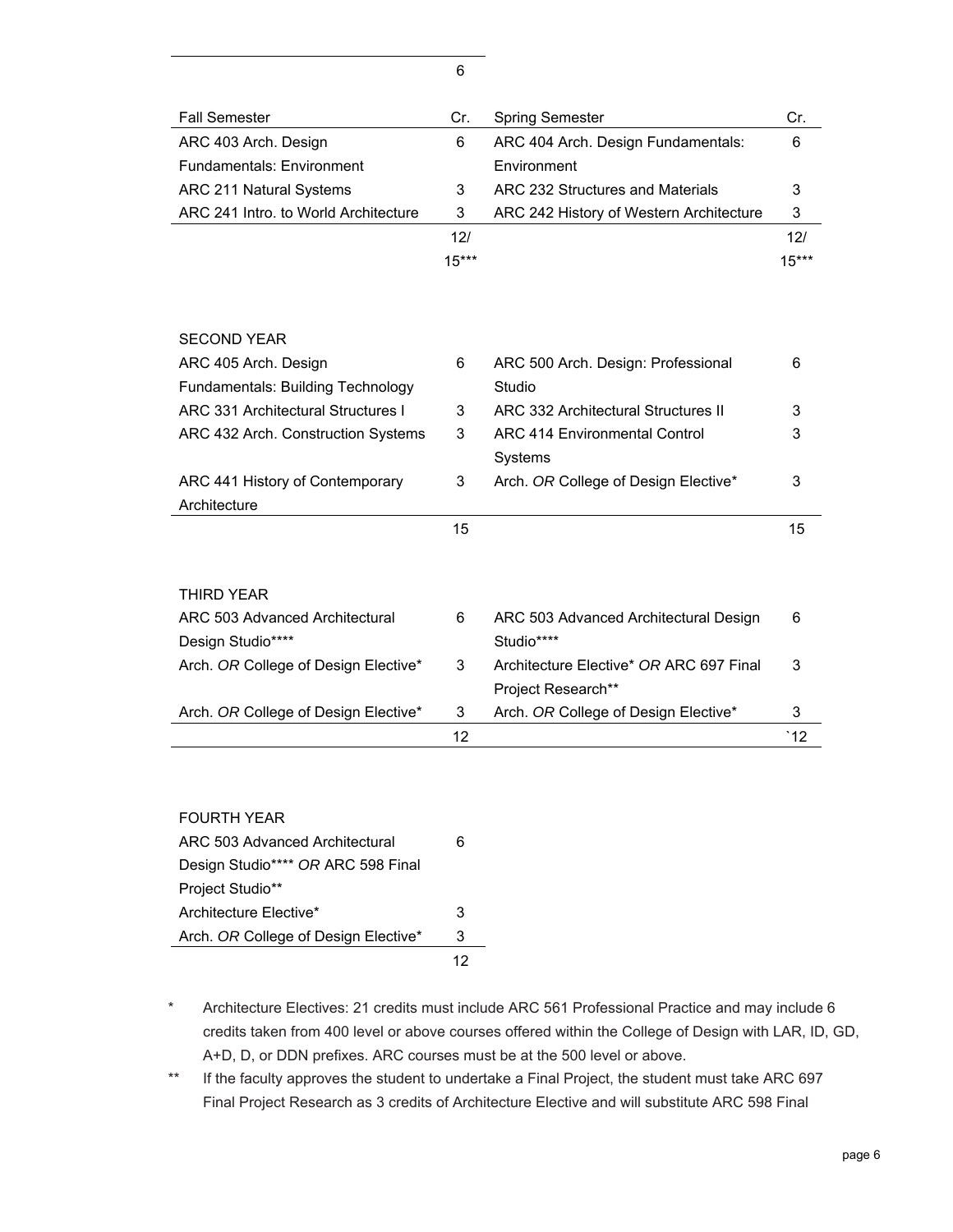| | 6 |
|---|---|

| Fall Semester | Cr. | Spring Semester | Cr. |
|---|---|---|---|
| ARC 403 Arch. Design Fundamentals: Environment | 6 | ARC 404 Arch. Design Fundamentals: Environment | 6 |
| ARC 211 Natural Systems | 3 | ARC 232 Structures and Materials | 3 |
| ARC 241 Intro. to World Architecture | 3 | ARC 242 History of Western Architecture | 3 |
| | 12/ 15*** | | 12/ 15*** |

| SECOND YEAR | | | |
|---|---|---|---|
| ARC 405 Arch. Design Fundamentals: Building Technology | 6 | ARC 500 Arch. Design: Professional Studio | 6 |
| ARC 331 Architectural Structures I | 3 | ARC 332 Architectural Structures II | 3 |
| ARC 432 Arch. Construction Systems | 3 | ARC 414 Environmental Control Systems | 3 |
| ARC 441 History of Contemporary Architecture | 3 | Arch. *OR* College of Design Elective* | 3 |
| | 15 | | 15 |

| THIRD YEAR | | | |
|---|---|---|---|
| ARC 503 Advanced Architectural Design Studio**** | 6 | ARC 503 Advanced Architectural Design Studio**** | 6 |
| Arch. *OR* College of Design Elective* | 3 | Architecture Elective* *OR* ARC 697 Final Project Research** | 3 |
| Arch. *OR* College of Design Elective* | 3 | Arch. *OR* College of Design Elective* | 3 |
| | 12 | | `12 |

| FOURTH YEAR | |
|---|---|
| ARC 503 Advanced Architectural Design Studio**** *OR* ARC 598 Final Project Studio** | 6 |
| Architecture Elective* | 3 |
| Arch. *OR* College of Design Elective* | 3 |
| | 12 |

\* Architecture Electives: 21 credits must include ARC 561 Professional Practice and may include 6 credits taken from 400 level or above courses offered within the College of Design with LAR, ID, GD, A+D, D, or DDN prefixes. ARC courses must be at the 500 level or above.

\*\* If the faculty approves the student to undertake a Final Project, the student must take ARC 697 Final Project Research as 3 credits of Architecture Elective and will substitute ARC 598 Final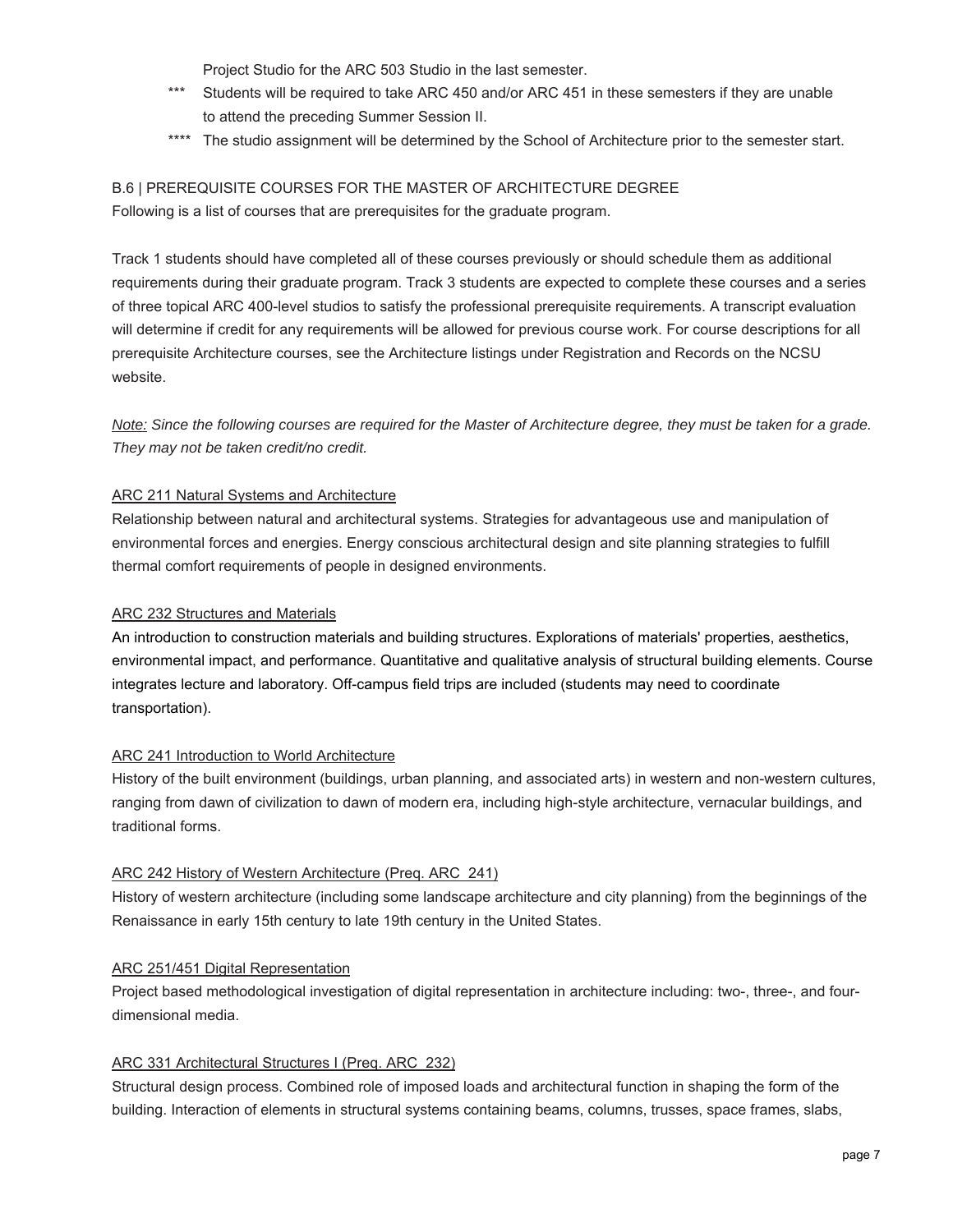Project Studio for the ARC 503 Studio in the last semester.

*** Students will be required to take ARC 450 and/or ARC 451 in these semesters if they are unable to attend the preceding Summer Session II.

**** The studio assignment will be determined by the School of Architecture prior to the semester start.

## B.6 | PREREQUISITE COURSES FOR THE MASTER OF ARCHITECTURE DEGREE

Following is a list of courses that are prerequisites for the graduate program.

Track 1 students should have completed all of these courses previously or should schedule them as additional requirements during their graduate program. Track 3 students are expected to complete these courses and a series of three topical ARC 400-level studios to satisfy the professional prerequisite requirements. A transcript evaluation will determine if credit for any requirements will be allowed for previous course work. For course descriptions for all prerequisite Architecture courses, see the Architecture listings under Registration and Records on the NCSU website.

*Note: Since the following courses are required for the Master of Architecture degree, they must be taken for a grade. They may not be taken credit/no credit.*

ARC 211 Natural Systems and Architecture

Relationship between natural and architectural systems. Strategies for advantageous use and manipulation of environmental forces and energies. Energy conscious architectural design and site planning strategies to fulfill thermal comfort requirements of people in designed environments.

ARC 232 Structures and Materials

An introduction to construction materials and building structures. Explorations of materials' properties, aesthetics, environmental impact, and performance. Quantitative and qualitative analysis of structural building elements. Course integrates lecture and laboratory. Off-campus field trips are included (students may need to coordinate transportation).

ARC 241 Introduction to World Architecture

History of the built environment (buildings, urban planning, and associated arts) in western and non-western cultures, ranging from dawn of civilization to dawn of modern era, including high-style architecture, vernacular buildings, and traditional forms.

ARC 242 History of Western Architecture (Preq. ARC 241)

History of western architecture (including some landscape architecture and city planning) from the beginnings of the Renaissance in early 15th century to late 19th century in the United States.

ARC 251/451 Digital Representation

Project based methodological investigation of digital representation in architecture including: two-, three-, and four-dimensional media.

ARC 331 Architectural Structures I (Preq. ARC 232)

Structural design process. Combined role of imposed loads and architectural function in shaping the form of the building. Interaction of elements in structural systems containing beams, columns, trusses, space frames, slabs,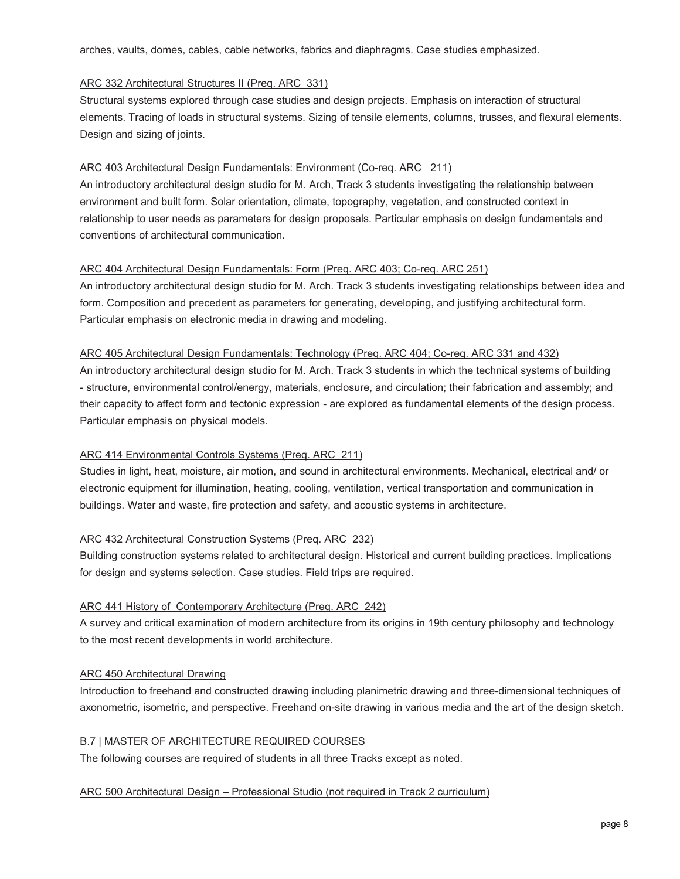arches, vaults, domes, cables, cable networks, fabrics and diaphragms. Case studies emphasized.

ARC 332 Architectural Structures II (Preq. ARC 331)

Structural systems explored through case studies and design projects. Emphasis on interaction of structural elements. Tracing of loads in structural systems. Sizing of tensile elements, columns, trusses, and flexural elements. Design and sizing of joints.

ARC 403 Architectural Design Fundamentals: Environment (Co-req. ARC 211)

An introductory architectural design studio for M. Arch, Track 3 students investigating the relationship between environment and built form. Solar orientation, climate, topography, vegetation, and constructed context in relationship to user needs as parameters for design proposals. Particular emphasis on design fundamentals and conventions of architectural communication.

ARC 404 Architectural Design Fundamentals: Form (Preq. ARC 403; Co-req. ARC 251)

An introductory architectural design studio for M. Arch. Track 3 students investigating relationships between idea and form. Composition and precedent as parameters for generating, developing, and justifying architectural form. Particular emphasis on electronic media in drawing and modeling.

ARC 405 Architectural Design Fundamentals: Technology (Preq. ARC 404; Co-req. ARC 331 and 432)

An introductory architectural design studio for M. Arch. Track 3 students in which the technical systems of building - structure, environmental control/energy, materials, enclosure, and circulation; their fabrication and assembly; and their capacity to affect form and tectonic expression - are explored as fundamental elements of the design process. Particular emphasis on physical models.

ARC 414 Environmental Controls Systems (Preq. ARC 211)

Studies in light, heat, moisture, air motion, and sound in architectural environments. Mechanical, electrical and/ or electronic equipment for illumination, heating, cooling, ventilation, vertical transportation and communication in buildings. Water and waste, fire protection and safety, and acoustic systems in architecture.

ARC 432 Architectural Construction Systems (Preq. ARC 232)

Building construction systems related to architectural design. Historical and current building practices. Implications for design and systems selection. Case studies. Field trips are required.

ARC 441 History of Contemporary Architecture (Preq. ARC 242)

A survey and critical examination of modern architecture from its origins in 19th century philosophy and technology to the most recent developments in world architecture.

ARC 450 Architectural Drawing

Introduction to freehand and constructed drawing including planimetric drawing and three-dimensional techniques of axonometric, isometric, and perspective. Freehand on-site drawing in various media and the art of the design sketch.

## B.7 | MASTER OF ARCHITECTURE REQUIRED COURSES

The following courses are required of students in all three Tracks except as noted.

ARC 500 Architectural Design – Professional Studio (not required in Track 2 curriculum)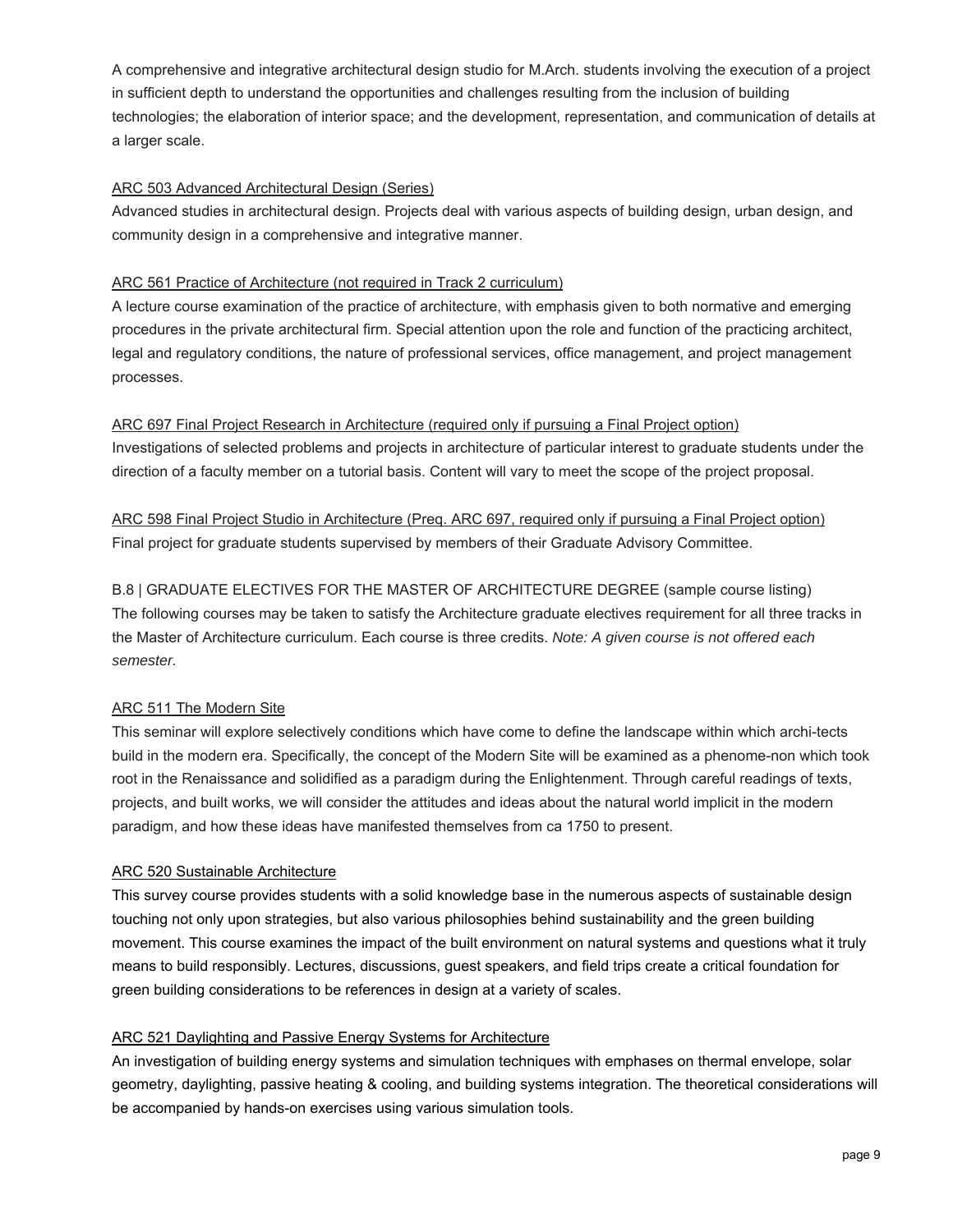A comprehensive and integrative architectural design studio for M.Arch. students involving the execution of a project in sufficient depth to understand the opportunities and challenges resulting from the inclusion of building technologies; the elaboration of interior space; and the development, representation, and communication of details at a larger scale.

ARC 503 Advanced Architectural Design (Series)

Advanced studies in architectural design. Projects deal with various aspects of building design, urban design, and community design in a comprehensive and integrative manner.

ARC 561 Practice of Architecture (not required in Track 2 curriculum)

A lecture course examination of the practice of architecture, with emphasis given to both normative and emerging procedures in the private architectural firm. Special attention upon the role and function of the practicing architect, legal and regulatory conditions, the nature of professional services, office management, and project management processes.

ARC 697 Final Project Research in Architecture (required only if pursuing a Final Project option)

Investigations of selected problems and projects in architecture of particular interest to graduate students under the direction of a faculty member on a tutorial basis. Content will vary to meet the scope of the project proposal.

ARC 598 Final Project Studio in Architecture (Preq. ARC 697, required only if pursuing a Final Project option)

Final project for graduate students supervised by members of their Graduate Advisory Committee.

B.8 | GRADUATE ELECTIVES FOR THE MASTER OF ARCHITECTURE DEGREE (sample course listing)

The following courses may be taken to satisfy the Architecture graduate electives requirement for all three tracks in the Master of Architecture curriculum. Each course is three credits. *Note: A given course is not offered each semester.*

ARC 511 The Modern Site

This seminar will explore selectively conditions which have come to define the landscape within which archi-tects build in the modern era. Specifically, the concept of the Modern Site will be examined as a phenome-non which took root in the Renaissance and solidified as a paradigm during the Enlightenment. Through careful readings of texts, projects, and built works, we will consider the attitudes and ideas about the natural world implicit in the modern paradigm, and how these ideas have manifested themselves from ca 1750 to present.

ARC 520 Sustainable Architecture

This survey course provides students with a solid knowledge base in the numerous aspects of sustainable design touching not only upon strategies, but also various philosophies behind sustainability and the green building movement. This course examines the impact of the built environment on natural systems and questions what it truly means to build responsibly. Lectures, discussions, guest speakers, and field trips create a critical foundation for green building considerations to be references in design at a variety of scales.

ARC 521 Daylighting and Passive Energy Systems for Architecture

An investigation of building energy systems and simulation techniques with emphases on thermal envelope, solar geometry, daylighting, passive heating & cooling, and building systems integration. The theoretical considerations will be accompanied by hands-on exercises using various simulation tools.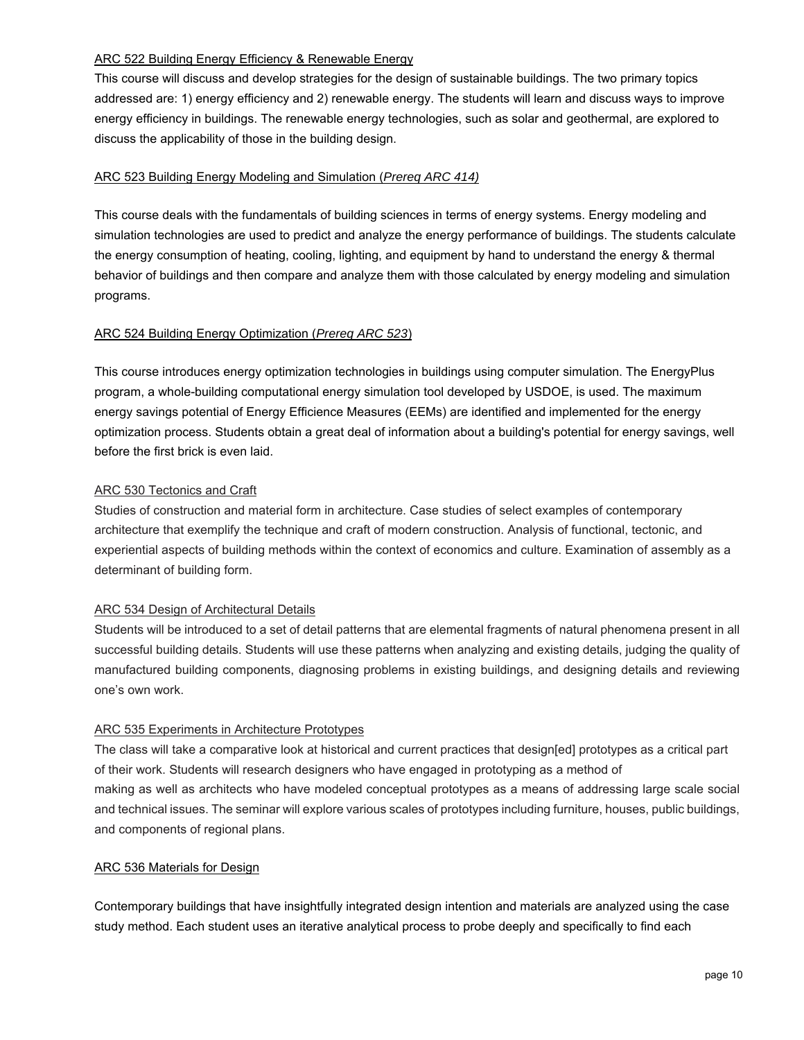ARC 522 Building Energy Efficiency & Renewable Energy

This course will discuss and develop strategies for the design of sustainable buildings. The two primary topics addressed are: 1) energy efficiency and 2) renewable energy. The students will learn and discuss ways to improve energy efficiency in buildings. The renewable energy technologies, such as solar and geothermal, are explored to discuss the applicability of those in the building design.

ARC 523 Building Energy Modeling and Simulation (*Prereq ARC 414)*

This course deals with the fundamentals of building sciences in terms of energy systems. Energy modeling and simulation technologies are used to predict and analyze the energy performance of buildings. The students calculate the energy consumption of heating, cooling, lighting, and equipment by hand to understand the energy & thermal behavior of buildings and then compare and analyze them with those calculated by energy modeling and simulation programs.

ARC 524 Building Energy Optimization (*Prereq ARC 523*)

This course introduces energy optimization technologies in buildings using computer simulation. The EnergyPlus program, a whole-building computational energy simulation tool developed by USDOE, is used. The maximum energy savings potential of Energy Efficience Measures (EEMs) are identified and implemented for the energy optimization process. Students obtain a great deal of information about a building's potential for energy savings, well before the first brick is even laid.

ARC 530 Tectonics and Craft

Studies of construction and material form in architecture. Case studies of select examples of contemporary architecture that exemplify the technique and craft of modern construction. Analysis of functional, tectonic, and experiential aspects of building methods within the context of economics and culture. Examination of assembly as a determinant of building form.

ARC 534 Design of Architectural Details

Students will be introduced to a set of detail patterns that are elemental fragments of natural phenomena present in all successful building details. Students will use these patterns when analyzing and existing details, judging the quality of manufactured building components, diagnosing problems in existing buildings, and designing details and reviewing one's own work.

ARC 535 Experiments in Architecture Prototypes

The class will take a comparative look at historical and current practices that design[ed] prototypes as a critical part of their work. Students will research designers who have engaged in prototyping as a method of making as well as architects who have modeled conceptual prototypes as a means of addressing large scale social and technical issues. The seminar will explore various scales of prototypes including furniture, houses, public buildings, and components of regional plans.

ARC 536 Materials for Design

Contemporary buildings that have insightfully integrated design intention and materials are analyzed using the case study method. Each student uses an iterative analytical process to probe deeply and specifically to find each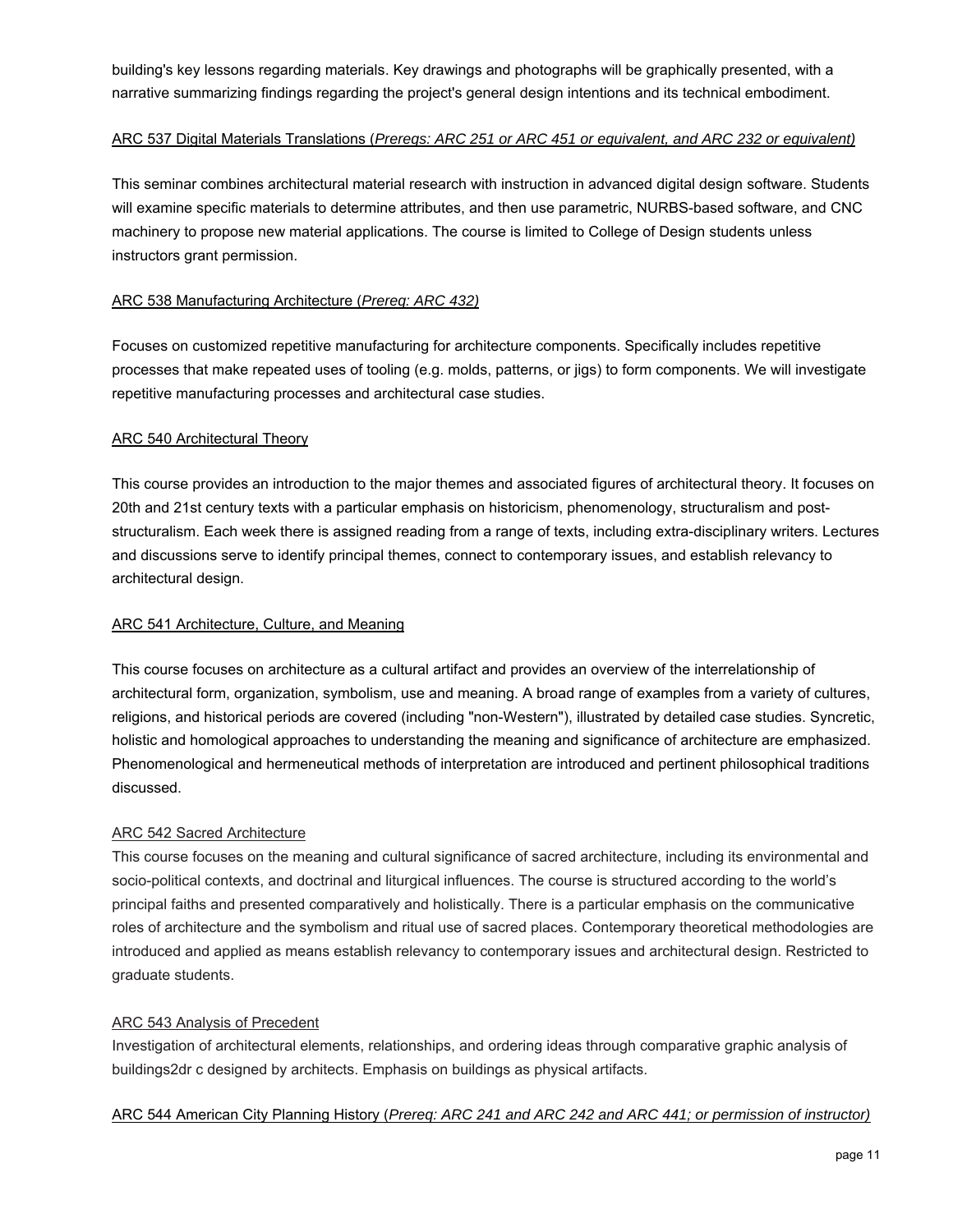building's key lessons regarding materials. Key drawings and photographs will be graphically presented, with a narrative summarizing findings regarding the project's general design intentions and its technical embodiment.

ARC 537 Digital Materials Translations (*Prereqs: ARC 251 or ARC 451 or equivalent, and ARC 232 or equivalent)*

This seminar combines architectural material research with instruction in advanced digital design software. Students will examine specific materials to determine attributes, and then use parametric, NURBS-based software, and CNC machinery to propose new material applications. The course is limited to College of Design students unless instructors grant permission.

ARC 538 Manufacturing Architecture (*Prereq: ARC 432)*

Focuses on customized repetitive manufacturing for architecture components. Specifically includes repetitive processes that make repeated uses of tooling (e.g. molds, patterns, or jigs) to form components. We will investigate repetitive manufacturing processes and architectural case studies.

ARC 540 Architectural Theory

This course provides an introduction to the major themes and associated figures of architectural theory. It focuses on 20th and 21st century texts with a particular emphasis on historicism, phenomenology, structuralism and post-structuralism. Each week there is assigned reading from a range of texts, including extra-disciplinary writers. Lectures and discussions serve to identify principal themes, connect to contemporary issues, and establish relevancy to architectural design.

ARC 541 Architecture, Culture, and Meaning

This course focuses on architecture as a cultural artifact and provides an overview of the interrelationship of architectural form, organization, symbolism, use and meaning. A broad range of examples from a variety of cultures, religions, and historical periods are covered (including "non-Western"), illustrated by detailed case studies. Syncretic, holistic and homological approaches to understanding the meaning and significance of architecture are emphasized. Phenomenological and hermeneutical methods of interpretation are introduced and pertinent philosophical traditions discussed.

ARC 542 Sacred Architecture

This course focuses on the meaning and cultural significance of sacred architecture, including its environmental and socio-political contexts, and doctrinal and liturgical influences. The course is structured according to the world's principal faiths and presented comparatively and holistically. There is a particular emphasis on the communicative roles of architecture and the symbolism and ritual use of sacred places. Contemporary theoretical methodologies are introduced and applied as means establish relevancy to contemporary issues and architectural design. Restricted to graduate students.

ARC 543 Analysis of Precedent

Investigation of architectural elements, relationships, and ordering ideas through comparative graphic analysis of buildings2dr c designed by architects. Emphasis on buildings as physical artifacts.

ARC 544 American City Planning History (*Prereq: ARC 241 and ARC 242 and ARC 441; or permission of instructor)*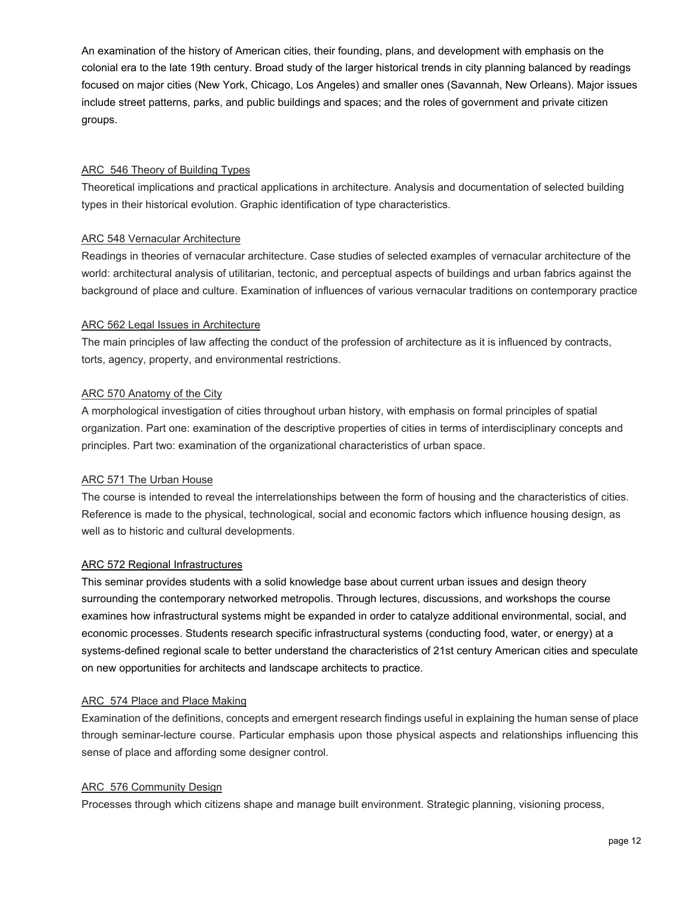An examination of the history of American cities, their founding, plans, and development with emphasis on the colonial era to the late 19th century. Broad study of the larger historical trends in city planning balanced by readings focused on major cities (New York, Chicago, Los Angeles) and smaller ones (Savannah, New Orleans). Major issues include street patterns, parks, and public buildings and spaces; and the roles of government and private citizen groups.

ARC 546 Theory of Building Types

Theoretical implications and practical applications in architecture. Analysis and documentation of selected building types in their historical evolution. Graphic identification of type characteristics.

ARC 548 Vernacular Architecture

Readings in theories of vernacular architecture. Case studies of selected examples of vernacular architecture of the world: architectural analysis of utilitarian, tectonic, and perceptual aspects of buildings and urban fabrics against the background of place and culture. Examination of influences of various vernacular traditions on contemporary practice

ARC 562 Legal Issues in Architecture

The main principles of law affecting the conduct of the profession of architecture as it is influenced by contracts, torts, agency, property, and environmental restrictions.

ARC 570 Anatomy of the City

A morphological investigation of cities throughout urban history, with emphasis on formal principles of spatial organization. Part one: examination of the descriptive properties of cities in terms of interdisciplinary concepts and principles. Part two: examination of the organizational characteristics of urban space.

ARC 571 The Urban House

The course is intended to reveal the interrelationships between the form of housing and the characteristics of cities. Reference is made to the physical, technological, social and economic factors which influence housing design, as well as to historic and cultural developments.

ARC 572 Regional Infrastructures

This seminar provides students with a solid knowledge base about current urban issues and design theory surrounding the contemporary networked metropolis. Through lectures, discussions, and workshops the course examines how infrastructural systems might be expanded in order to catalyze additional environmental, social, and economic processes. Students research specific infrastructural systems (conducting food, water, or energy) at a systems-defined regional scale to better understand the characteristics of 21st century American cities and speculate on new opportunities for architects and landscape architects to practice.

ARC 574 Place and Place Making

Examination of the definitions, concepts and emergent research findings useful in explaining the human sense of place through seminar-lecture course. Particular emphasis upon those physical aspects and relationships influencing this sense of place and affording some designer control.

ARC 576 Community Design

Processes through which citizens shape and manage built environment. Strategic planning, visioning process,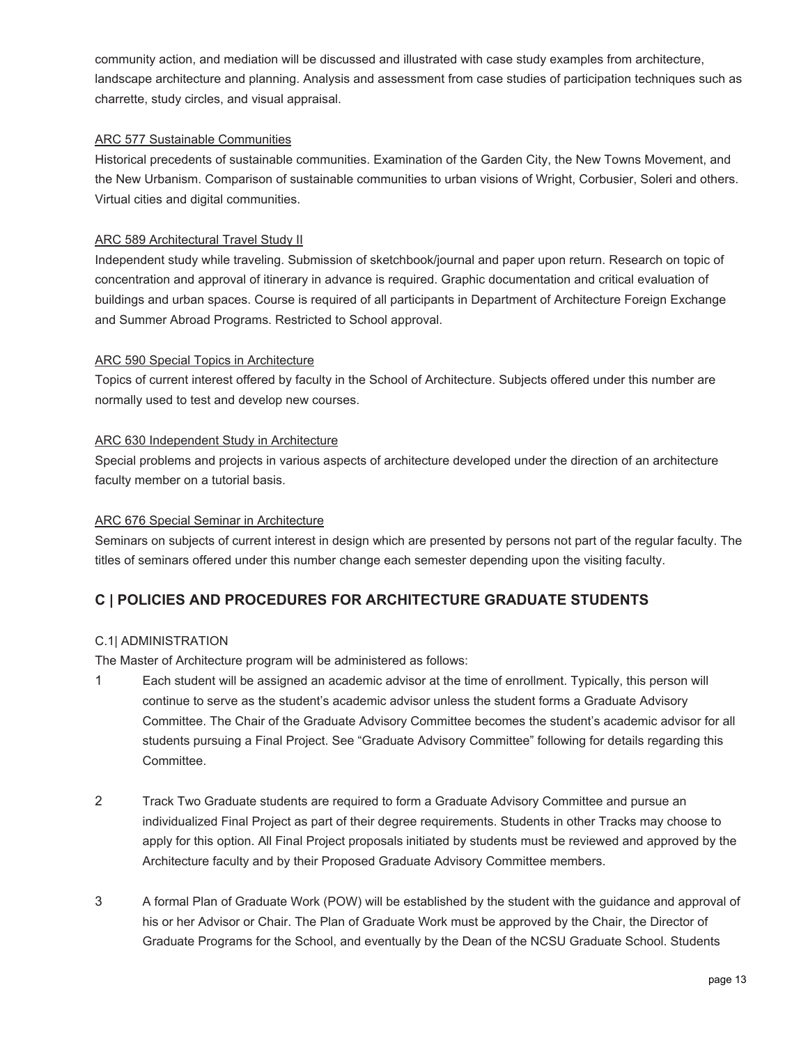community action, and mediation will be discussed and illustrated with case study examples from architecture, landscape architecture and planning. Analysis and assessment from case studies of participation techniques such as charrette, study circles, and visual appraisal.

ARC 577 Sustainable Communities

Historical precedents of sustainable communities. Examination of the Garden City, the New Towns Movement, and the New Urbanism. Comparison of sustainable communities to urban visions of Wright, Corbusier, Soleri and others. Virtual cities and digital communities.

ARC 589 Architectural Travel Study II

Independent study while traveling. Submission of sketchbook/journal and paper upon return. Research on topic of concentration and approval of itinerary in advance is required. Graphic documentation and critical evaluation of buildings and urban spaces. Course is required of all participants in Department of Architecture Foreign Exchange and Summer Abroad Programs. Restricted to School approval.

ARC 590 Special Topics in Architecture

Topics of current interest offered by faculty in the School of Architecture. Subjects offered under this number are normally used to test and develop new courses.

ARC 630 Independent Study in Architecture

Special problems and projects in various aspects of architecture developed under the direction of an architecture faculty member on a tutorial basis.

ARC 676 Special Seminar in Architecture

Seminars on subjects of current interest in design which are presented by persons not part of the regular faculty. The titles of seminars offered under this number change each semester depending upon the visiting faculty.

## C | POLICIES AND PROCEDURES FOR ARCHITECTURE GRADUATE STUDENTS

### C.1| ADMINISTRATION

The Master of Architecture program will be administered as follows:

1. Each student will be assigned an academic advisor at the time of enrollment. Typically, this person will continue to serve as the student's academic advisor unless the student forms a Graduate Advisory Committee. The Chair of the Graduate Advisory Committee becomes the student's academic advisor for all students pursuing a Final Project. See "Graduate Advisory Committee" following for details regarding this Committee.

2. Track Two Graduate students are required to form a Graduate Advisory Committee and pursue an individualized Final Project as part of their degree requirements. Students in other Tracks may choose to apply for this option. All Final Project proposals initiated by students must be reviewed and approved by the Architecture faculty and by their Proposed Graduate Advisory Committee members.

3. A formal Plan of Graduate Work (POW) will be established by the student with the guidance and approval of his or her Advisor or Chair. The Plan of Graduate Work must be approved by the Chair, the Director of Graduate Programs for the School, and eventually by the Dean of the NCSU Graduate School. Students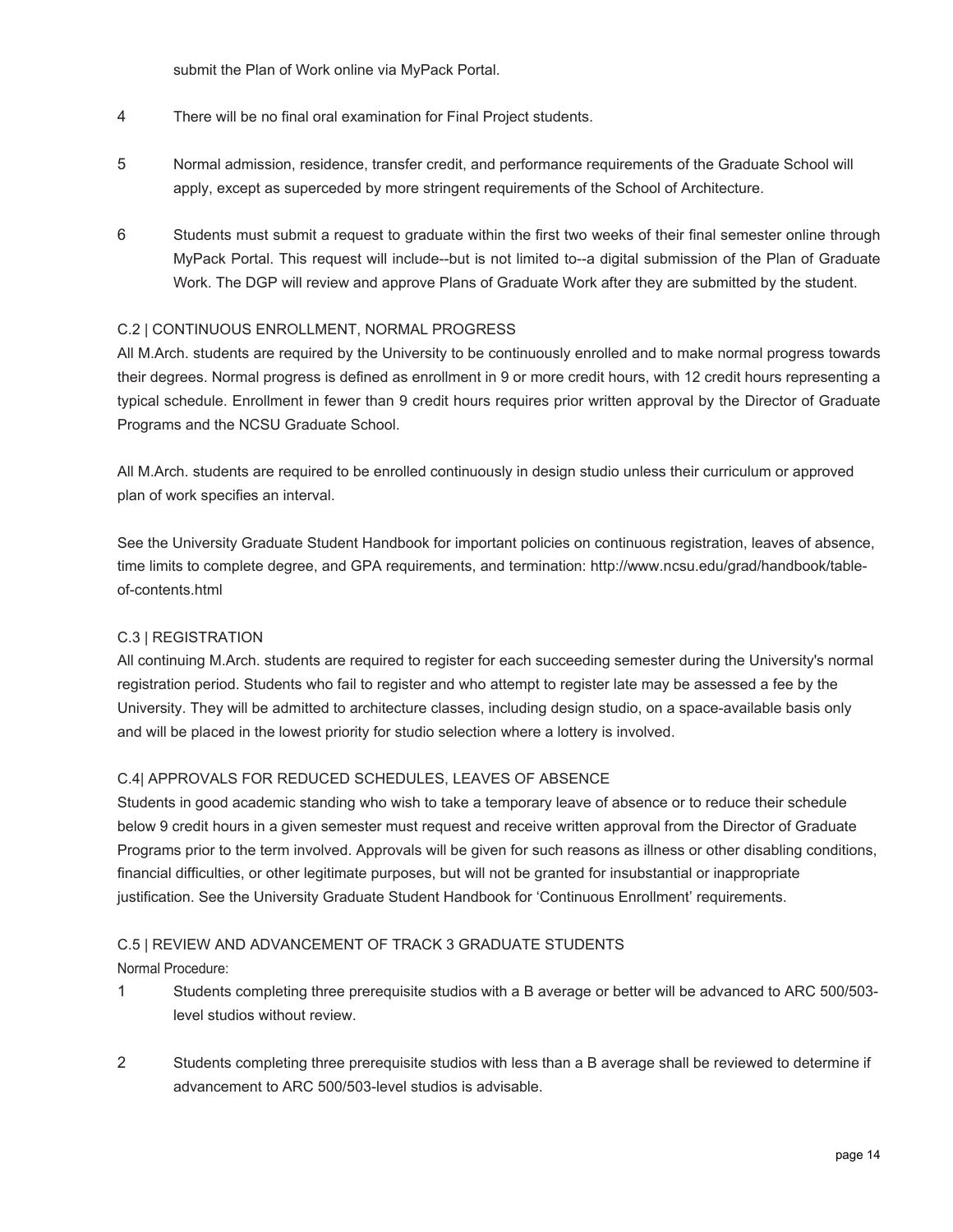submit the Plan of Work online via MyPack Portal.

4 There will be no final oral examination for Final Project students.

5 Normal admission, residence, transfer credit, and performance requirements of the Graduate School will apply, except as superceded by more stringent requirements of the School of Architecture.

6 Students must submit a request to graduate within the first two weeks of their final semester online through MyPack Portal. This request will include--but is not limited to--a digital submission of the Plan of Graduate Work. The DGP will review and approve Plans of Graduate Work after they are submitted by the student.

### C.2 | CONTINUOUS ENROLLMENT, NORMAL PROGRESS

All M.Arch. students are required by the University to be continuously enrolled and to make normal progress towards their degrees. Normal progress is defined as enrollment in 9 or more credit hours, with 12 credit hours representing a typical schedule. Enrollment in fewer than 9 credit hours requires prior written approval by the Director of Graduate Programs and the NCSU Graduate School.

All M.Arch. students are required to be enrolled continuously in design studio unless their curriculum or approved plan of work specifies an interval.

See the University Graduate Student Handbook for important policies on continuous registration, leaves of absence, time limits to complete degree, and GPA requirements, and termination: http://www.ncsu.edu/grad/handbook/table-of-contents.html

### C.3 | REGISTRATION

All continuing M.Arch. students are required to register for each succeeding semester during the University's normal registration period. Students who fail to register and who attempt to register late may be assessed a fee by the University. They will be admitted to architecture classes, including design studio, on a space-available basis only and will be placed in the lowest priority for studio selection where a lottery is involved.

### C.4| APPROVALS FOR REDUCED SCHEDULES, LEAVES OF ABSENCE

Students in good academic standing who wish to take a temporary leave of absence or to reduce their schedule below 9 credit hours in a given semester must request and receive written approval from the Director of Graduate Programs prior to the term involved. Approvals will be given for such reasons as illness or other disabling conditions, financial difficulties, or other legitimate purposes, but will not be granted for insubstantial or inappropriate justification. See the University Graduate Student Handbook for 'Continuous Enrollment' requirements.

### C.5 | REVIEW AND ADVANCEMENT OF TRACK 3 GRADUATE STUDENTS

Normal Procedure:

1 Students completing three prerequisite studios with a B average or better will be advanced to ARC 500/503-level studios without review.

2 Students completing three prerequisite studios with less than a B average shall be reviewed to determine if advancement to ARC 500/503-level studios is advisable.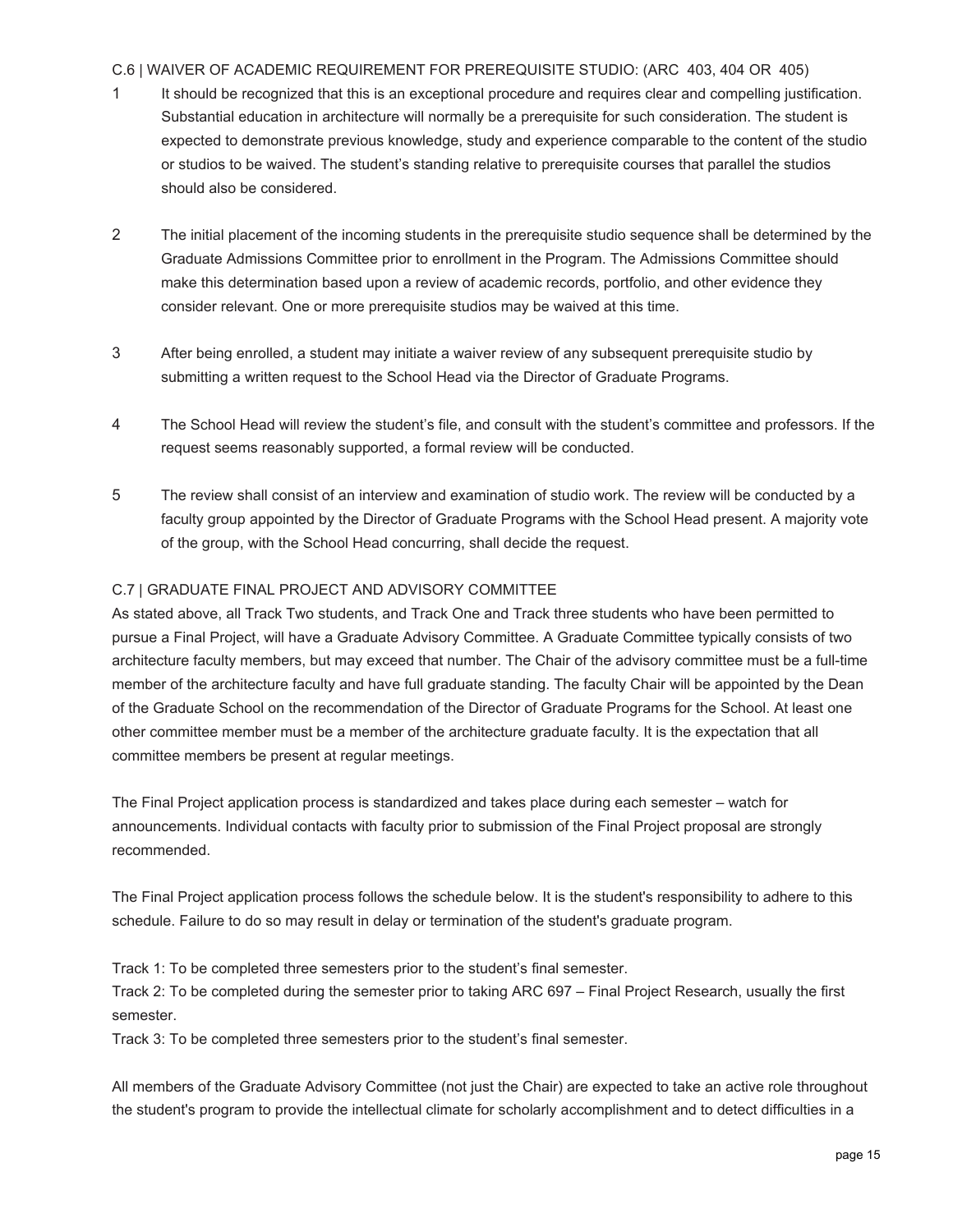### C.6 | WAIVER OF ACADEMIC REQUIREMENT FOR PREREQUISITE STUDIO: (ARC 403, 404 OR 405)

1. It should be recognized that this is an exceptional procedure and requires clear and compelling justification. Substantial education in architecture will normally be a prerequisite for such consideration. The student is expected to demonstrate previous knowledge, study and experience comparable to the content of the studio or studios to be waived. The student's standing relative to prerequisite courses that parallel the studios should also be considered.

2. The initial placement of the incoming students in the prerequisite studio sequence shall be determined by the Graduate Admissions Committee prior to enrollment in the Program. The Admissions Committee should make this determination based upon a review of academic records, portfolio, and other evidence they consider relevant. One or more prerequisite studios may be waived at this time.

3. After being enrolled, a student may initiate a waiver review of any subsequent prerequisite studio by submitting a written request to the School Head via the Director of Graduate Programs.

4. The School Head will review the student's file, and consult with the student's committee and professors. If the request seems reasonably supported, a formal review will be conducted.

5. The review shall consist of an interview and examination of studio work. The review will be conducted by a faculty group appointed by the Director of Graduate Programs with the School Head present. A majority vote of the group, with the School Head concurring, shall decide the request.

### C.7 | GRADUATE FINAL PROJECT AND ADVISORY COMMITTEE

As stated above, all Track Two students, and Track One and Track three students who have been permitted to pursue a Final Project, will have a Graduate Advisory Committee. A Graduate Committee typically consists of two architecture faculty members, but may exceed that number. The Chair of the advisory committee must be a full-time member of the architecture faculty and have full graduate standing. The faculty Chair will be appointed by the Dean of the Graduate School on the recommendation of the Director of Graduate Programs for the School. At least one other committee member must be a member of the architecture graduate faculty. It is the expectation that all committee members be present at regular meetings.

The Final Project application process is standardized and takes place during each semester – watch for announcements. Individual contacts with faculty prior to submission of the Final Project proposal are strongly recommended.

The Final Project application process follows the schedule below. It is the student's responsibility to adhere to this schedule. Failure to do so may result in delay or termination of the student's graduate program.

Track 1: To be completed three semesters prior to the student's final semester.
Track 2: To be completed during the semester prior to taking ARC 697 – Final Project Research, usually the first semester.
Track 3: To be completed three semesters prior to the student's final semester.

All members of the Graduate Advisory Committee (not just the Chair) are expected to take an active role throughout the student's program to provide the intellectual climate for scholarly accomplishment and to detect difficulties in a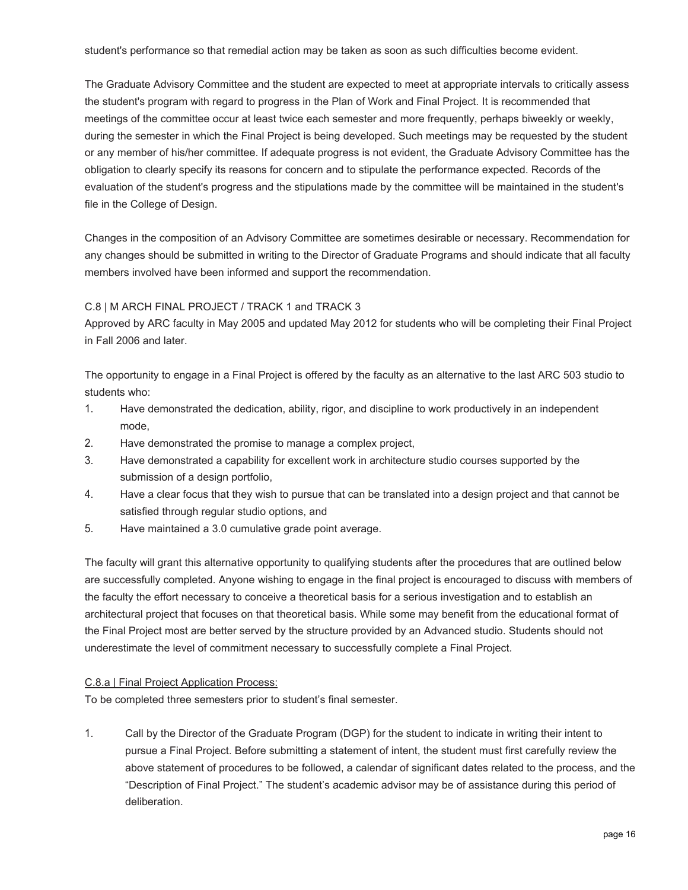student's performance so that remedial action may be taken as soon as such difficulties become evident.

The Graduate Advisory Committee and the student are expected to meet at appropriate intervals to critically assess the student's program with regard to progress in the Plan of Work and Final Project. It is recommended that meetings of the committee occur at least twice each semester and more frequently, perhaps biweekly or weekly, during the semester in which the Final Project is being developed. Such meetings may be requested by the student or any member of his/her committee. If adequate progress is not evident, the Graduate Advisory Committee has the obligation to clearly specify its reasons for concern and to stipulate the performance expected. Records of the evaluation of the student's progress and the stipulations made by the committee will be maintained in the student's file in the College of Design.

Changes in the composition of an Advisory Committee are sometimes desirable or necessary. Recommendation for any changes should be submitted in writing to the Director of Graduate Programs and should indicate that all faculty members involved have been informed and support the recommendation.

### C.8 | M ARCH FINAL PROJECT / TRACK 1 and TRACK 3

Approved by ARC faculty in May 2005 and updated May 2012 for students who will be completing their Final Project in Fall 2006 and later.

The opportunity to engage in a Final Project is offered by the faculty as an alternative to the last ARC 503 studio to students who:

1. Have demonstrated the dedication, ability, rigor, and discipline to work productively in an independent mode,
2. Have demonstrated the promise to manage a complex project,
3. Have demonstrated a capability for excellent work in architecture studio courses supported by the submission of a design portfolio,
4. Have a clear focus that they wish to pursue that can be translated into a design project and that cannot be satisfied through regular studio options, and
5. Have maintained a 3.0 cumulative grade point average.

The faculty will grant this alternative opportunity to qualifying students after the procedures that are outlined below are successfully completed. Anyone wishing to engage in the final project is encouraged to discuss with members of the faculty the effort necessary to conceive a theoretical basis for a serious investigation and to establish an architectural project that focuses on that theoretical basis. While some may benefit from the educational format of the Final Project most are better served by the structure provided by an Advanced studio. Students should not underestimate the level of commitment necessary to successfully complete a Final Project.

#### C.8.a | Final Project Application Process:

To be completed three semesters prior to student's final semester.

1. Call by the Director of the Graduate Program (DGP) for the student to indicate in writing their intent to pursue a Final Project. Before submitting a statement of intent, the student must first carefully review the above statement of procedures to be followed, a calendar of significant dates related to the process, and the "Description of Final Project." The student's academic advisor may be of assistance during this period of deliberation.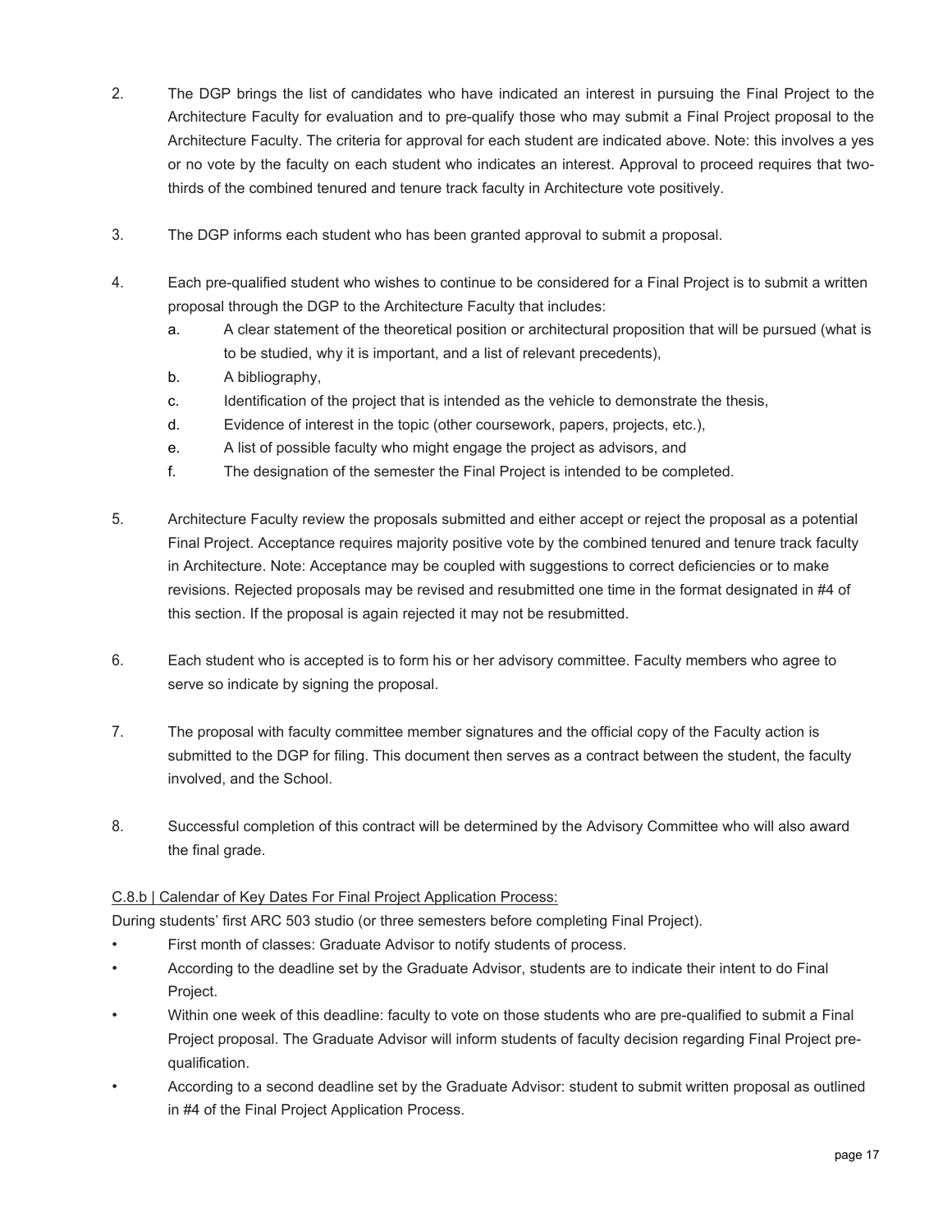2. The DGP brings the list of candidates who have indicated an interest in pursuing the Final Project to the Architecture Faculty for evaluation and to pre-qualify those who may submit a Final Project proposal to the Architecture Faculty. The criteria for approval for each student are indicated above. Note: this involves a yes or no vote by the faculty on each student who indicates an interest. Approval to proceed requires that two-thirds of the combined tenured and tenure track faculty in Architecture vote positively.

3. The DGP informs each student who has been granted approval to submit a proposal.

4. Each pre-qualified student who wishes to continue to be considered for a Final Project is to submit a written proposal through the DGP to the Architecture Faculty that includes:
   a. A clear statement of the theoretical position or architectural proposition that will be pursued (what is to be studied, why it is important, and a list of relevant precedents),
   b. A bibliography,
   c. Identification of the project that is intended as the vehicle to demonstrate the thesis,
   d. Evidence of interest in the topic (other coursework, papers, projects, etc.),
   e. A list of possible faculty who might engage the project as advisors, and
   f. The designation of the semester the Final Project is intended to be completed.

5. Architecture Faculty review the proposals submitted and either accept or reject the proposal as a potential Final Project. Acceptance requires majority positive vote by the combined tenured and tenure track faculty in Architecture. Note: Acceptance may be coupled with suggestions to correct deficiencies or to make revisions. Rejected proposals may be revised and resubmitted one time in the format designated in #4 of this section. If the proposal is again rejected it may not be resubmitted.

6. Each student who is accepted is to form his or her advisory committee. Faculty members who agree to serve so indicate by signing the proposal.

7. The proposal with faculty committee member signatures and the official copy of the Faculty action is submitted to the DGP for filing. This document then serves as a contract between the student, the faculty involved, and the School.

8. Successful completion of this contract will be determined by the Advisory Committee who will also award the final grade.

<u>C.8.b | Calendar of Key Dates For Final Project Application Process:</u>

During students' first ARC 503 studio (or three semesters before completing Final Project).

- First month of classes: Graduate Advisor to notify students of process.
- According to the deadline set by the Graduate Advisor, students are to indicate their intent to do Final Project.
- Within one week of this deadline: faculty to vote on those students who are pre-qualified to submit a Final Project proposal. The Graduate Advisor will inform students of faculty decision regarding Final Project pre-qualification.
- According to a second deadline set by the Graduate Advisor: student to submit written proposal as outlined in #4 of the Final Project Application Process.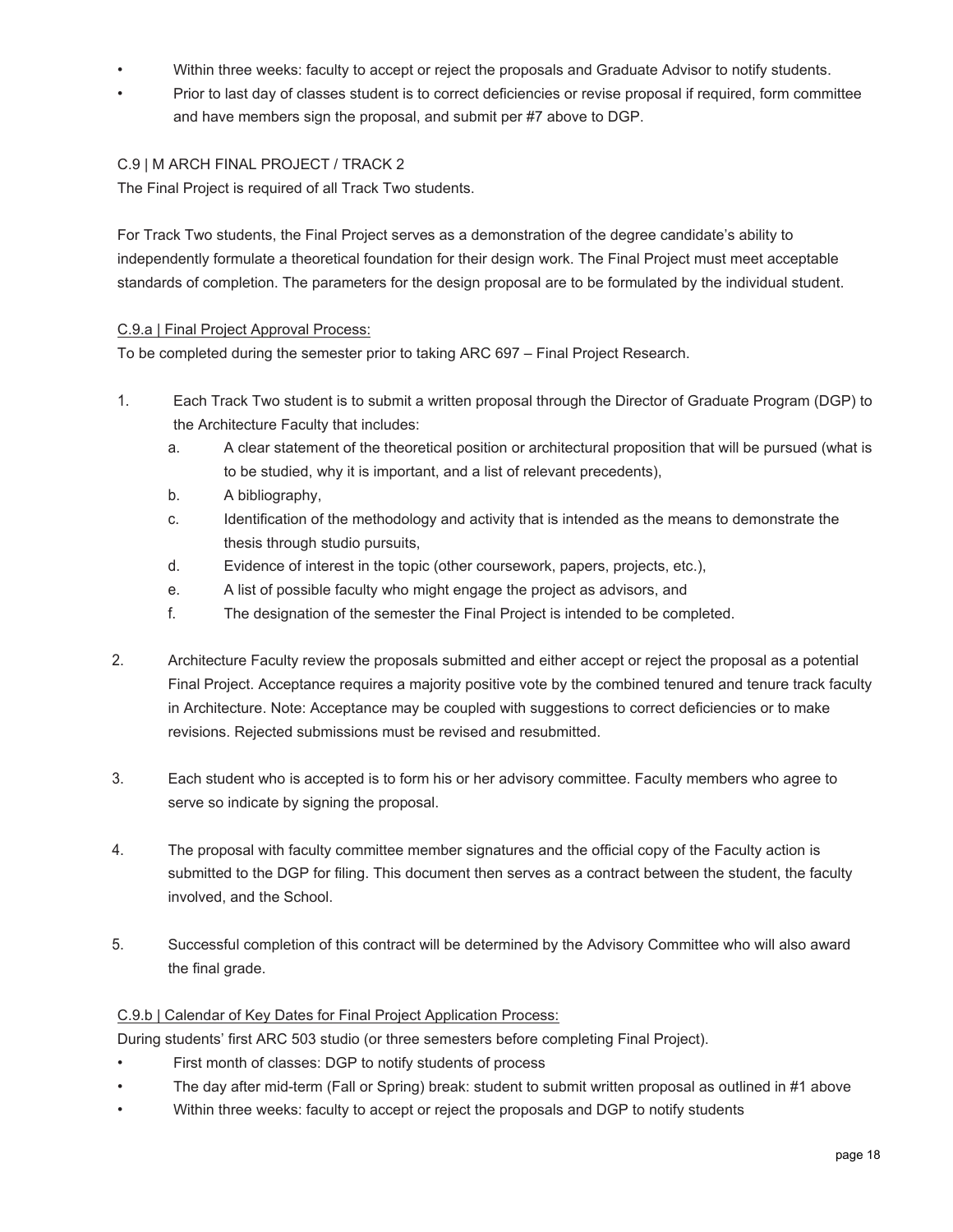- Within three weeks: faculty to accept or reject the proposals and Graduate Advisor to notify students.
- Prior to last day of classes student is to correct deficiencies or revise proposal if required, form committee and have members sign the proposal, and submit per #7 above to DGP.

### C.9 | M ARCH FINAL PROJECT / TRACK 2

The Final Project is required of all Track Two students.

For Track Two students, the Final Project serves as a demonstration of the degree candidate's ability to independently formulate a theoretical foundation for their design work. The Final Project must meet acceptable standards of completion. The parameters for the design proposal are to be formulated by the individual student.

#### C.9.a | Final Project Approval Process:

To be completed during the semester prior to taking ARC 697 – Final Project Research.

1. Each Track Two student is to submit a written proposal through the Director of Graduate Program (DGP) to the Architecture Faculty that includes:
   a. A clear statement of the theoretical position or architectural proposition that will be pursued (what is to be studied, why it is important, and a list of relevant precedents),
   b. A bibliography,
   c. Identification of the methodology and activity that is intended as the means to demonstrate the thesis through studio pursuits,
   d. Evidence of interest in the topic (other coursework, papers, projects, etc.),
   e. A list of possible faculty who might engage the project as advisors, and
   f. The designation of the semester the Final Project is intended to be completed.
2. Architecture Faculty review the proposals submitted and either accept or reject the proposal as a potential Final Project. Acceptance requires a majority positive vote by the combined tenured and tenure track faculty in Architecture. Note: Acceptance may be coupled with suggestions to correct deficiencies or to make revisions. Rejected submissions must be revised and resubmitted.
3. Each student who is accepted is to form his or her advisory committee. Faculty members who agree to serve so indicate by signing the proposal.
4. The proposal with faculty committee member signatures and the official copy of the Faculty action is submitted to the DGP for filing. This document then serves as a contract between the student, the faculty involved, and the School.
5. Successful completion of this contract will be determined by the Advisory Committee who will also award the final grade.

#### C.9.b | Calendar of Key Dates for Final Project Application Process:

During students' first ARC 503 studio (or three semesters before completing Final Project).

- First month of classes: DGP to notify students of process
- The day after mid-term (Fall or Spring) break: student to submit written proposal as outlined in #1 above
- Within three weeks: faculty to accept or reject the proposals and DGP to notify students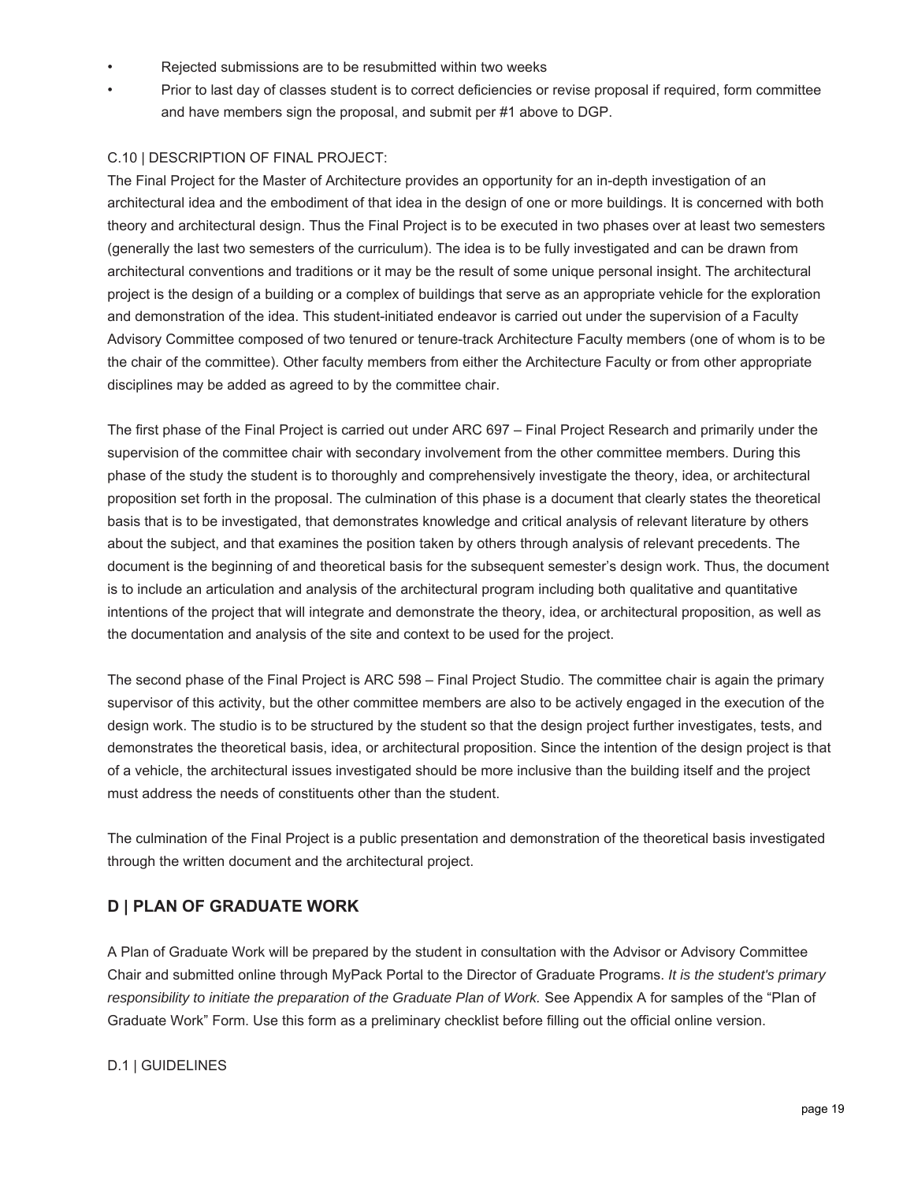- Rejected submissions are to be resubmitted within two weeks
- Prior to last day of classes student is to correct deficiencies or revise proposal if required, form committee and have members sign the proposal, and submit per #1 above to DGP.

C.10 | DESCRIPTION OF FINAL PROJECT:

The Final Project for the Master of Architecture provides an opportunity for an in-depth investigation of an architectural idea and the embodiment of that idea in the design of one or more buildings. It is concerned with both theory and architectural design. Thus the Final Project is to be executed in two phases over at least two semesters (generally the last two semesters of the curriculum). The idea is to be fully investigated and can be drawn from architectural conventions and traditions or it may be the result of some unique personal insight. The architectural project is the design of a building or a complex of buildings that serve as an appropriate vehicle for the exploration and demonstration of the idea. This student-initiated endeavor is carried out under the supervision of a Faculty Advisory Committee composed of two tenured or tenure-track Architecture Faculty members (one of whom is to be the chair of the committee). Other faculty members from either the Architecture Faculty or from other appropriate disciplines may be added as agreed to by the committee chair.

The first phase of the Final Project is carried out under ARC 697 – Final Project Research and primarily under the supervision of the committee chair with secondary involvement from the other committee members. During this phase of the study the student is to thoroughly and comprehensively investigate the theory, idea, or architectural proposition set forth in the proposal. The culmination of this phase is a document that clearly states the theoretical basis that is to be investigated, that demonstrates knowledge and critical analysis of relevant literature by others about the subject, and that examines the position taken by others through analysis of relevant precedents. The document is the beginning of and theoretical basis for the subsequent semester's design work. Thus, the document is to include an articulation and analysis of the architectural program including both qualitative and quantitative intentions of the project that will integrate and demonstrate the theory, idea, or architectural proposition, as well as the documentation and analysis of the site and context to be used for the project.

The second phase of the Final Project is ARC 598 – Final Project Studio. The committee chair is again the primary supervisor of this activity, but the other committee members are also to be actively engaged in the execution of the design work. The studio is to be structured by the student so that the design project further investigates, tests, and demonstrates the theoretical basis, idea, or architectural proposition. Since the intention of the design project is that of a vehicle, the architectural issues investigated should be more inclusive than the building itself and the project must address the needs of constituents other than the student.

The culmination of the Final Project is a public presentation and demonstration of the theoretical basis investigated through the written document and the architectural project.

## D | PLAN OF GRADUATE WORK

A Plan of Graduate Work will be prepared by the student in consultation with the Advisor or Advisory Committee Chair and submitted online through MyPack Portal to the Director of Graduate Programs. *It is the student's primary responsibility to initiate the preparation of the Graduate Plan of Work.* See Appendix A for samples of the "Plan of Graduate Work" Form. Use this form as a preliminary checklist before filling out the official online version.

D.1 | GUIDELINES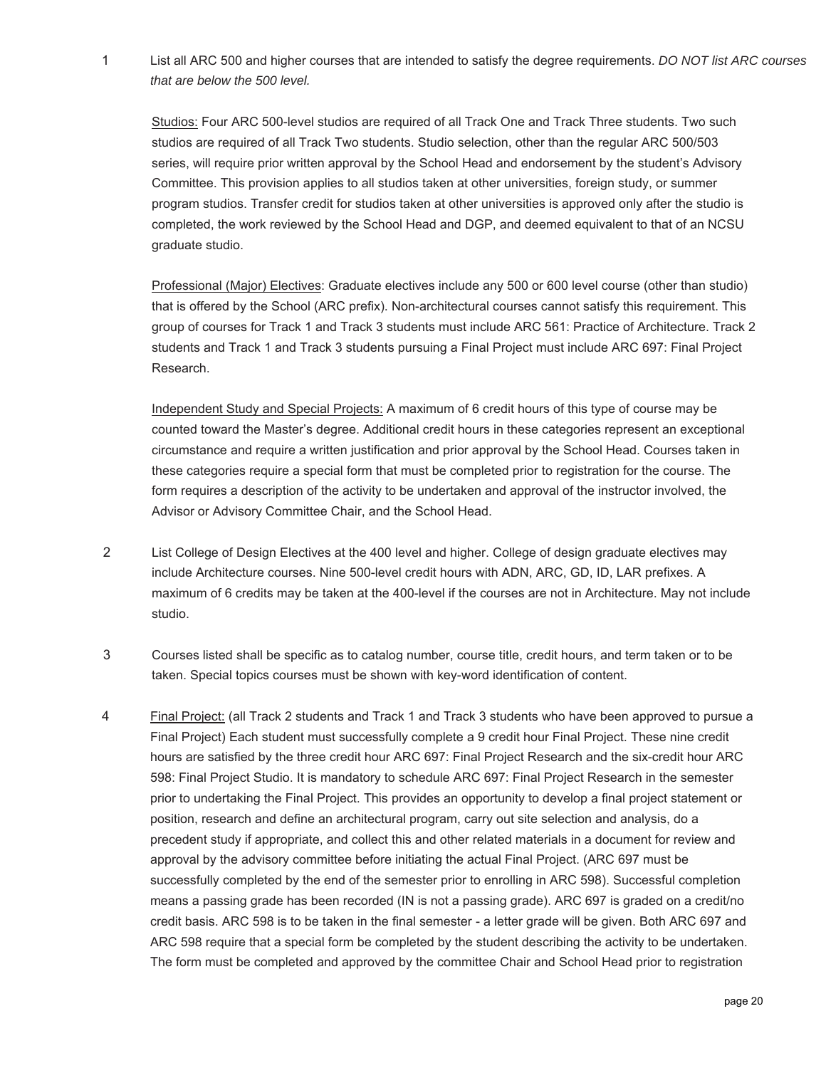1. List all ARC 500 and higher courses that are intended to satisfy the degree requirements. *DO NOT list ARC courses that are below the 500 level.*

   <u>Studios:</u> Four ARC 500-level studios are required of all Track One and Track Three students. Two such studios are required of all Track Two students. Studio selection, other than the regular ARC 500/503 series, will require prior written approval by the School Head and endorsement by the student's Advisory Committee. This provision applies to all studios taken at other universities, foreign study, or summer program studios. Transfer credit for studios taken at other universities is approved only after the studio is completed, the work reviewed by the School Head and DGP, and deemed equivalent to that of an NCSU graduate studio.

   <u>Professional (Major) Electives</u>: Graduate electives include any 500 or 600 level course (other than studio) that is offered by the School (ARC prefix). Non-architectural courses cannot satisfy this requirement. This group of courses for Track 1 and Track 3 students must include ARC 561: Practice of Architecture. Track 2 students and Track 1 and Track 3 students pursuing a Final Project must include ARC 697: Final Project Research.

   <u>Independent Study and Special Projects:</u> A maximum of 6 credit hours of this type of course may be counted toward the Master's degree. Additional credit hours in these categories represent an exceptional circumstance and require a written justification and prior approval by the School Head. Courses taken in these categories require a special form that must be completed prior to registration for the course. The form requires a description of the activity to be undertaken and approval of the instructor involved, the Advisor or Advisory Committee Chair, and the School Head.

2. List College of Design Electives at the 400 level and higher. College of design graduate electives may include Architecture courses. Nine 500-level credit hours with ADN, ARC, GD, ID, LAR prefixes. A maximum of 6 credits may be taken at the 400-level if the courses are not in Architecture. May not include studio.

3. Courses listed shall be specific as to catalog number, course title, credit hours, and term taken or to be taken. Special topics courses must be shown with key-word identification of content.

4. <u>Final Project:</u> (all Track 2 students and Track 1 and Track 3 students who have been approved to pursue a Final Project) Each student must successfully complete a 9 credit hour Final Project. These nine credit hours are satisfied by the three credit hour ARC 697: Final Project Research and the six-credit hour ARC 598: Final Project Studio. It is mandatory to schedule ARC 697: Final Project Research in the semester prior to undertaking the Final Project. This provides an opportunity to develop a final project statement or position, research and define an architectural program, carry out site selection and analysis, do a precedent study if appropriate, and collect this and other related materials in a document for review and approval by the advisory committee before initiating the actual Final Project. (ARC 697 must be successfully completed by the end of the semester prior to enrolling in ARC 598). Successful completion means a passing grade has been recorded (IN is not a passing grade). ARC 697 is graded on a credit/no credit basis. ARC 598 is to be taken in the final semester - a letter grade will be given. Both ARC 697 and ARC 598 require that a special form be completed by the student describing the activity to be undertaken. The form must be completed and approved by the committee Chair and School Head prior to registration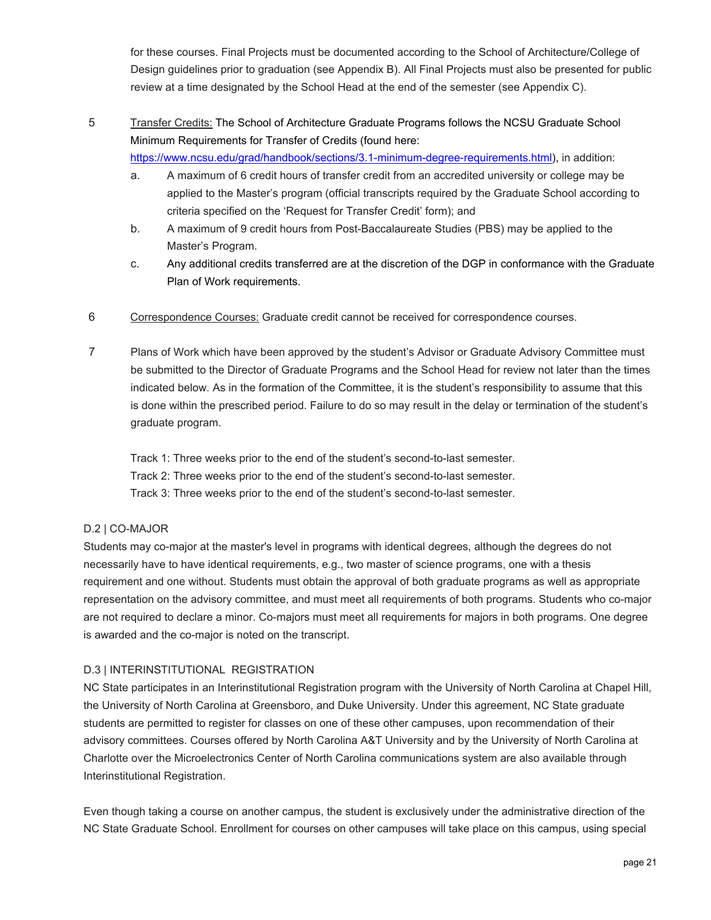for these courses. Final Projects must be documented according to the School of Architecture/College of Design guidelines prior to graduation (see Appendix B). All Final Projects must also be presented for public review at a time designated by the School Head at the end of the semester (see Appendix C).

5 <u>Transfer Credits:</u> The School of Architecture Graduate Programs follows the NCSU Graduate School Minimum Requirements for Transfer of Credits (found here: https://www.ncsu.edu/grad/handbook/sections/3.1-minimum-degree-requirements.html), in addition:

   a. A maximum of 6 credit hours of transfer credit from an accredited university or college may be applied to the Master's program (official transcripts required by the Graduate School according to criteria specified on the 'Request for Transfer Credit' form); and
   b. A maximum of 9 credit hours from Post-Baccalaureate Studies (PBS) may be applied to the Master's Program.
   c. Any additional credits transferred are at the discretion of the DGP in conformance with the Graduate Plan of Work requirements.

6 <u>Correspondence Courses:</u> Graduate credit cannot be received for correspondence courses.

7 Plans of Work which have been approved by the student's Advisor or Graduate Advisory Committee must be submitted to the Director of Graduate Programs and the School Head for review not later than the times indicated below. As in the formation of the Committee, it is the student's responsibility to assume that this is done within the prescribed period. Failure to do so may result in the delay or termination of the student's graduate program.

   Track 1: Three weeks prior to the end of the student's second-to-last semester.
   Track 2: Three weeks prior to the end of the student's second-to-last semester.
   Track 3: Three weeks prior to the end of the student's second-to-last semester.

## D.2 | CO-MAJOR

Students may co-major at the master's level in programs with identical degrees, although the degrees do not necessarily have to have identical requirements, e.g., two master of science programs, one with a thesis requirement and one without. Students must obtain the approval of both graduate programs as well as appropriate representation on the advisory committee, and must meet all requirements of both programs. Students who co-major are not required to declare a minor. Co-majors must meet all requirements for majors in both programs. One degree is awarded and the co-major is noted on the transcript.

## D.3 | INTERINSTITUTIONAL REGISTRATION

NC State participates in an Interinstitutional Registration program with the University of North Carolina at Chapel Hill, the University of North Carolina at Greensboro, and Duke University. Under this agreement, NC State graduate students are permitted to register for classes on one of these other campuses, upon recommendation of their advisory committees. Courses offered by North Carolina A&T University and by the University of North Carolina at Charlotte over the Microelectronics Center of North Carolina communications system are also available through Interinstitutional Registration.

Even though taking a course on another campus, the student is exclusively under the administrative direction of the NC State Graduate School. Enrollment for courses on other campuses will take place on this campus, using special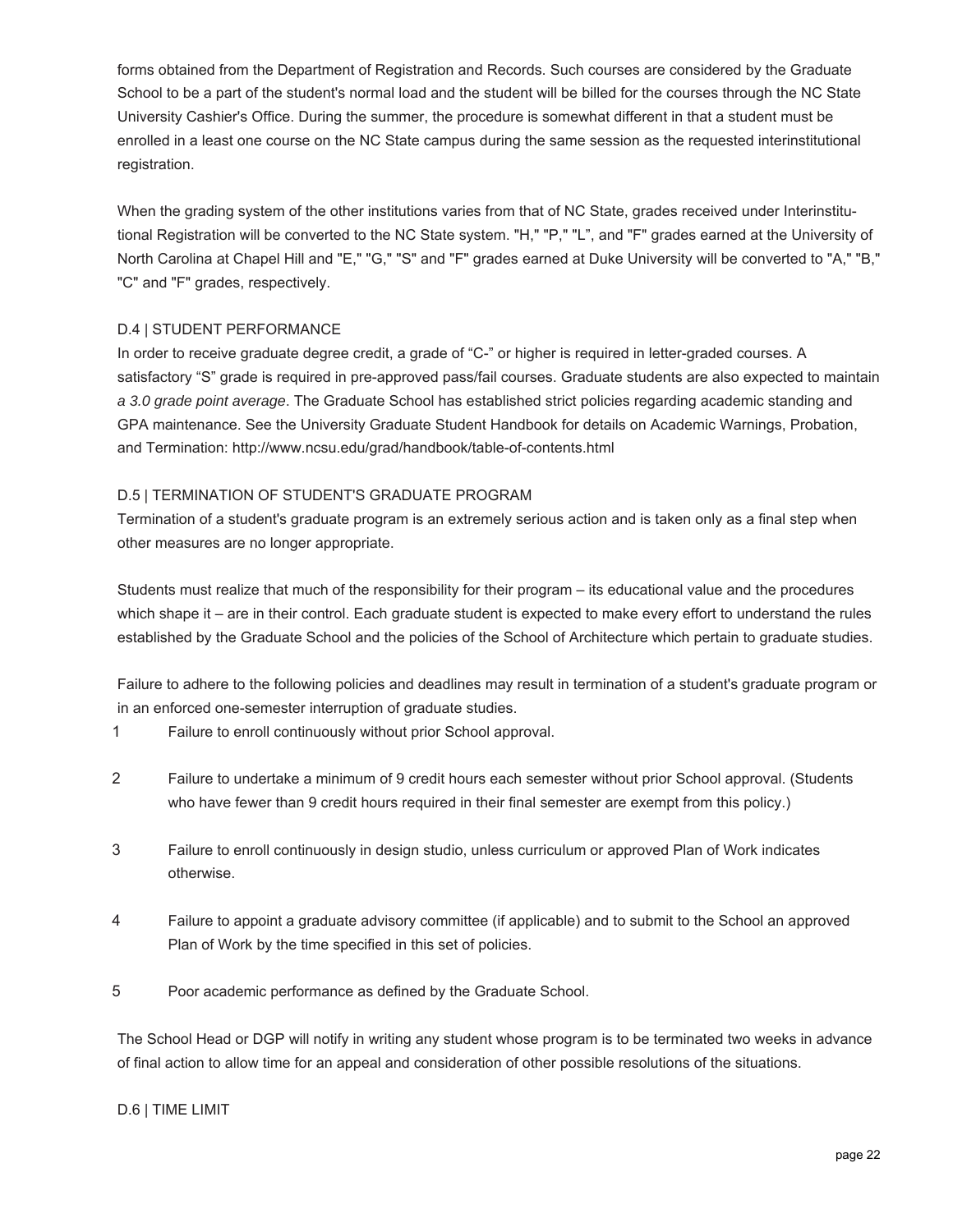forms obtained from the Department of Registration and Records. Such courses are considered by the Graduate School to be a part of the student's normal load and the student will be billed for the courses through the NC State University Cashier's Office. During the summer, the procedure is somewhat different in that a student must be enrolled in a least one course on the NC State campus during the same session as the requested interinstitutional registration.

When the grading system of the other institutions varies from that of NC State, grades received under Interinstitutional Registration will be converted to the NC State system. "H," "P," "L", and "F" grades earned at the University of North Carolina at Chapel Hill and "E," "G," "S" and "F" grades earned at Duke University will be converted to "A," "B," "C" and "F" grades, respectively.

### D.4 | STUDENT PERFORMANCE

In order to receive graduate degree credit, a grade of "C-" or higher is required in letter-graded courses. A satisfactory "S" grade is required in pre-approved pass/fail courses. Graduate students are also expected to maintain *a 3.0 grade point average*. The Graduate School has established strict policies regarding academic standing and GPA maintenance. See the University Graduate Student Handbook for details on Academic Warnings, Probation, and Termination: http://www.ncsu.edu/grad/handbook/table-of-contents.html

### D.5 | TERMINATION OF STUDENT'S GRADUATE PROGRAM

Termination of a student's graduate program is an extremely serious action and is taken only as a final step when other measures are no longer appropriate.

Students must realize that much of the responsibility for their program – its educational value and the procedures which shape it – are in their control. Each graduate student is expected to make every effort to understand the rules established by the Graduate School and the policies of the School of Architecture which pertain to graduate studies.

Failure to adhere to the following policies and deadlines may result in termination of a student's graduate program or in an enforced one-semester interruption of graduate studies.

1. Failure to enroll continuously without prior School approval.
2. Failure to undertake a minimum of 9 credit hours each semester without prior School approval. (Students who have fewer than 9 credit hours required in their final semester are exempt from this policy.)
3. Failure to enroll continuously in design studio, unless curriculum or approved Plan of Work indicates otherwise.
4. Failure to appoint a graduate advisory committee (if applicable) and to submit to the School an approved Plan of Work by the time specified in this set of policies.
5. Poor academic performance as defined by the Graduate School.

The School Head or DGP will notify in writing any student whose program is to be terminated two weeks in advance of final action to allow time for an appeal and consideration of other possible resolutions of the situations.

### D.6 | TIME LIMIT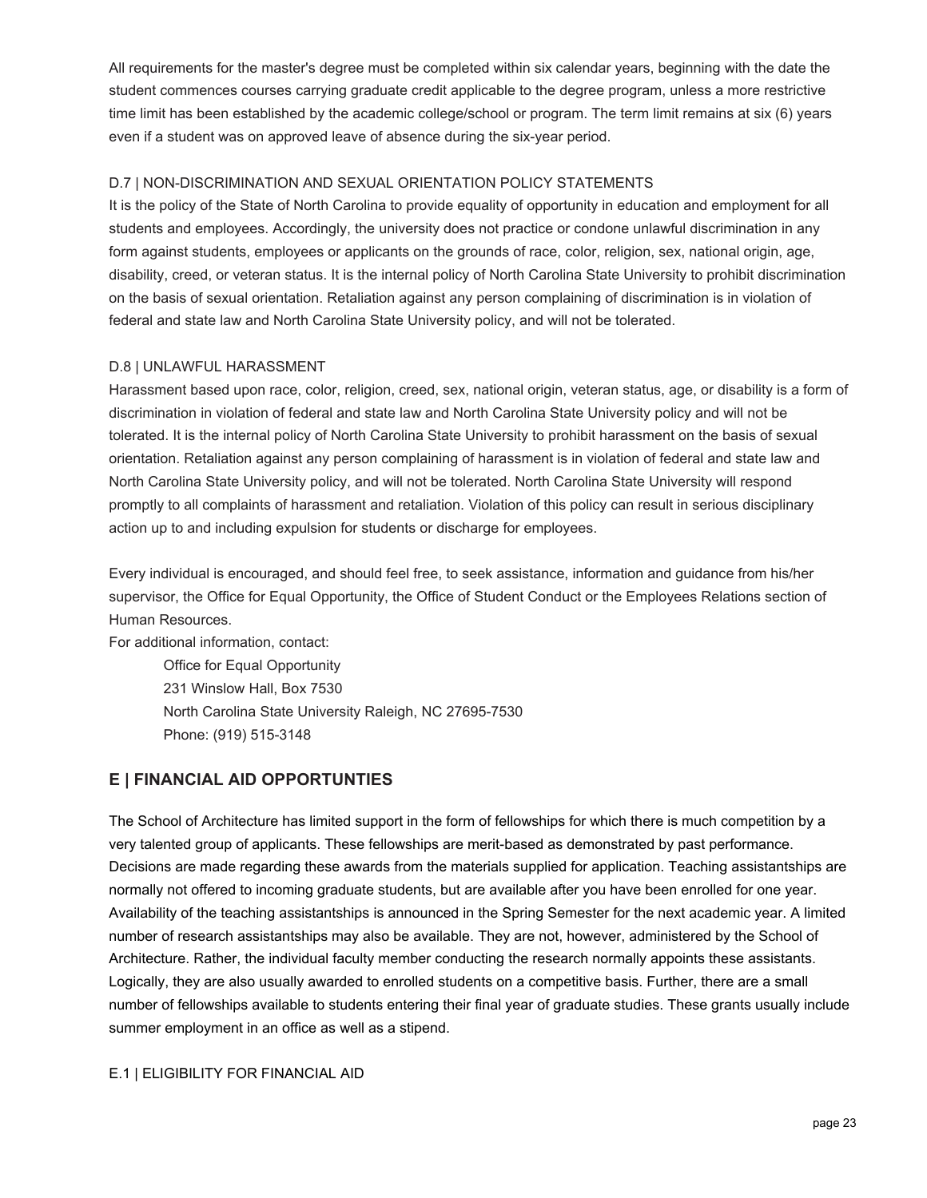All requirements for the master's degree must be completed within six calendar years, beginning with the date the student commences courses carrying graduate credit applicable to the degree program, unless a more restrictive time limit has been established by the academic college/school or program. The term limit remains at six (6) years even if a student was on approved leave of absence during the six-year period.

### D.7 | NON-DISCRIMINATION AND SEXUAL ORIENTATION POLICY STATEMENTS

It is the policy of the State of North Carolina to provide equality of opportunity in education and employment for all students and employees. Accordingly, the university does not practice or condone unlawful discrimination in any form against students, employees or applicants on the grounds of race, color, religion, sex, national origin, age, disability, creed, or veteran status. It is the internal policy of North Carolina State University to prohibit discrimination on the basis of sexual orientation. Retaliation against any person complaining of discrimination is in violation of federal and state law and North Carolina State University policy, and will not be tolerated.

### D.8 | UNLAWFUL HARASSMENT

Harassment based upon race, color, religion, creed, sex, national origin, veteran status, age, or disability is a form of discrimination in violation of federal and state law and North Carolina State University policy and will not be tolerated. It is the internal policy of North Carolina State University to prohibit harassment on the basis of sexual orientation. Retaliation against any person complaining of harassment is in violation of federal and state law and North Carolina State University policy, and will not be tolerated. North Carolina State University will respond promptly to all complaints of harassment and retaliation. Violation of this policy can result in serious disciplinary action up to and including expulsion for students or discharge for employees.

Every individual is encouraged, and should feel free, to seek assistance, information and guidance from his/her supervisor, the Office for Equal Opportunity, the Office of Student Conduct or the Employees Relations section of Human Resources.

For additional information, contact:

> Office for Equal Opportunity
> 231 Winslow Hall, Box 7530
> North Carolina State University Raleigh, NC 27695-7530
> Phone: (919) 515-3148

## E | FINANCIAL AID OPPORTUNTIES

The School of Architecture has limited support in the form of fellowships for which there is much competition by a very talented group of applicants. These fellowships are merit-based as demonstrated by past performance. Decisions are made regarding these awards from the materials supplied for application. Teaching assistantships are normally not offered to incoming graduate students, but are available after you have been enrolled for one year. Availability of the teaching assistantships is announced in the Spring Semester for the next academic year. A limited number of research assistantships may also be available. They are not, however, administered by the School of Architecture. Rather, the individual faculty member conducting the research normally appoints these assistants. Logically, they are also usually awarded to enrolled students on a competitive basis. Further, there are a small number of fellowships available to students entering their final year of graduate studies. These grants usually include summer employment in an office as well as a stipend.

### E.1 | ELIGIBILITY FOR FINANCIAL AID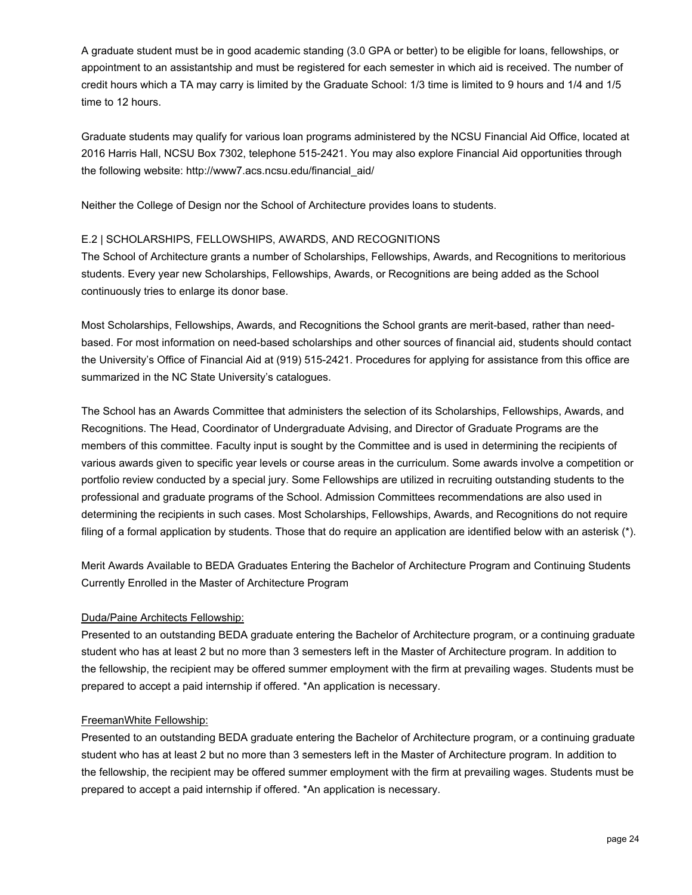A graduate student must be in good academic standing (3.0 GPA or better) to be eligible for loans, fellowships, or appointment to an assistantship and must be registered for each semester in which aid is received. The number of credit hours which a TA may carry is limited by the Graduate School: 1/3 time is limited to 9 hours and 1/4 and 1/5 time to 12 hours.

Graduate students may qualify for various loan programs administered by the NCSU Financial Aid Office, located at 2016 Harris Hall, NCSU Box 7302, telephone 515-2421. You may also explore Financial Aid opportunities through the following website: http://www7.acs.ncsu.edu/financial_aid/

Neither the College of Design nor the School of Architecture provides loans to students.

## E.2 | SCHOLARSHIPS, FELLOWSHIPS, AWARDS, AND RECOGNITIONS

The School of Architecture grants a number of Scholarships, Fellowships, Awards, and Recognitions to meritorious students. Every year new Scholarships, Fellowships, Awards, or Recognitions are being added as the School continuously tries to enlarge its donor base.

Most Scholarships, Fellowships, Awards, and Recognitions the School grants are merit-based, rather than need-based. For most information on need-based scholarships and other sources of financial aid, students should contact the University's Office of Financial Aid at (919) 515-2421. Procedures for applying for assistance from this office are summarized in the NC State University's catalogues.

The School has an Awards Committee that administers the selection of its Scholarships, Fellowships, Awards, and Recognitions. The Head, Coordinator of Undergraduate Advising, and Director of Graduate Programs are the members of this committee. Faculty input is sought by the Committee and is used in determining the recipients of various awards given to specific year levels or course areas in the curriculum. Some awards involve a competition or portfolio review conducted by a special jury. Some Fellowships are utilized in recruiting outstanding students to the professional and graduate programs of the School. Admission Committees recommendations are also used in determining the recipients in such cases. Most Scholarships, Fellowships, Awards, and Recognitions do not require filing of a formal application by students. Those that do require an application are identified below with an asterisk (*).

Merit Awards Available to BEDA Graduates Entering the Bachelor of Architecture Program and Continuing Students Currently Enrolled in the Master of Architecture Program

<u>Duda/Paine Architects Fellowship:</u>

Presented to an outstanding BEDA graduate entering the Bachelor of Architecture program, or a continuing graduate student who has at least 2 but no more than 3 semesters left in the Master of Architecture program. In addition to the fellowship, the recipient may be offered summer employment with the firm at prevailing wages. Students must be prepared to accept a paid internship if offered. *An application is necessary.

<u>FreemanWhite Fellowship:</u>

Presented to an outstanding BEDA graduate entering the Bachelor of Architecture program, or a continuing graduate student who has at least 2 but no more than 3 semesters left in the Master of Architecture program. In addition to the fellowship, the recipient may be offered summer employment with the firm at prevailing wages. Students must be prepared to accept a paid internship if offered. *An application is necessary.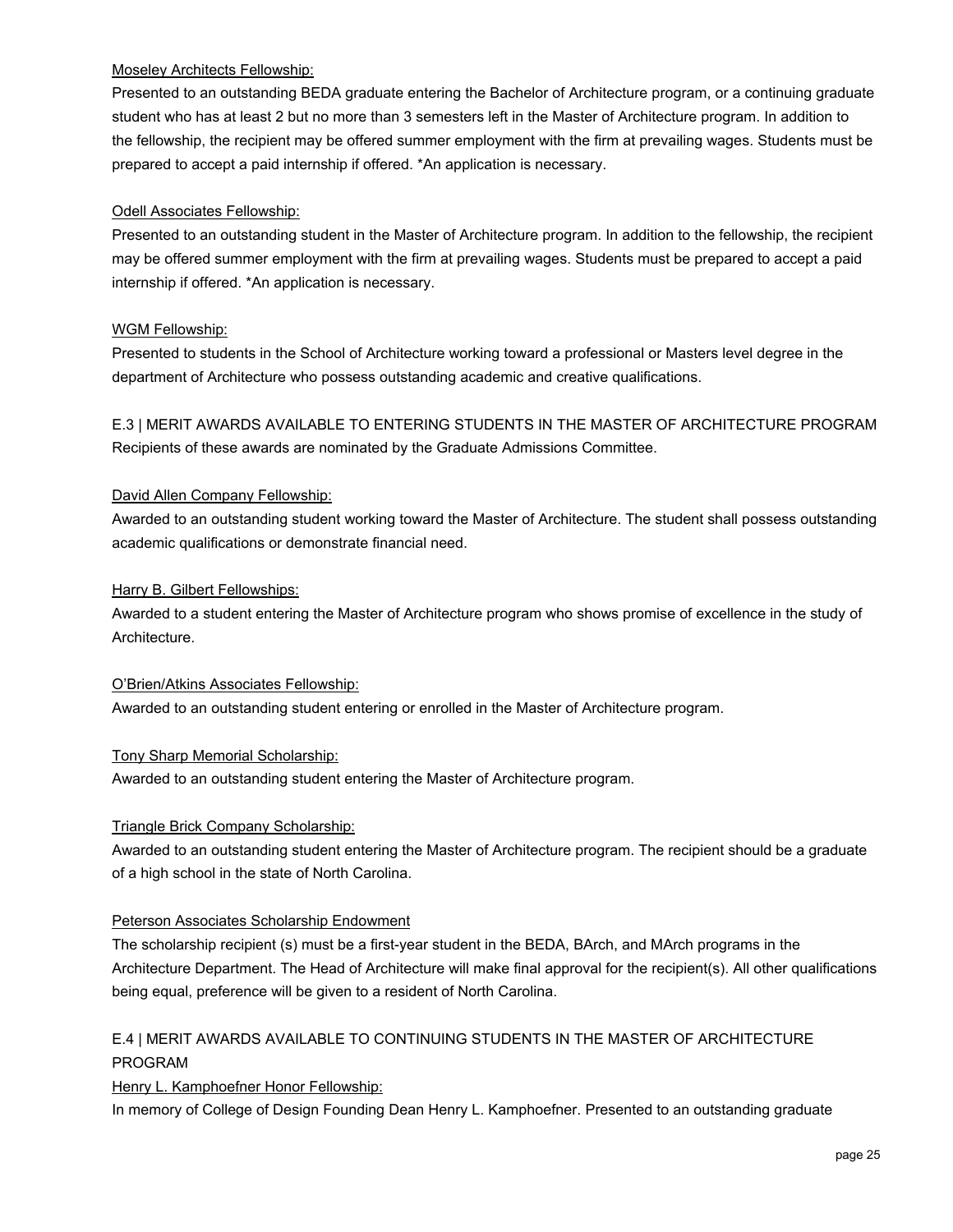<u>Moseley Architects Fellowship:</u>
Presented to an outstanding BEDA graduate entering the Bachelor of Architecture program, or a continuing graduate student who has at least 2 but no more than 3 semesters left in the Master of Architecture program. In addition to the fellowship, the recipient may be offered summer employment with the firm at prevailing wages. Students must be prepared to accept a paid internship if offered. *An application is necessary.

<u>Odell Associates Fellowship:</u>
Presented to an outstanding student in the Master of Architecture program. In addition to the fellowship, the recipient may be offered summer employment with the firm at prevailing wages. Students must be prepared to accept a paid internship if offered. *An application is necessary.

<u>WGM Fellowship:</u>
Presented to students in the School of Architecture working toward a professional or Masters level degree in the department of Architecture who possess outstanding academic and creative qualifications.

## E.3 | MERIT AWARDS AVAILABLE TO ENTERING STUDENTS IN THE MASTER OF ARCHITECTURE PROGRAM

Recipients of these awards are nominated by the Graduate Admissions Committee.

<u>David Allen Company Fellowship:</u>
Awarded to an outstanding student working toward the Master of Architecture. The student shall possess outstanding academic qualifications or demonstrate financial need.

<u>Harry B. Gilbert Fellowships:</u>
Awarded to a student entering the Master of Architecture program who shows promise of excellence in the study of Architecture.

<u>O'Brien/Atkins Associates Fellowship:</u>
Awarded to an outstanding student entering or enrolled in the Master of Architecture program.

<u>Tony Sharp Memorial Scholarship:</u>
Awarded to an outstanding student entering the Master of Architecture program.

<u>Triangle Brick Company Scholarship:</u>
Awarded to an outstanding student entering the Master of Architecture program. The recipient should be a graduate of a high school in the state of North Carolina.

<u>Peterson Associates Scholarship Endowment</u>
The scholarship recipient (s) must be a first-year student in the BEDA, BArch, and MArch programs in the Architecture Department. The Head of Architecture will make final approval for the recipient(s). All other qualifications being equal, preference will be given to a resident of North Carolina.

## E.4 | MERIT AWARDS AVAILABLE TO CONTINUING STUDENTS IN THE MASTER OF ARCHITECTURE PROGRAM

<u>Henry L. Kamphoefner Honor Fellowship:</u>
In memory of College of Design Founding Dean Henry L. Kamphoefner. Presented to an outstanding graduate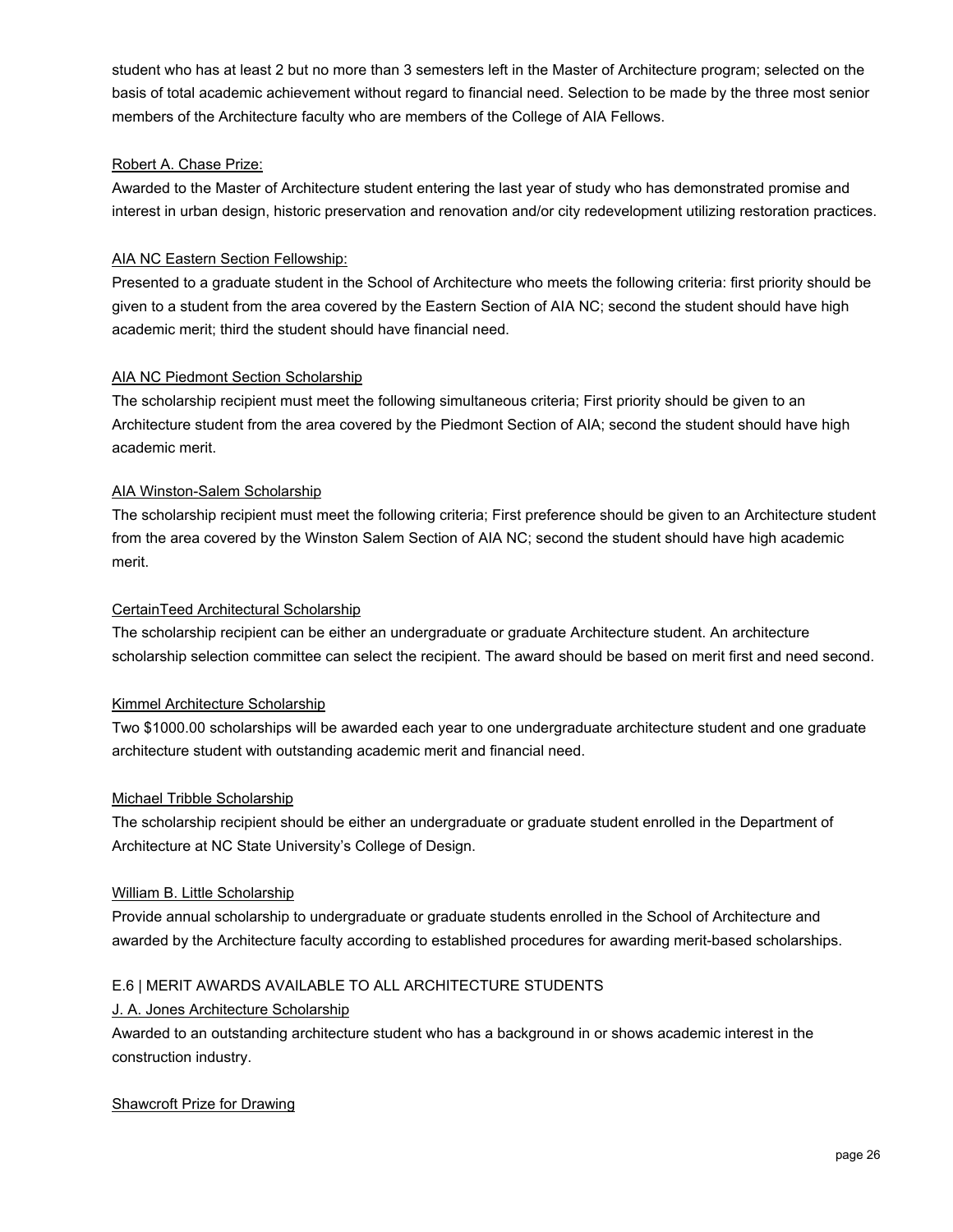student who has at least 2 but no more than 3 semesters left in the Master of Architecture program; selected on the basis of total academic achievement without regard to financial need. Selection to be made by the three most senior members of the Architecture faculty who are members of the College of AIA Fellows.

Robert A. Chase Prize:
Awarded to the Master of Architecture student entering the last year of study who has demonstrated promise and interest in urban design, historic preservation and renovation and/or city redevelopment utilizing restoration practices.

AIA NC Eastern Section Fellowship:
Presented to a graduate student in the School of Architecture who meets the following criteria: first priority should be given to a student from the area covered by the Eastern Section of AIA NC; second the student should have high academic merit; third the student should have financial need.

AIA NC Piedmont Section Scholarship
The scholarship recipient must meet the following simultaneous criteria; First priority should be given to an Architecture student from the area covered by the Piedmont Section of AIA; second the student should have high academic merit.

AIA Winston-Salem Scholarship
The scholarship recipient must meet the following criteria; First preference should be given to an Architecture student from the area covered by the Winston Salem Section of AIA NC; second the student should have high academic merit.

CertainTeed Architectural Scholarship
The scholarship recipient can be either an undergraduate or graduate Architecture student. An architecture scholarship selection committee can select the recipient. The award should be based on merit first and need second.

Kimmel Architecture Scholarship
Two $1000.00 scholarships will be awarded each year to one undergraduate architecture student and one graduate architecture student with outstanding academic merit and financial need.

Michael Tribble Scholarship
The scholarship recipient should be either an undergraduate or graduate student enrolled in the Department of Architecture at NC State University's College of Design.

William B. Little Scholarship
Provide annual scholarship to undergraduate or graduate students enrolled in the School of Architecture and awarded by the Architecture faculty according to established procedures for awarding merit-based scholarships.

## E.6 | MERIT AWARDS AVAILABLE TO ALL ARCHITECTURE STUDENTS

J. A. Jones Architecture Scholarship
Awarded to an outstanding architecture student who has a background in or shows academic interest in the construction industry.

Shawcroft Prize for Drawing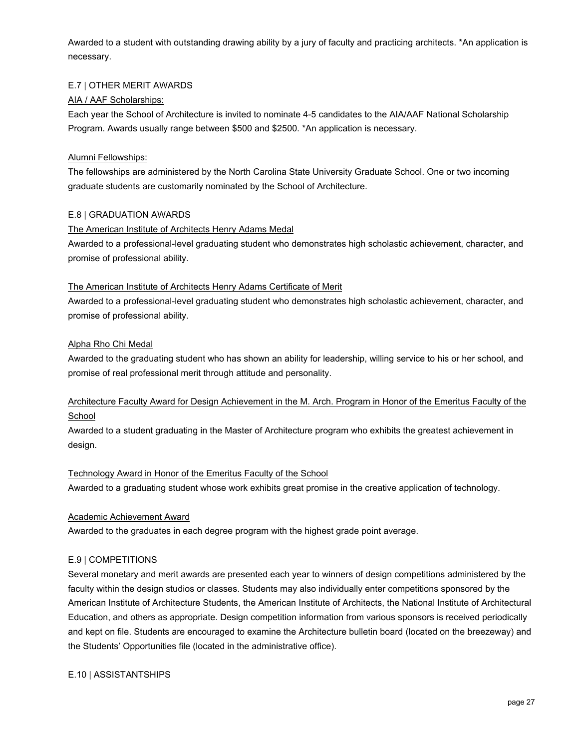Awarded to a student with outstanding drawing ability by a jury of faculty and practicing architects. *An application is necessary.

## E.7 | OTHER MERIT AWARDS

<u>AIA / AAF Scholarships:</u>

Each year the School of Architecture is invited to nominate 4-5 candidates to the AIA/AAF National Scholarship Program. Awards usually range between $500 and $2500. *An application is necessary.

<u>Alumni Fellowships:</u>

The fellowships are administered by the North Carolina State University Graduate School. One or two incoming graduate students are customarily nominated by the School of Architecture.

## E.8 | GRADUATION AWARDS

<u>The American Institute of Architects Henry Adams Medal</u>

Awarded to a professional-level graduating student who demonstrates high scholastic achievement, character, and promise of professional ability.

<u>The American Institute of Architects Henry Adams Certificate of Merit</u>

Awarded to a professional-level graduating student who demonstrates high scholastic achievement, character, and promise of professional ability.

<u>Alpha Rho Chi Medal</u>

Awarded to the graduating student who has shown an ability for leadership, willing service to his or her school, and promise of real professional merit through attitude and personality.

<u>Architecture Faculty Award for Design Achievement in the M. Arch. Program in Honor of the Emeritus Faculty of the School</u>

Awarded to a student graduating in the Master of Architecture program who exhibits the greatest achievement in design.

<u>Technology Award in Honor of the Emeritus Faculty of the School</u>

Awarded to a graduating student whose work exhibits great promise in the creative application of technology.

<u>Academic Achievement Award</u>

Awarded to the graduates in each degree program with the highest grade point average.

## E.9 | COMPETITIONS

Several monetary and merit awards are presented each year to winners of design competitions administered by the faculty within the design studios or classes. Students may also individually enter competitions sponsored by the American Institute of Architecture Students, the American Institute of Architects, the National Institute of Architectural Education, and others as appropriate. Design competition information from various sponsors is received periodically and kept on file. Students are encouraged to examine the Architecture bulletin board (located on the breezeway) and the Students' Opportunities file (located in the administrative office).

## E.10 | ASSISTANTSHIPS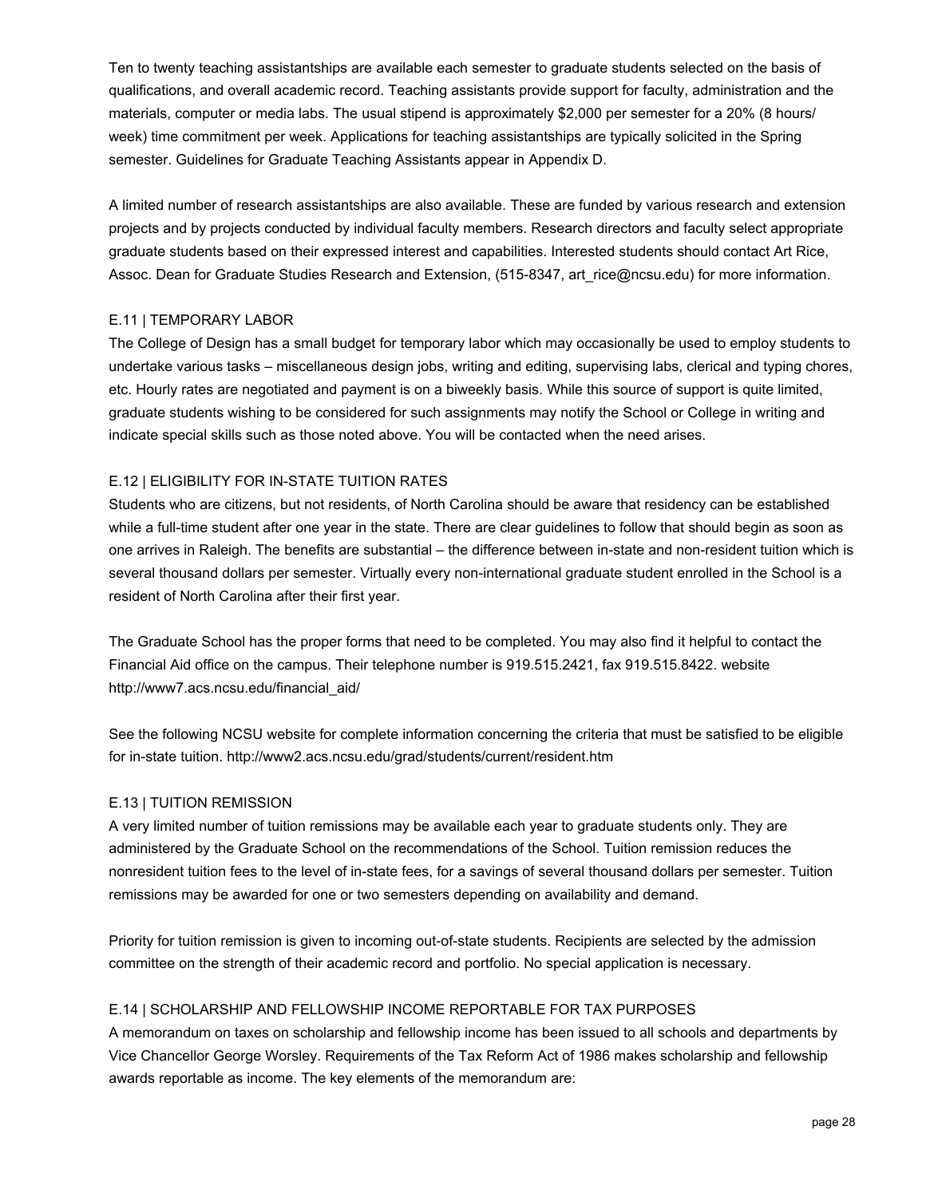Ten to twenty teaching assistantships are available each semester to graduate students selected on the basis of qualifications, and overall academic record. Teaching assistants provide support for faculty, administration and the materials, computer or media labs. The usual stipend is approximately $2,000 per semester for a 20% (8 hours/week) time commitment per week. Applications for teaching assistantships are typically solicited in the Spring semester. Guidelines for Graduate Teaching Assistants appear in Appendix D.

A limited number of research assistantships are also available. These are funded by various research and extension projects and by projects conducted by individual faculty members. Research directors and faculty select appropriate graduate students based on their expressed interest and capabilities. Interested students should contact Art Rice, Assoc. Dean for Graduate Studies Research and Extension, (515-8347, art_rice@ncsu.edu) for more information.

## E.11 | TEMPORARY LABOR

The College of Design has a small budget for temporary labor which may occasionally be used to employ students to undertake various tasks – miscellaneous design jobs, writing and editing, supervising labs, clerical and typing chores, etc. Hourly rates are negotiated and payment is on a biweekly basis. While this source of support is quite limited, graduate students wishing to be considered for such assignments may notify the School or College in writing and indicate special skills such as those noted above. You will be contacted when the need arises.

## E.12 | ELIGIBILITY FOR IN-STATE TUITION RATES

Students who are citizens, but not residents, of North Carolina should be aware that residency can be established while a full-time student after one year in the state. There are clear guidelines to follow that should begin as soon as one arrives in Raleigh. The benefits are substantial – the difference between in-state and non-resident tuition which is several thousand dollars per semester. Virtually every non-international graduate student enrolled in the School is a resident of North Carolina after their first year.

The Graduate School has the proper forms that need to be completed. You may also find it helpful to contact the Financial Aid office on the campus. Their telephone number is 919.515.2421, fax 919.515.8422. website http://www7.acs.ncsu.edu/financial_aid/

See the following NCSU website for complete information concerning the criteria that must be satisfied to be eligible for in-state tuition. http://www2.acs.ncsu.edu/grad/students/current/resident.htm

## E.13 | TUITION REMISSION

A very limited number of tuition remissions may be available each year to graduate students only. They are administered by the Graduate School on the recommendations of the School. Tuition remission reduces the nonresident tuition fees to the level of in-state fees, for a savings of several thousand dollars per semester. Tuition remissions may be awarded for one or two semesters depending on availability and demand.

Priority for tuition remission is given to incoming out-of-state students. Recipients are selected by the admission committee on the strength of their academic record and portfolio. No special application is necessary.

## E.14 | SCHOLARSHIP AND FELLOWSHIP INCOME REPORTABLE FOR TAX PURPOSES

A memorandum on taxes on scholarship and fellowship income has been issued to all schools and departments by Vice Chancellor George Worsley. Requirements of the Tax Reform Act of 1986 makes scholarship and fellowship awards reportable as income. The key elements of the memorandum are: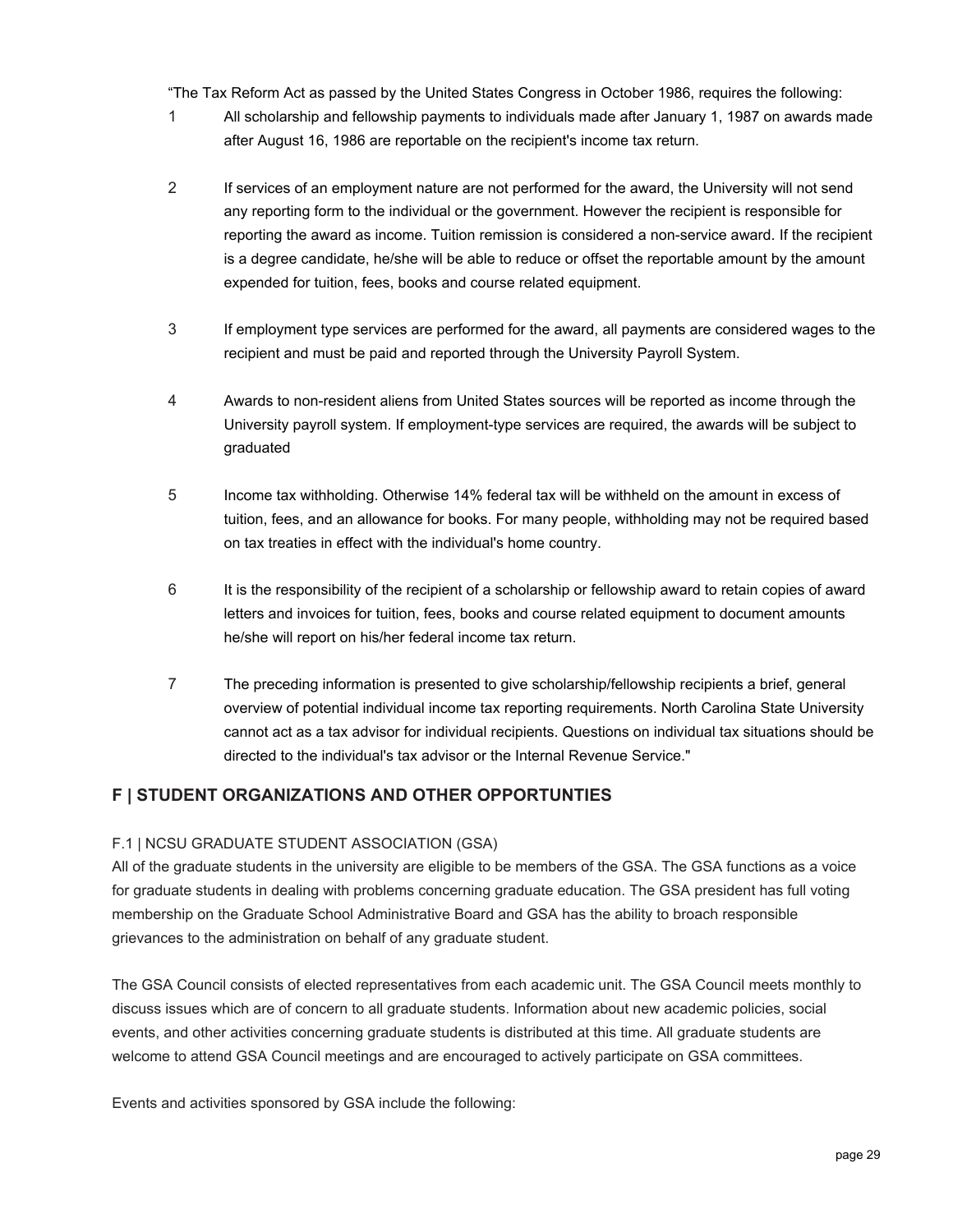"The Tax Reform Act as passed by the United States Congress in October 1986, requires the following:

1. All scholarship and fellowship payments to individuals made after January 1, 1987 on awards made after August 16, 1986 are reportable on the recipient's income tax return.

2. If services of an employment nature are not performed for the award, the University will not send any reporting form to the individual or the government. However the recipient is responsible for reporting the award as income. Tuition remission is considered a non-service award. If the recipient is a degree candidate, he/she will be able to reduce or offset the reportable amount by the amount expended for tuition, fees, books and course related equipment.

3. If employment type services are performed for the award, all payments are considered wages to the recipient and must be paid and reported through the University Payroll System.

4. Awards to non-resident aliens from United States sources will be reported as income through the University payroll system. If employment-type services are required, the awards will be subject to graduated

5. Income tax withholding. Otherwise 14% federal tax will be withheld on the amount in excess of tuition, fees, and an allowance for books. For many people, withholding may not be required based on tax treaties in effect with the individual's home country.

6. It is the responsibility of the recipient of a scholarship or fellowship award to retain copies of award letters and invoices for tuition, fees, books and course related equipment to document amounts he/she will report on his/her federal income tax return.

7. The preceding information is presented to give scholarship/fellowship recipients a brief, general overview of potential individual income tax reporting requirements. North Carolina State University cannot act as a tax advisor for individual recipients. Questions on individual tax situations should be directed to the individual's tax advisor or the Internal Revenue Service."

## F | STUDENT ORGANIZATIONS AND OTHER OPPORTUNTIES

### F.1 | NCSU GRADUATE STUDENT ASSOCIATION (GSA)

All of the graduate students in the university are eligible to be members of the GSA. The GSA functions as a voice for graduate students in dealing with problems concerning graduate education. The GSA president has full voting membership on the Graduate School Administrative Board and GSA has the ability to broach responsible grievances to the administration on behalf of any graduate student.

The GSA Council consists of elected representatives from each academic unit. The GSA Council meets monthly to discuss issues which are of concern to all graduate students. Information about new academic policies, social events, and other activities concerning graduate students is distributed at this time. All graduate students are welcome to attend GSA Council meetings and are encouraged to actively participate on GSA committees.

Events and activities sponsored by GSA include the following: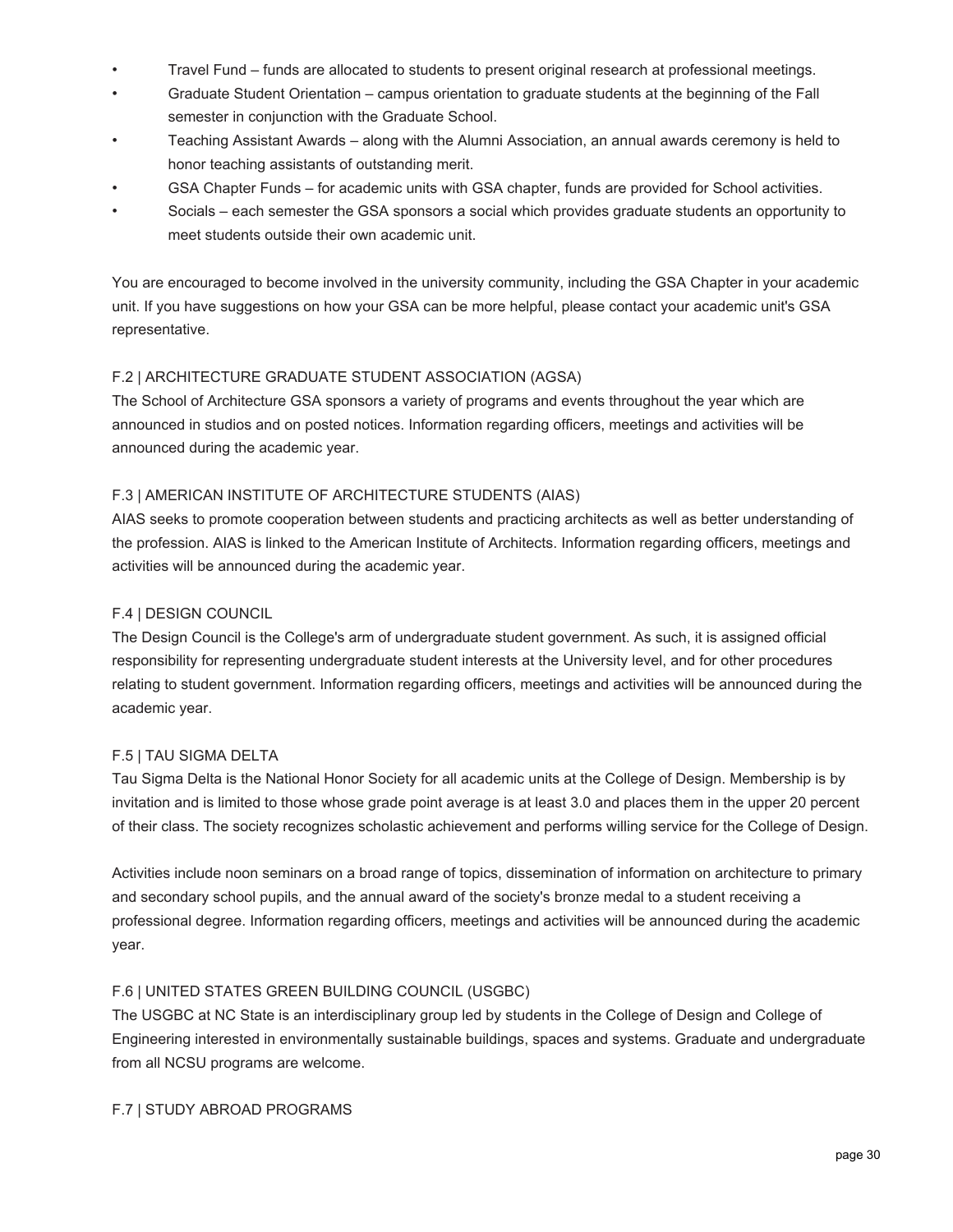- Travel Fund – funds are allocated to students to present original research at professional meetings.
- Graduate Student Orientation – campus orientation to graduate students at the beginning of the Fall semester in conjunction with the Graduate School.
- Teaching Assistant Awards – along with the Alumni Association, an annual awards ceremony is held to honor teaching assistants of outstanding merit.
- GSA Chapter Funds – for academic units with GSA chapter, funds are provided for School activities.
- Socials – each semester the GSA sponsors a social which provides graduate students an opportunity to meet students outside their own academic unit.

You are encouraged to become involved in the university community, including the GSA Chapter in your academic unit. If you have suggestions on how your GSA can be more helpful, please contact your academic unit's GSA representative.

### F.2 | ARCHITECTURE GRADUATE STUDENT ASSOCIATION (AGSA)

The School of Architecture GSA sponsors a variety of programs and events throughout the year which are announced in studios and on posted notices. Information regarding officers, meetings and activities will be announced during the academic year.

### F.3 | AMERICAN INSTITUTE OF ARCHITECTURE STUDENTS (AIAS)

AIAS seeks to promote cooperation between students and practicing architects as well as better understanding of the profession. AIAS is linked to the American Institute of Architects. Information regarding officers, meetings and activities will be announced during the academic year.

### F.4 | DESIGN COUNCIL

The Design Council is the College's arm of undergraduate student government. As such, it is assigned official responsibility for representing undergraduate student interests at the University level, and for other procedures relating to student government. Information regarding officers, meetings and activities will be announced during the academic year.

### F.5 | TAU SIGMA DELTA

Tau Sigma Delta is the National Honor Society for all academic units at the College of Design. Membership is by invitation and is limited to those whose grade point average is at least 3.0 and places them in the upper 20 percent of their class. The society recognizes scholastic achievement and performs willing service for the College of Design.

Activities include noon seminars on a broad range of topics, dissemination of information on architecture to primary and secondary school pupils, and the annual award of the society's bronze medal to a student receiving a professional degree. Information regarding officers, meetings and activities will be announced during the academic year.

### F.6 | UNITED STATES GREEN BUILDING COUNCIL (USGBC)

The USGBC at NC State is an interdisciplinary group led by students in the College of Design and College of Engineering interested in environmentally sustainable buildings, spaces and systems. Graduate and undergraduate from all NCSU programs are welcome.

### F.7 | STUDY ABROAD PROGRAMS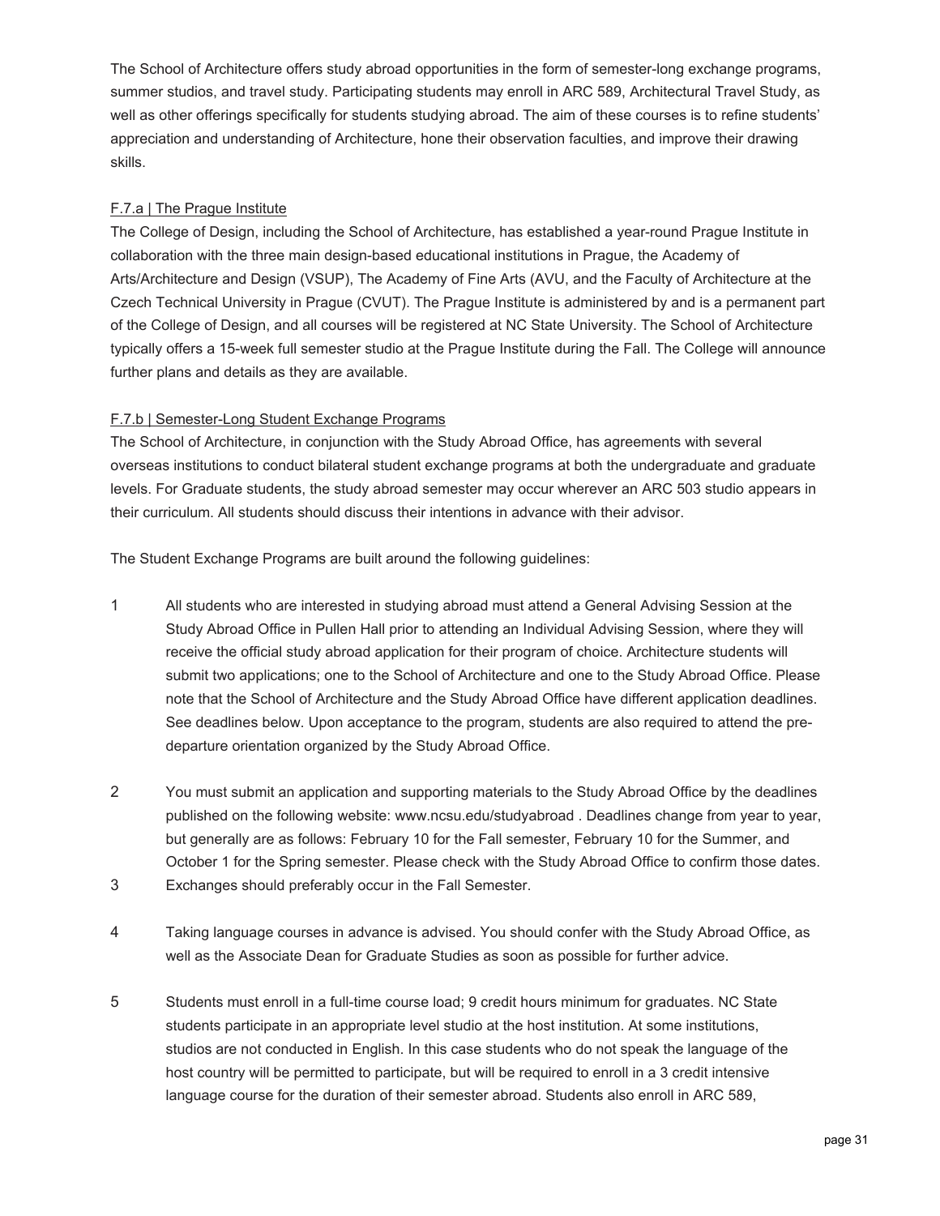The School of Architecture offers study abroad opportunities in the form of semester-long exchange programs, summer studios, and travel study. Participating students may enroll in ARC 589, Architectural Travel Study, as well as other offerings specifically for students studying abroad. The aim of these courses is to refine students' appreciation and understanding of Architecture, hone their observation faculties, and improve their drawing skills.

#### F.7.a | The Prague Institute

The College of Design, including the School of Architecture, has established a year-round Prague Institute in collaboration with the three main design-based educational institutions in Prague, the Academy of Arts/Architecture and Design (VSUP), The Academy of Fine Arts (AVU, and the Faculty of Architecture at the Czech Technical University in Prague (CVUT). The Prague Institute is administered by and is a permanent part of the College of Design, and all courses will be registered at NC State University. The School of Architecture typically offers a 15-week full semester studio at the Prague Institute during the Fall. The College will announce further plans and details as they are available.

#### F.7.b | Semester-Long Student Exchange Programs

The School of Architecture, in conjunction with the Study Abroad Office, has agreements with several overseas institutions to conduct bilateral student exchange programs at both the undergraduate and graduate levels. For Graduate students, the study abroad semester may occur wherever an ARC 503 studio appears in their curriculum. All students should discuss their intentions in advance with their advisor.

The Student Exchange Programs are built around the following guidelines:

1. All students who are interested in studying abroad must attend a General Advising Session at the Study Abroad Office in Pullen Hall prior to attending an Individual Advising Session, where they will receive the official study abroad application for their program of choice. Architecture students will submit two applications; one to the School of Architecture and one to the Study Abroad Office. Please note that the School of Architecture and the Study Abroad Office have different application deadlines. See deadlines below. Upon acceptance to the program, students are also required to attend the pre-departure orientation organized by the Study Abroad Office.

2. You must submit an application and supporting materials to the Study Abroad Office by the deadlines published on the following website: www.ncsu.edu/studyabroad . Deadlines change from year to year, but generally are as follows: February 10 for the Fall semester, February 10 for the Summer, and October 1 for the Spring semester. Please check with the Study Abroad Office to confirm those dates.
3. Exchanges should preferably occur in the Fall Semester.

4. Taking language courses in advance is advised. You should confer with the Study Abroad Office, as well as the Associate Dean for Graduate Studies as soon as possible for further advice.

5. Students must enroll in a full-time course load; 9 credit hours minimum for graduates. NC State students participate in an appropriate level studio at the host institution. At some institutions, studios are not conducted in English. In this case students who do not speak the language of the host country will be permitted to participate, but will be required to enroll in a 3 credit intensive language course for the duration of their semester abroad. Students also enroll in ARC 589,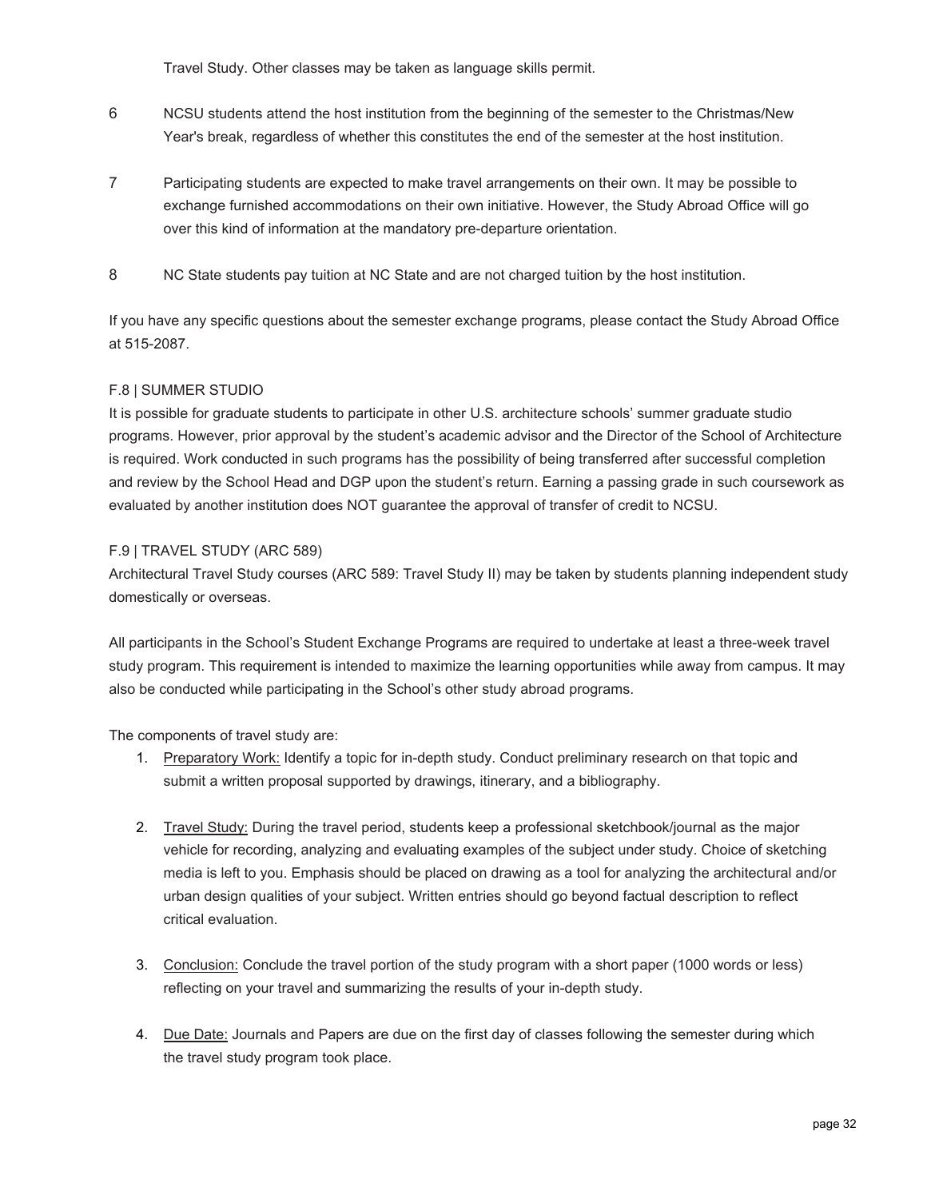Travel Study. Other classes may be taken as language skills permit.

6 NCSU students attend the host institution from the beginning of the semester to the Christmas/New Year's break, regardless of whether this constitutes the end of the semester at the host institution.

7 Participating students are expected to make travel arrangements on their own. It may be possible to exchange furnished accommodations on their own initiative. However, the Study Abroad Office will go over this kind of information at the mandatory pre-departure orientation.

8 NC State students pay tuition at NC State and are not charged tuition by the host institution.

If you have any specific questions about the semester exchange programs, please contact the Study Abroad Office at 515-2087.

### F.8 | SUMMER STUDIO

It is possible for graduate students to participate in other U.S. architecture schools' summer graduate studio programs. However, prior approval by the student's academic advisor and the Director of the School of Architecture is required. Work conducted in such programs has the possibility of being transferred after successful completion and review by the School Head and DGP upon the student's return. Earning a passing grade in such coursework as evaluated by another institution does NOT guarantee the approval of transfer of credit to NCSU.

### F.9 | TRAVEL STUDY (ARC 589)

Architectural Travel Study courses (ARC 589: Travel Study II) may be taken by students planning independent study domestically or overseas.

All participants in the School's Student Exchange Programs are required to undertake at least a three-week travel study program. This requirement is intended to maximize the learning opportunities while away from campus. It may also be conducted while participating in the School's other study abroad programs.

The components of travel study are:

1. <u>Preparatory Work:</u> Identify a topic for in-depth study. Conduct preliminary research on that topic and submit a written proposal supported by drawings, itinerary, and a bibliography.

2. <u>Travel Study:</u> During the travel period, students keep a professional sketchbook/journal as the major vehicle for recording, analyzing and evaluating examples of the subject under study. Choice of sketching media is left to you. Emphasis should be placed on drawing as a tool for analyzing the architectural and/or urban design qualities of your subject. Written entries should go beyond factual description to reflect critical evaluation.

3. <u>Conclusion:</u> Conclude the travel portion of the study program with a short paper (1000 words or less) reflecting on your travel and summarizing the results of your in-depth study.

4. <u>Due Date:</u> Journals and Papers are due on the first day of classes following the semester during which the travel study program took place.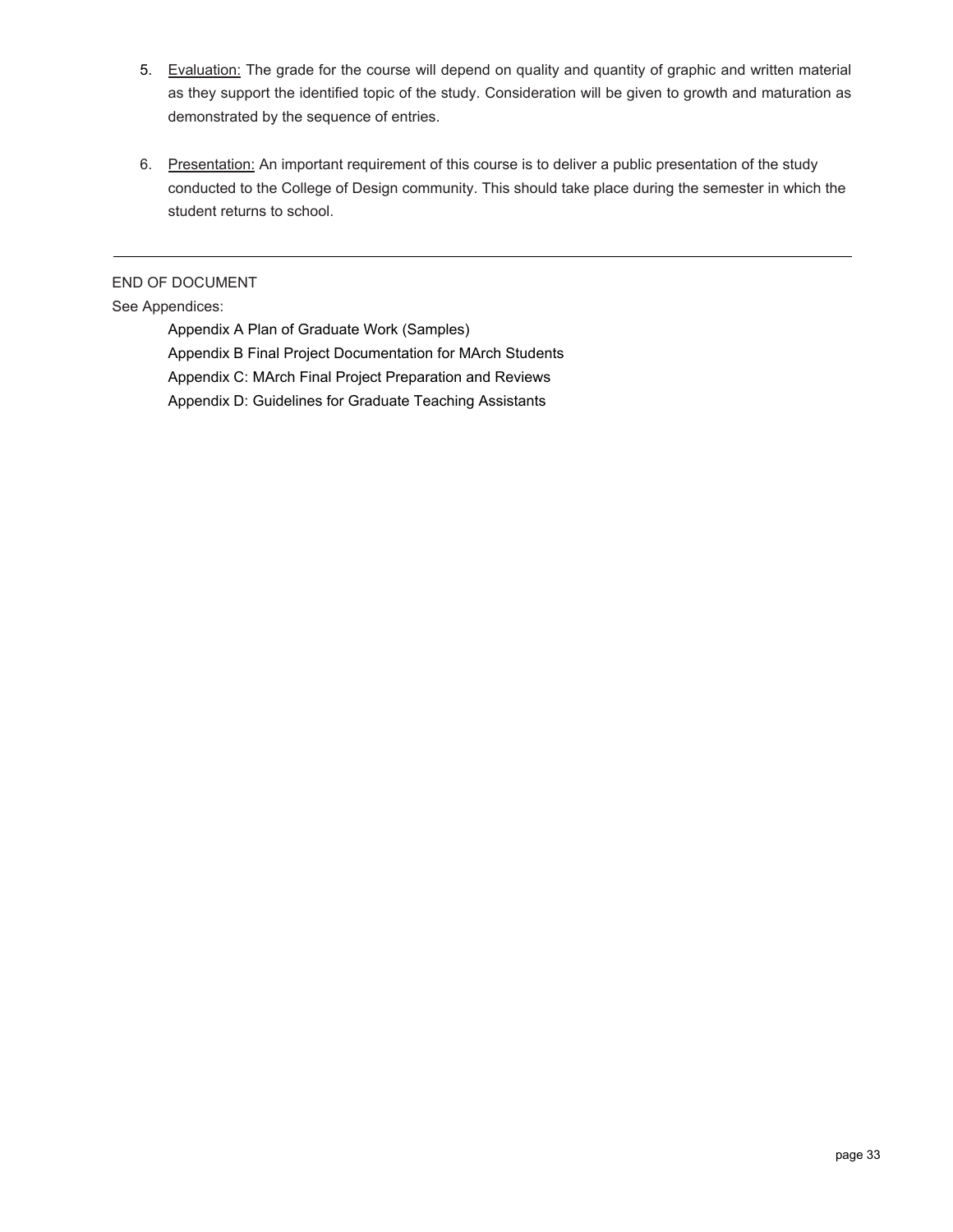5. <u>Evaluation:</u> The grade for the course will depend on quality and quantity of graphic and written material as they support the identified topic of the study. Consideration will be given to growth and maturation as demonstrated by the sequence of entries.

6. <u>Presentation:</u> An important requirement of this course is to deliver a public presentation of the study conducted to the College of Design community. This should take place during the semester in which the student returns to school.

---

END OF DOCUMENT

See Appendices:

- Appendix A Plan of Graduate Work (Samples)
- Appendix B Final Project Documentation for MArch Students
- Appendix C: MArch Final Project Preparation and Reviews
- Appendix D: Guidelines for Graduate Teaching Assistants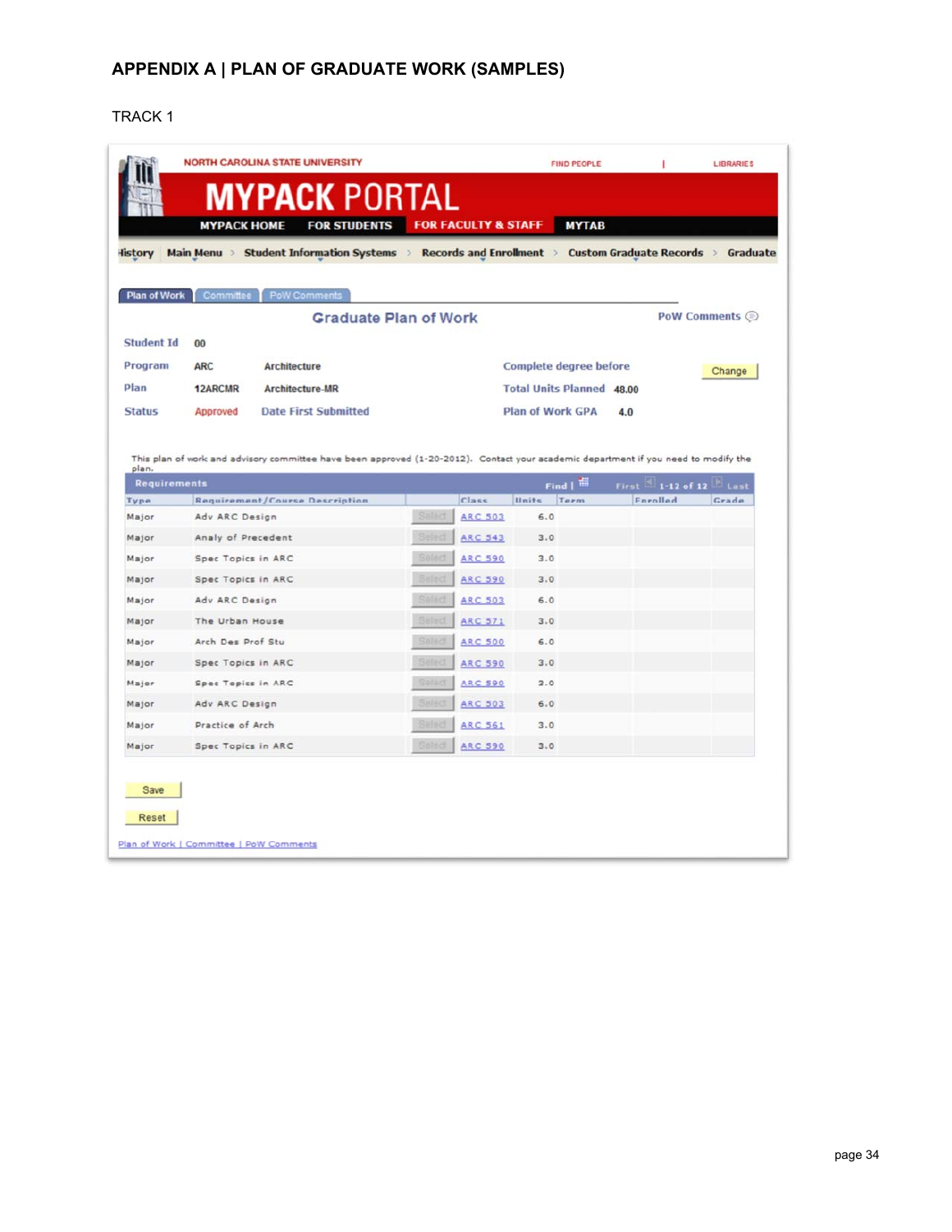## APPENDIX A | PLAN OF GRADUATE WORK (SAMPLES)

TRACK 1

NORTH CAROLINA STATE UNIVERSITY — FIND PEOPLE | LIBRARIES

**MYPACK PORTAL**

MYPACK HOME | FOR STUDENTS | FOR FACULTY & STAFF | MYTAB

History | Main Menu > Student Information Systems > Records and Enrollment > Custom Graduate Records > Graduate

Plan of Work | Committee | PoW Comments

### Graduate Plan of Work

PoW Comments

| | | | | |
|---|---|---|---|---|
| Student Id | 00 | | | |
| Program | ARC | Architecture | Complete degree before | Change |
| Plan | 12ARCMR | Architecture-MR | Total Units Planned | 48.00 |
| Status | Approved | Date First Submitted | Plan of Work GPA | 4.0 |

This plan of work and advisory committee have been approved (1-20-2012). Contact your academic department if you need to modify the plan.

**Requirements** — Find | First 1-12 of 12 Last

| Type | Requirement/Course Description | | Class | Units | Term | Enrolled | Grade |
|---|---|---|---|---|---|---|---|
| Major | Adv ARC Design | Select | ARC 503 | 6.0 | | | |
| Major | Analy of Precedent | Select | ARC 543 | 3.0 | | | |
| Major | Spec Topics in ARC | Select | ARC 590 | 3.0 | | | |
| Major | Spec Topics in ARC | Select | ARC 590 | 3.0 | | | |
| Major | Adv ARC Design | Select | ARC 503 | 6.0 | | | |
| Major | The Urban House | Select | ARC 571 | 3.0 | | | |
| Major | Arch Des Prof Stu | Select | ARC 500 | 6.0 | | | |
| Major | Spec Topics in ARC | Select | ARC 590 | 3.0 | | | |
| Major | Spec Topics in ARC | Select | ARC 590 | 3.0 | | | |
| Major | Adv ARC Design | Select | ARC 503 | 6.0 | | | |
| Major | Practice of Arch | Select | ARC 561 | 3.0 | | | |
| Major | Spec Topics in ARC | Select | ARC 590 | 3.0 | | | |

Save

Reset

Plan of Work | Committee | PoW Comments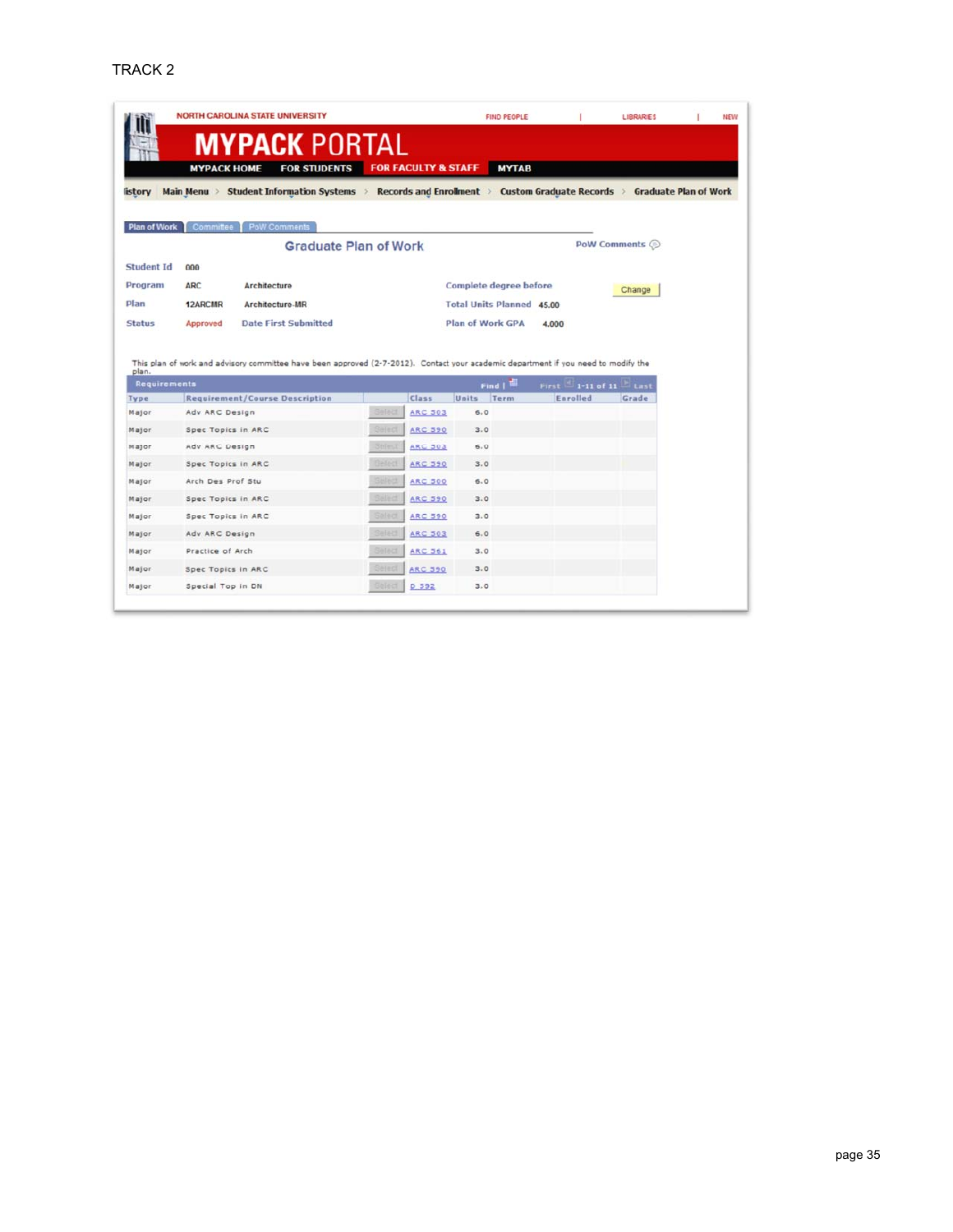TRACK 2

NORTH CAROLINA STATE UNIVERSITY | FIND PEOPLE | LIBRARIES | NEW

# MYPACK PORTAL

MYPACK HOME | FOR STUDENTS | FOR FACULTY & STAFF | MYTAB

istory | Main Menu > Student Information Systems > Records and Enrollment > Custom Graduate Records > Graduate Plan of Work

Plan of Work | Committee | PoW Comments

## Graduate Plan of Work

PoW Comments

| | | | | |
|---|---|---|---|---|
| Student Id | 000 | | | |
| Program | ARC | Architecture | Complete degree before | Change |
| Plan | 12ARCMR | Architecture-MR | Total Units Planned | 45.00 |
| Status | Approved | Date First Submitted | Plan of Work GPA | 4.000 |

This plan of work and advisory committee have been approved (2-7-2012). Contact your academic department if you need to modify the plan.

**Requirements** — Find | First 1-11 of 11 Last

| Type | Requirement/Course Description | | Class | Units | Term | Enrolled | Grade |
|---|---|---|---|---|---|---|---|
| Major | Adv ARC Design | Select | ARC 503 | 6.0 | | | |
| Major | Spec Topics in ARC | Select | ARC 590 | 3.0 | | | |
| Major | Adv ARC Design | Select | ARC 503 | 6.0 | | | |
| Major | Spec Topics in ARC | Select | ARC 590 | 3.0 | | | |
| Major | Arch Des Prof Stu | Select | ARC 500 | 6.0 | | | |
| Major | Spec Topics in ARC | Select | ARC 590 | 3.0 | | | |
| Major | Spec Topics in ARC | Select | ARC 590 | 3.0 | | | |
| Major | Adv ARC Design | Select | ARC 503 | 6.0 | | | |
| Major | Practice of Arch | Select | ARC 561 | 3.0 | | | |
| Major | Spec Topics in ARC | Select | ARC 590 | 3.0 | | | |
| Major | Special Top in DN | Select | D 592 | 3.0 | | | |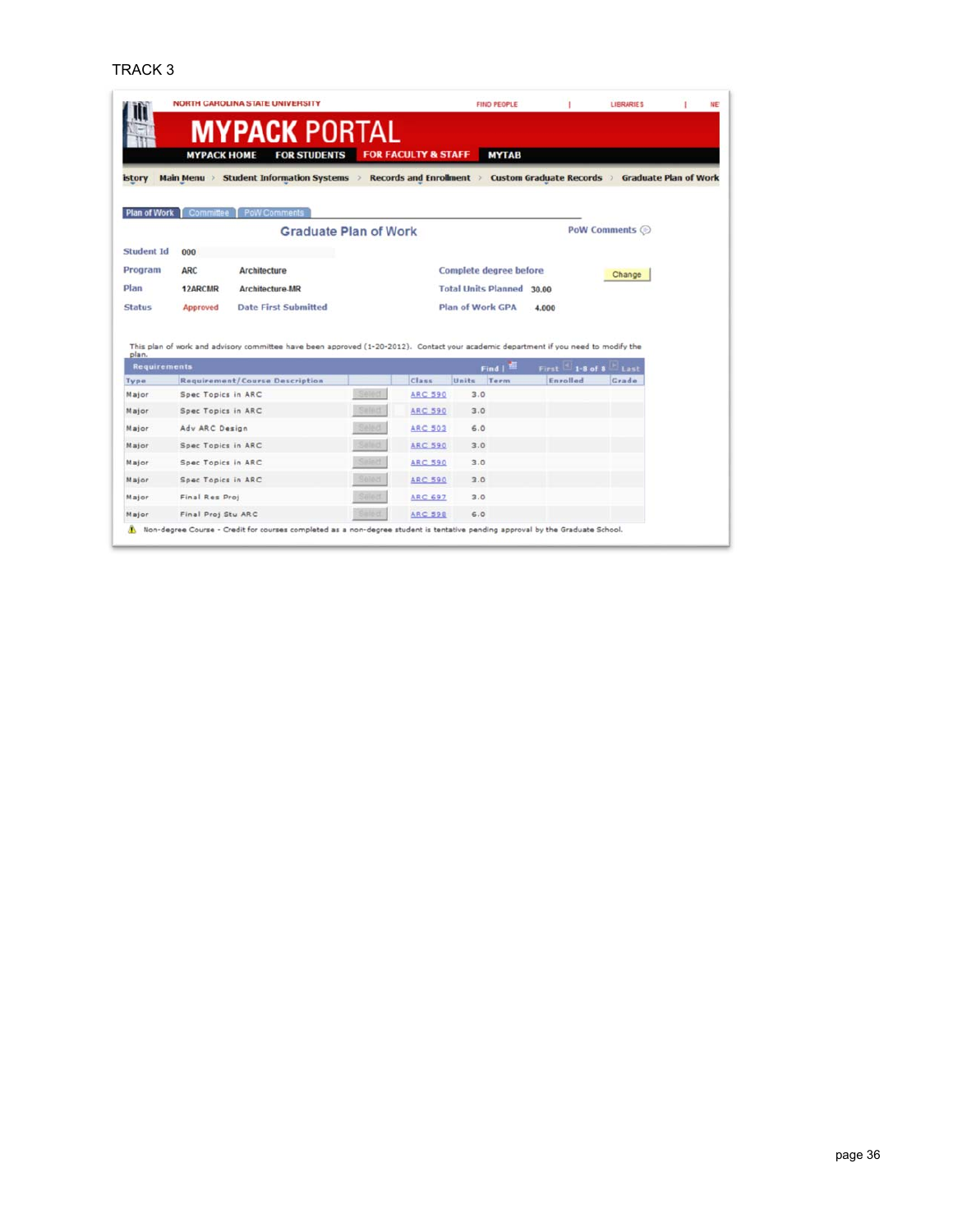TRACK 3

NORTH CAROLINA STATE UNIVERSITY | FIND PEOPLE | LIBRARIES | NE

# MYPACK PORTAL

MYPACK HOME | FOR STUDENTS | FOR FACULTY & STAFF | MYTAB

istory | Main Menu > Student Information Systems > Records and Enrollment > Custom Graduate Records > Graduate Plan of Work

Plan of Work | Committee | PoW Comments

## Graduate Plan of Work

PoW Comments

| | | | | |
|---|---|---|---|---|
| Student Id | 000 | | | |
| Program | ARC | Architecture | Complete degree before | Change |
| Plan | 12ARCMR | Architecture-MR | Total Units Planned | 30.00 |
| Status | Approved | Date First Submitted | Plan of Work GPA | 4.000 |

This plan of work and advisory committee have been approved (1-20-2012). Contact your academic department if you need to modify the plan.

Requirements — Find | First 1-8 of 8 Last

| Type | Requirement/Course Description | | Class | Units | Term | Enrolled | Grade |
|---|---|---|---|---|---|---|---|
| Major | Spec Topics in ARC | Select | ARC 590 | 3.0 | | | |
| Major | Spec Topics in ARC | Select | ARC 590 | 3.0 | | | |
| Major | Adv ARC Design | Select | ARC 503 | 6.0 | | | |
| Major | Spec Topics in ARC | Select | ARC 590 | 3.0 | | | |
| Major | Spec Topics in ARC | Select | ARC 590 | 3.0 | | | |
| Major | Spec Topics in ARC | Select | ARC 590 | 3.0 | | | |
| Major | Final Res Proj | Select | ARC 697 | 3.0 | | | |
| Major | Final Proj Stu ARC | Select | ARC 598 | 6.0 | | | |

Non-degree Course - Credit for courses completed as a non-degree student is tentative pending approval by the Graduate School.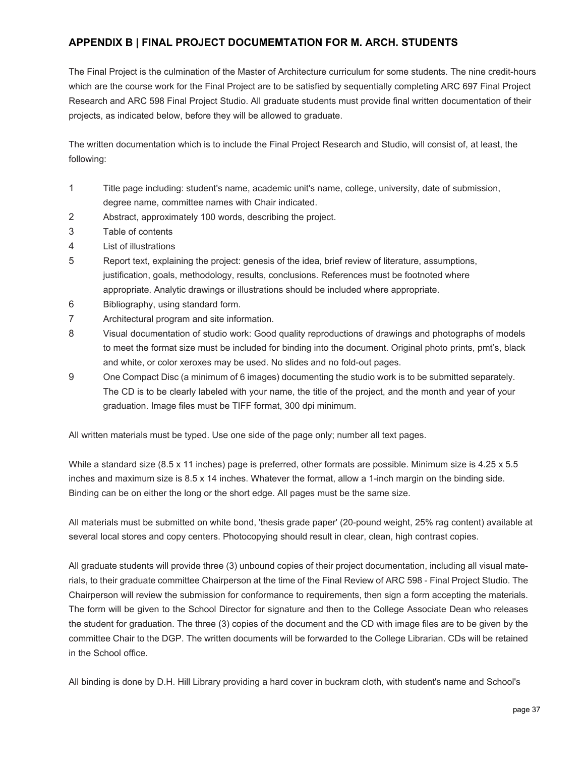## APPENDIX B | FINAL PROJECT DOCUMEMTATION FOR M. ARCH. STUDENTS

The Final Project is the culmination of the Master of Architecture curriculum for some students. The nine credit-hours which are the course work for the Final Project are to be satisfied by sequentially completing ARC 697 Final Project Research and ARC 598 Final Project Studio. All graduate students must provide final written documentation of their projects, as indicated below, before they will be allowed to graduate.

The written documentation which is to include the Final Project Research and Studio, will consist of, at least, the following:

1. Title page including: student's name, academic unit's name, college, university, date of submission, degree name, committee names with Chair indicated.
2. Abstract, approximately 100 words, describing the project.
3. Table of contents
4. List of illustrations
5. Report text, explaining the project: genesis of the idea, brief review of literature, assumptions, justification, goals, methodology, results, conclusions. References must be footnoted where appropriate. Analytic drawings or illustrations should be included where appropriate.
6. Bibliography, using standard form.
7. Architectural program and site information.
8. Visual documentation of studio work: Good quality reproductions of drawings and photographs of models to meet the format size must be included for binding into the document. Original photo prints, pmt's, black and white, or color xeroxes may be used. No slides and no fold-out pages.
9. One Compact Disc (a minimum of 6 images) documenting the studio work is to be submitted separately. The CD is to be clearly labeled with your name, the title of the project, and the month and year of your graduation. Image files must be TIFF format, 300 dpi minimum.

All written materials must be typed. Use one side of the page only; number all text pages.

While a standard size (8.5 x 11 inches) page is preferred, other formats are possible. Minimum size is 4.25 x 5.5 inches and maximum size is 8.5 x 14 inches. Whatever the format, allow a 1-inch margin on the binding side. Binding can be on either the long or the short edge. All pages must be the same size.

All materials must be submitted on white bond, 'thesis grade paper' (20-pound weight, 25% rag content) available at several local stores and copy centers. Photocopying should result in clear, clean, high contrast copies.

All graduate students will provide three (3) unbound copies of their project documentation, including all visual materials, to their graduate committee Chairperson at the time of the Final Review of ARC 598 - Final Project Studio. The Chairperson will review the submission for conformance to requirements, then sign a form accepting the materials. The form will be given to the School Director for signature and then to the College Associate Dean who releases the student for graduation. The three (3) copies of the document and the CD with image files are to be given by the committee Chair to the DGP. The written documents will be forwarded to the College Librarian. CDs will be retained in the School office.

All binding is done by D.H. Hill Library providing a hard cover in buckram cloth, with student's name and School's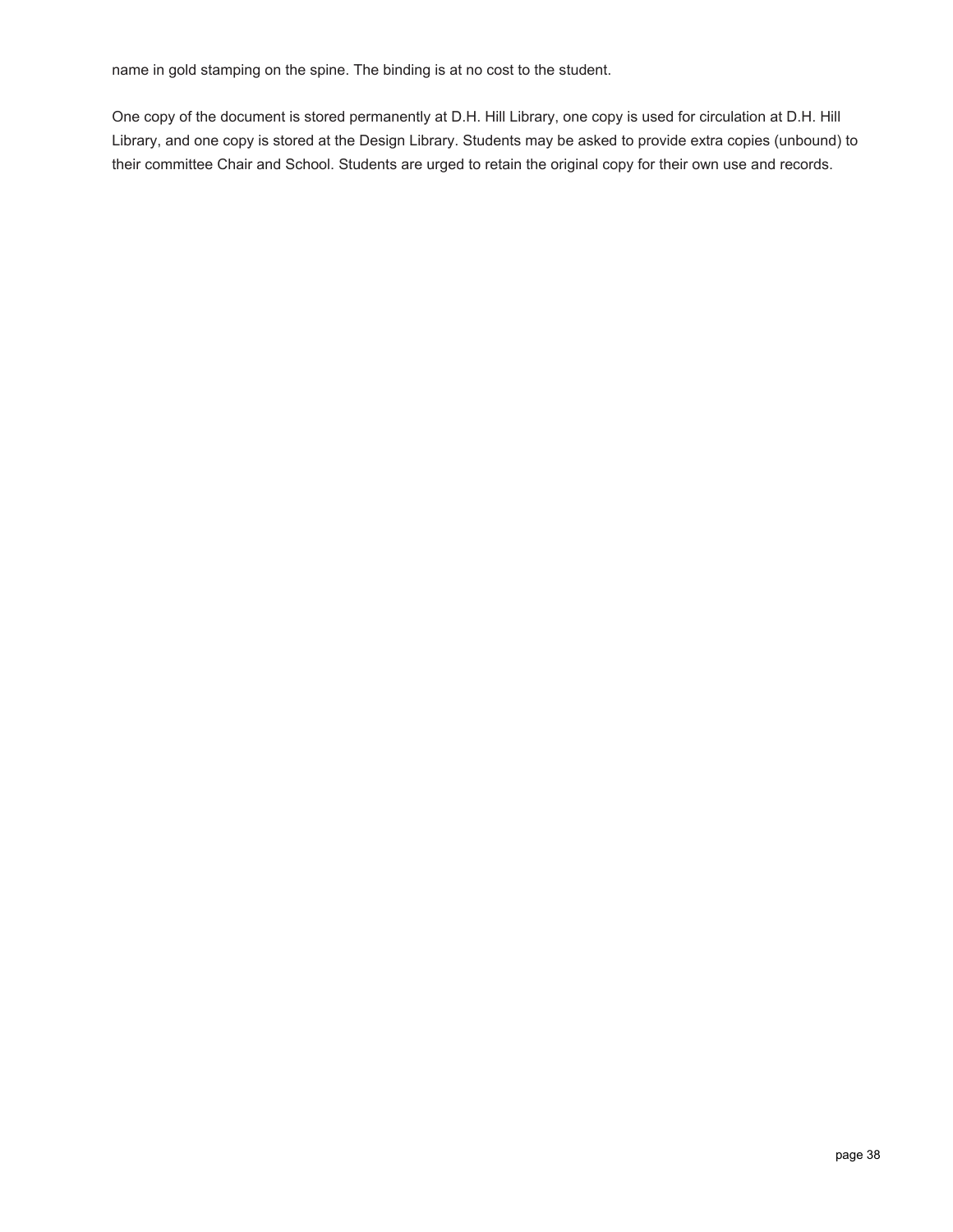name in gold stamping on the spine. The binding is at no cost to the student.

One copy of the document is stored permanently at D.H. Hill Library, one copy is used for circulation at D.H. Hill Library, and one copy is stored at the Design Library. Students may be asked to provide extra copies (unbound) to their committee Chair and School. Students are urged to retain the original copy for their own use and records.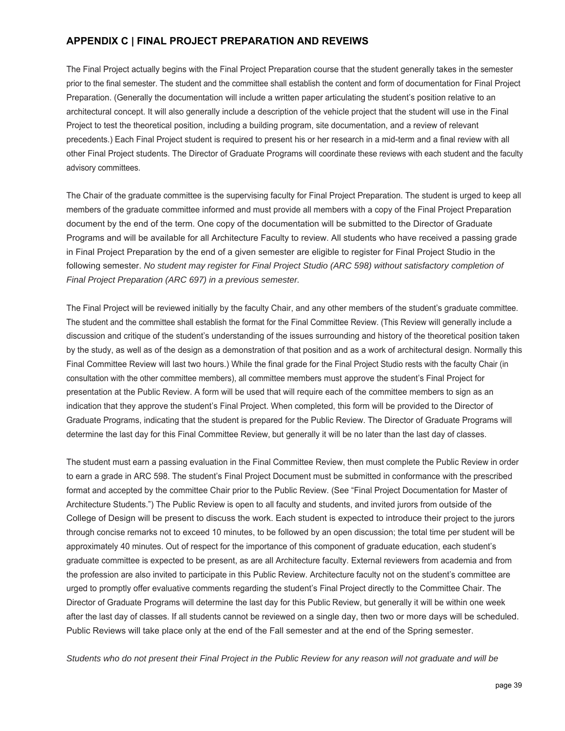## APPENDIX C | FINAL PROJECT PREPARATION AND REVEIWS

The Final Project actually begins with the Final Project Preparation course that the student generally takes in the semester prior to the final semester. The student and the committee shall establish the content and form of documentation for Final Project Preparation. (Generally the documentation will include a written paper articulating the student's position relative to an architectural concept. It will also generally include a description of the vehicle project that the student will use in the Final Project to test the theoretical position, including a building program, site documentation, and a review of relevant precedents.) Each Final Project student is required to present his or her research in a mid-term and a final review with all other Final Project students. The Director of Graduate Programs will coordinate these reviews with each student and the faculty advisory committees.

The Chair of the graduate committee is the supervising faculty for Final Project Preparation. The student is urged to keep all members of the graduate committee informed and must provide all members with a copy of the Final Project Preparation document by the end of the term. One copy of the documentation will be submitted to the Director of Graduate Programs and will be available for all Architecture Faculty to review. All students who have received a passing grade in Final Project Preparation by the end of a given semester are eligible to register for Final Project Studio in the following semester. *No student may register for Final Project Studio (ARC 598) without satisfactory completion of Final Project Preparation (ARC 697) in a previous semester.*

The Final Project will be reviewed initially by the faculty Chair, and any other members of the student's graduate committee. The student and the committee shall establish the format for the Final Committee Review. (This Review will generally include a discussion and critique of the student's understanding of the issues surrounding and history of the theoretical position taken by the study, as well as of the design as a demonstration of that position and as a work of architectural design. Normally this Final Committee Review will last two hours.) While the final grade for the Final Project Studio rests with the faculty Chair (in consultation with the other committee members), all committee members must approve the student's Final Project for presentation at the Public Review. A form will be used that will require each of the committee members to sign as an indication that they approve the student's Final Project. When completed, this form will be provided to the Director of Graduate Programs, indicating that the student is prepared for the Public Review. The Director of Graduate Programs will determine the last day for this Final Committee Review, but generally it will be no later than the last day of classes.

The student must earn a passing evaluation in the Final Committee Review, then must complete the Public Review in order to earn a grade in ARC 598. The student's Final Project Document must be submitted in conformance with the prescribed format and accepted by the committee Chair prior to the Public Review. (See "Final Project Documentation for Master of Architecture Students.") The Public Review is open to all faculty and students, and invited jurors from outside of the College of Design will be present to discuss the work. Each student is expected to introduce their project to the jurors through concise remarks not to exceed 10 minutes, to be followed by an open discussion; the total time per student will be approximately 40 minutes. Out of respect for the importance of this component of graduate education, each student's graduate committee is expected to be present, as are all Architecture faculty. External reviewers from academia and from the profession are also invited to participate in this Public Review. Architecture faculty not on the student's committee are urged to promptly offer evaluative comments regarding the student's Final Project directly to the Committee Chair. The Director of Graduate Programs will determine the last day for this Public Review, but generally it will be within one week after the last day of classes. If all students cannot be reviewed on a single day, then two or more days will be scheduled. Public Reviews will take place only at the end of the Fall semester and at the end of the Spring semester.

*Students who do not present their Final Project in the Public Review for any reason will not graduate and will be*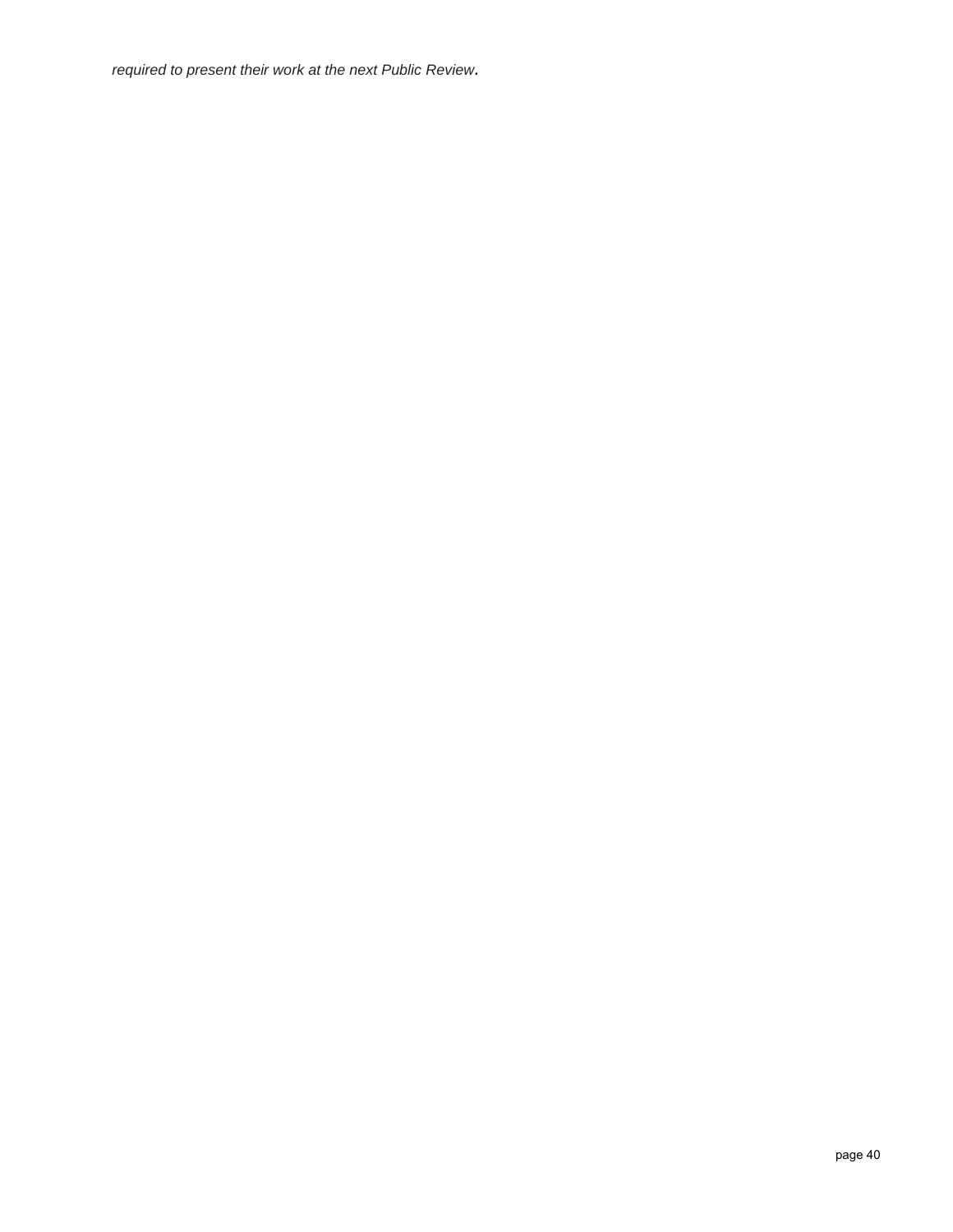*required to present their work at the next Public Review.*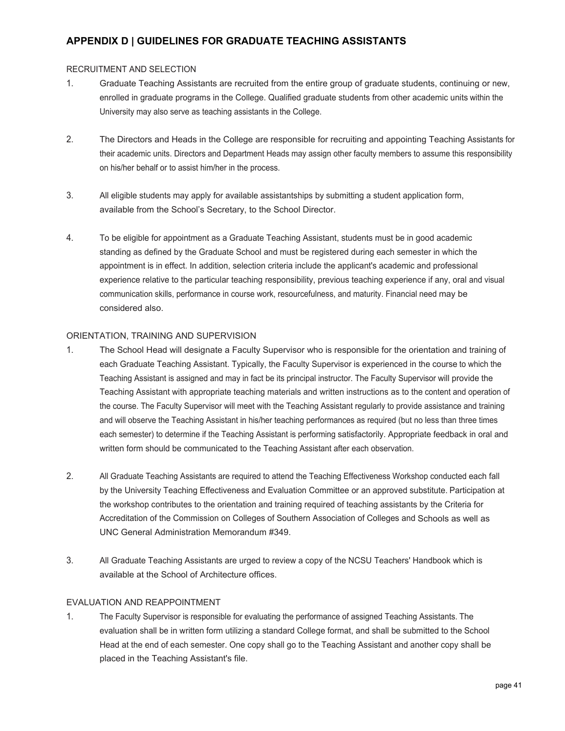## APPENDIX D | GUIDELINES FOR GRADUATE TEACHING ASSISTANTS

### RECRUITMENT AND SELECTION

1. Graduate Teaching Assistants are recruited from the entire group of graduate students, continuing or new, enrolled in graduate programs in the College. Qualified graduate students from other academic units within the University may also serve as teaching assistants in the College.

2. The Directors and Heads in the College are responsible for recruiting and appointing Teaching Assistants for their academic units. Directors and Department Heads may assign other faculty members to assume this responsibility on his/her behalf or to assist him/her in the process.

3. All eligible students may apply for available assistantships by submitting a student application form, available from the School's Secretary, to the School Director.

4. To be eligible for appointment as a Graduate Teaching Assistant, students must be in good academic standing as defined by the Graduate School and must be registered during each semester in which the appointment is in effect. In addition, selection criteria include the applicant's academic and professional experience relative to the particular teaching responsibility, previous teaching experience if any, oral and visual communication skills, performance in course work, resourcefulness, and maturity. Financial need may be considered also.

### ORIENTATION, TRAINING AND SUPERVISION

1. The School Head will designate a Faculty Supervisor who is responsible for the orientation and training of each Graduate Teaching Assistant. Typically, the Faculty Supervisor is experienced in the course to which the Teaching Assistant is assigned and may in fact be its principal instructor. The Faculty Supervisor will provide the Teaching Assistant with appropriate teaching materials and written instructions as to the content and operation of the course. The Faculty Supervisor will meet with the Teaching Assistant regularly to provide assistance and training and will observe the Teaching Assistant in his/her teaching performances as required (but no less than three times each semester) to determine if the Teaching Assistant is performing satisfactorily. Appropriate feedback in oral and written form should be communicated to the Teaching Assistant after each observation.

2. All Graduate Teaching Assistants are required to attend the Teaching Effectiveness Workshop conducted each fall by the University Teaching Effectiveness and Evaluation Committee or an approved substitute. Participation at the workshop contributes to the orientation and training required of teaching assistants by the Criteria for Accreditation of the Commission on Colleges of Southern Association of Colleges and Schools as well as UNC General Administration Memorandum #349.

3. All Graduate Teaching Assistants are urged to review a copy of the NCSU Teachers' Handbook which is available at the School of Architecture offices.

### EVALUATION AND REAPPOINTMENT

1. The Faculty Supervisor is responsible for evaluating the performance of assigned Teaching Assistants. The evaluation shall be in written form utilizing a standard College format, and shall be submitted to the School Head at the end of each semester. One copy shall go to the Teaching Assistant and another copy shall be placed in the Teaching Assistant's file.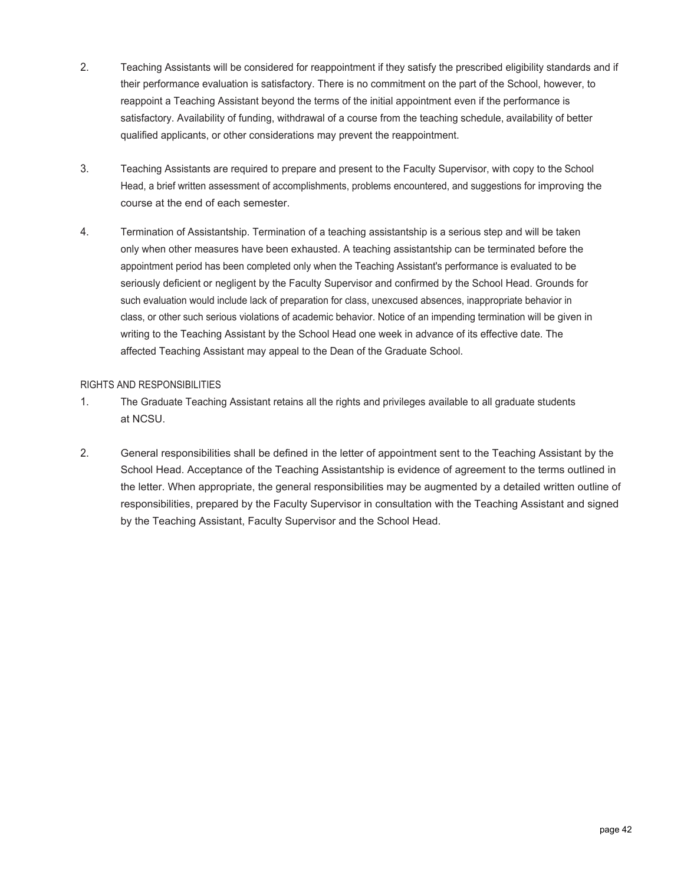2. Teaching Assistants will be considered for reappointment if they satisfy the prescribed eligibility standards and if their performance evaluation is satisfactory. There is no commitment on the part of the School, however, to reappoint a Teaching Assistant beyond the terms of the initial appointment even if the performance is satisfactory. Availability of funding, withdrawal of a course from the teaching schedule, availability of better qualified applicants, or other considerations may prevent the reappointment.

3. Teaching Assistants are required to prepare and present to the Faculty Supervisor, with copy to the School Head, a brief written assessment of accomplishments, problems encountered, and suggestions for improving the course at the end of each semester.

4. Termination of Assistantship. Termination of a teaching assistantship is a serious step and will be taken only when other measures have been exhausted. A teaching assistantship can be terminated before the appointment period has been completed only when the Teaching Assistant's performance is evaluated to be seriously deficient or negligent by the Faculty Supervisor and confirmed by the School Head. Grounds for such evaluation would include lack of preparation for class, unexcused absences, inappropriate behavior in class, or other such serious violations of academic behavior. Notice of an impending termination will be given in writing to the Teaching Assistant by the School Head one week in advance of its effective date. The affected Teaching Assistant may appeal to the Dean of the Graduate School.

RIGHTS AND RESPONSIBILITIES

1. The Graduate Teaching Assistant retains all the rights and privileges available to all graduate students at NCSU.

2. General responsibilities shall be defined in the letter of appointment sent to the Teaching Assistant by the School Head. Acceptance of the Teaching Assistantship is evidence of agreement to the terms outlined in the letter. When appropriate, the general responsibilities may be augmented by a detailed written outline of responsibilities, prepared by the Faculty Supervisor in consultation with the Teaching Assistant and signed by the Teaching Assistant, Faculty Supervisor and the School Head.